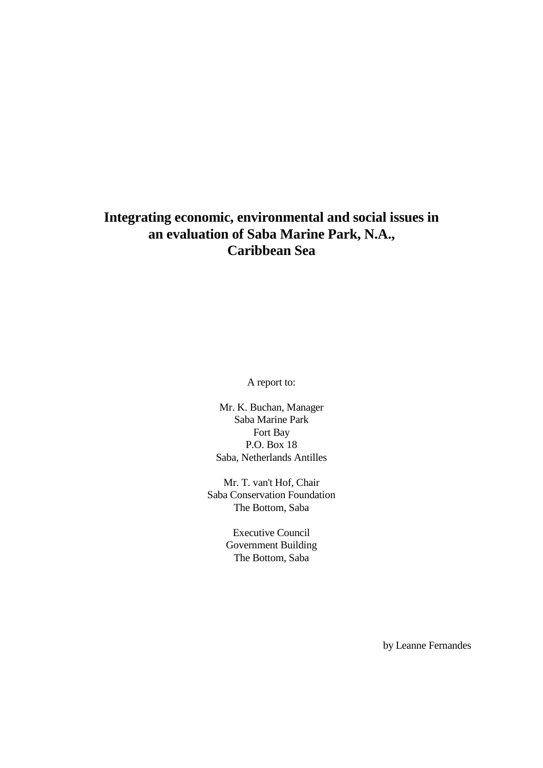# Integrating economic, environmental and social issues in an evaluation of Saba Marine Park, N.A., Caribbean Sea

A report to:

Mr. K. Buchan, Manager
Saba Marine Park
Fort Bay
P.O. Box 18
Saba, Netherlands Antilles

Mr. T. van't Hof, Chair
Saba Conservation Foundation
The Bottom, Saba

Executive Council
Government Building
The Bottom, Saba

by Leanne Fernandes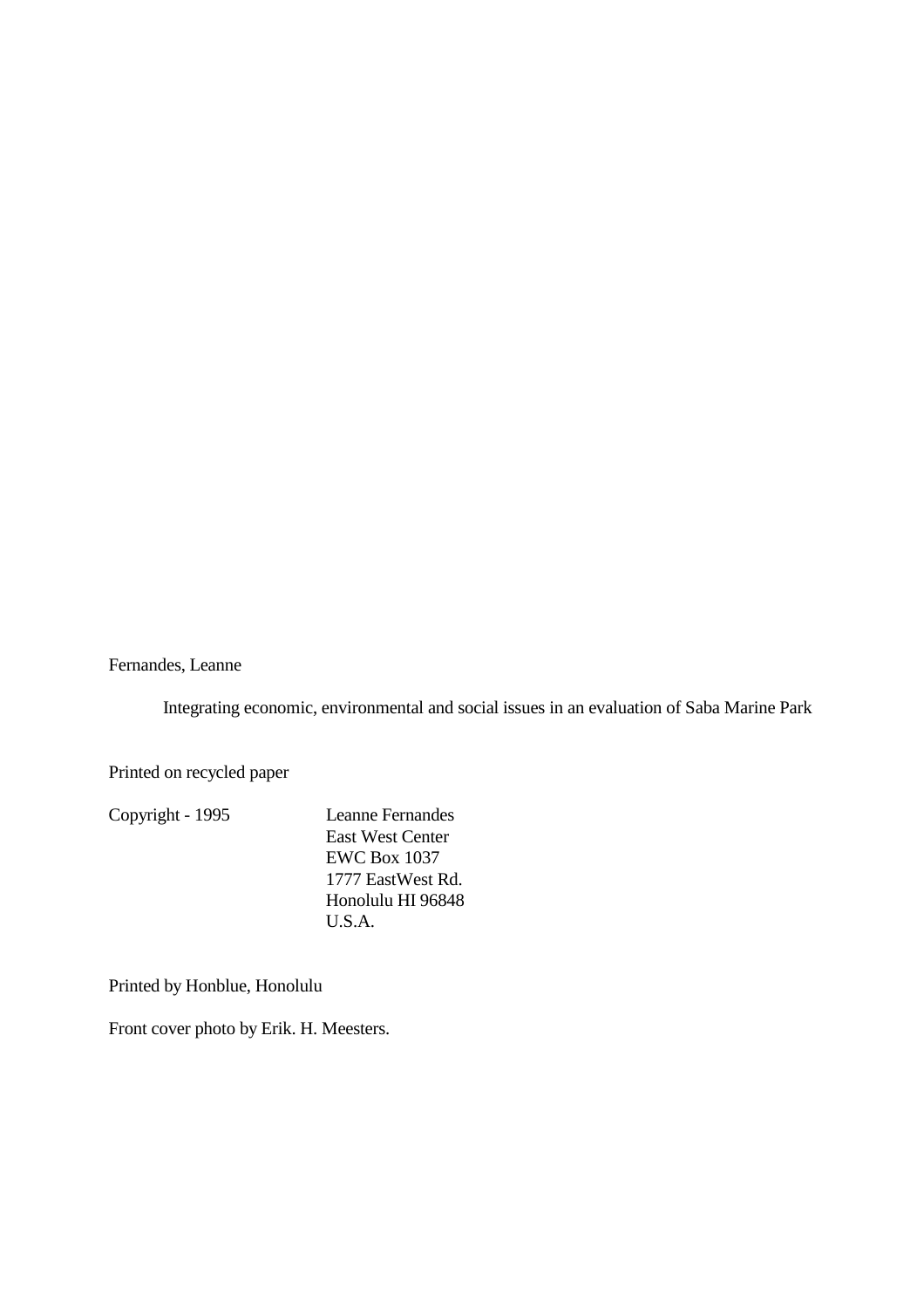Fernandes, Leanne

Integrating economic, environmental and social issues in an evaluation of Saba Marine Park

Printed on recycled paper

Copyright - 1995

Leanne Fernandes
East West Center
EWC Box 1037
1777 EastWest Rd.
Honolulu HI 96848
U.S.A.

Printed by Honblue, Honolulu

Front cover photo by Erik. H. Meesters.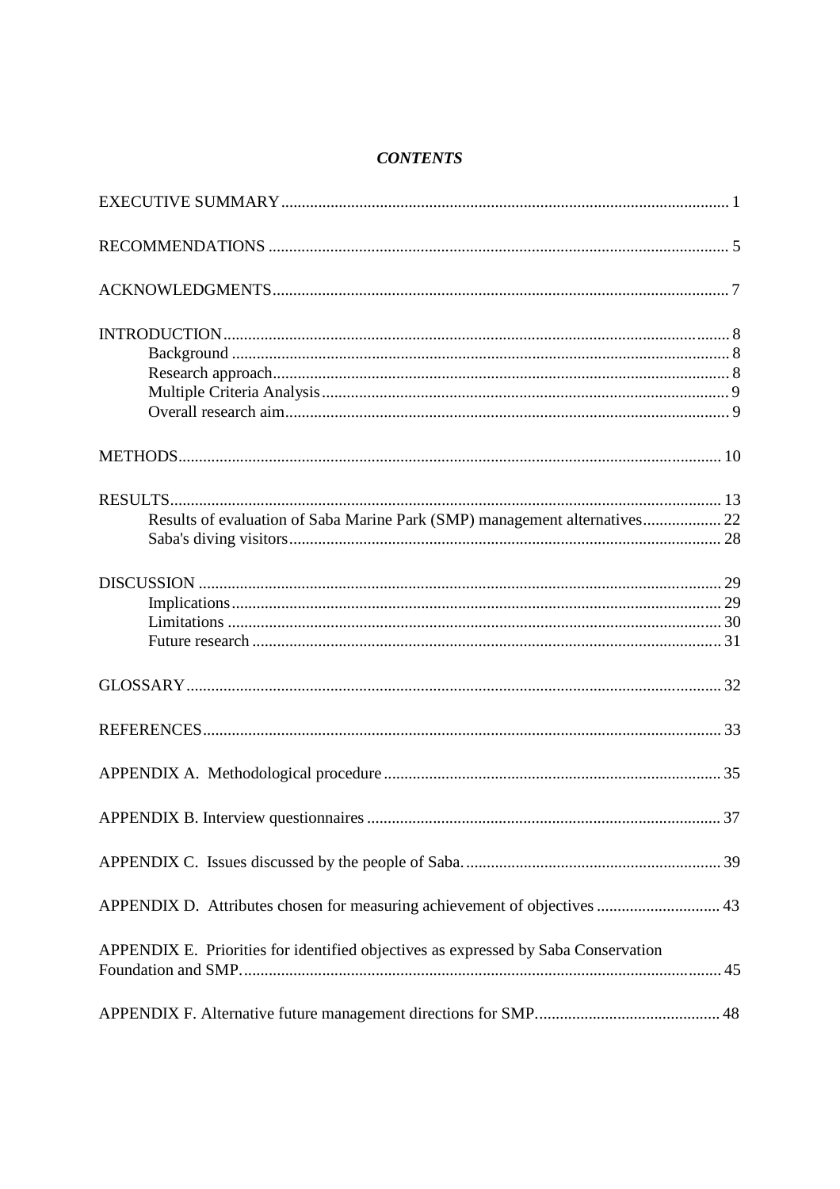# *CONTENTS*

EXECUTIVE SUMMARY ........................................................................................................ 1

RECOMMENDATIONS ........................................................................................................ 5

ACKNOWLEDGMENTS ........................................................................................................ 7

INTRODUCTION ........................................................................................................ 8
- Background ........................................................................................................ 8
- Research approach ........................................................................................................ 8
- Multiple Criteria Analysis ........................................................................................................ 9
- Overall research aim ........................................................................................................ 9

METHODS ........................................................................................................ 10

RESULTS ........................................................................................................ 13
- Results of evaluation of Saba Marine Park (SMP) management alternatives ........................ 22
- Saba's diving visitors ........................................................................................................ 28

DISCUSSION ........................................................................................................ 29
- Implications ........................................................................................................ 29
- Limitations ........................................................................................................ 30
- Future research ........................................................................................................ 31

GLOSSARY ........................................................................................................ 32

REFERENCES ........................................................................................................ 33

APPENDIX A. Methodological procedure ........................................................................................................ 35

APPENDIX B. Interview questionnaires ........................................................................................................ 37

APPENDIX C. Issues discussed by the people of Saba. ........................................................................................................ 39

APPENDIX D. Attributes chosen for measuring achievement of objectives ........................................................................................................ 43

APPENDIX E. Priorities for identified objectives as expressed by Saba Conservation Foundation and SMP. ........................................................................................................ 45

APPENDIX F. Alternative future management directions for SMP. ........................................................................................................ 48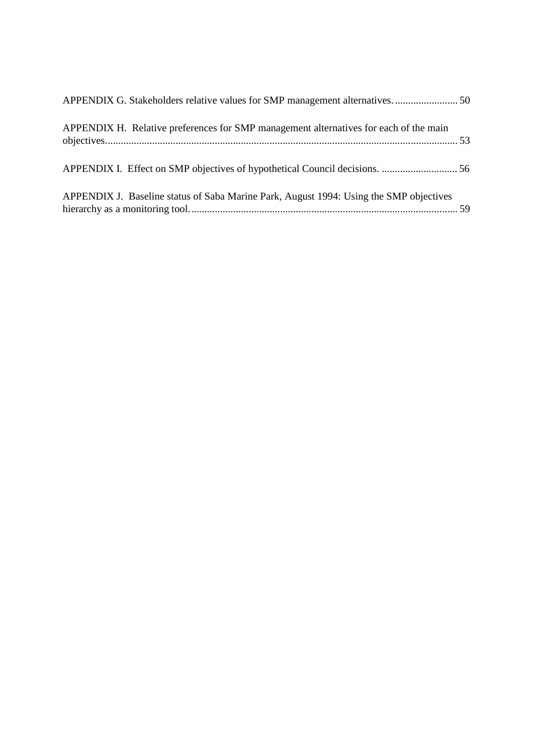APPENDIX G. Stakeholders relative values for SMP management alternatives. ........................ 50

APPENDIX H. Relative preferences for SMP management alternatives for each of the main objectives.................................................................................................................................... 53

APPENDIX I. Effect on SMP objectives of hypothetical Council decisions. ............................. 56

APPENDIX J. Baseline status of Saba Marine Park, August 1994: Using the SMP objectives hierarchy as a monitoring tool....................................................................................................... 59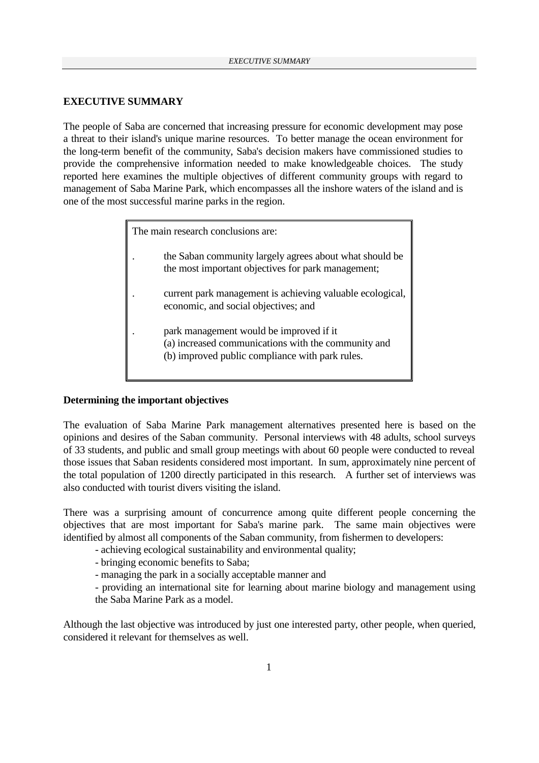## EXECUTIVE SUMMARY

The people of Saba are concerned that increasing pressure for economic development may pose a threat to their island's unique marine resources. To better manage the ocean environment for the long-term benefit of the community, Saba's decision makers have commissioned studies to provide the comprehensive information needed to make knowledgeable choices. The study reported here examines the multiple objectives of different community groups with regard to management of Saba Marine Park, which encompasses all the inshore waters of the island and is one of the most successful marine parks in the region.

> The main research conclusions are:
>
> - the Saban community largely agrees about what should be the most important objectives for park management;
> - current park management is achieving valuable ecological, economic, and social objectives; and
> - park management would be improved if it
>   (a) increased communications with the community and
>   (b) improved public compliance with park rules.

### Determining the important objectives

The evaluation of Saba Marine Park management alternatives presented here is based on the opinions and desires of the Saban community. Personal interviews with 48 adults, school surveys of 33 students, and public and small group meetings with about 60 people were conducted to reveal those issues that Saban residents considered most important. In sum, approximately nine percent of the total population of 1200 directly participated in this research. A further set of interviews was also conducted with tourist divers visiting the island.

There was a surprising amount of concurrence among quite different people concerning the objectives that are most important for Saba's marine park. The same main objectives were identified by almost all components of the Saban community, from fishermen to developers:

- achieving ecological sustainability and environmental quality;
- bringing economic benefits to Saba;
- managing the park in a socially acceptable manner and
- providing an international site for learning about marine biology and management using the Saba Marine Park as a model.

Although the last objective was introduced by just one interested party, other people, when queried, considered it relevant for themselves as well.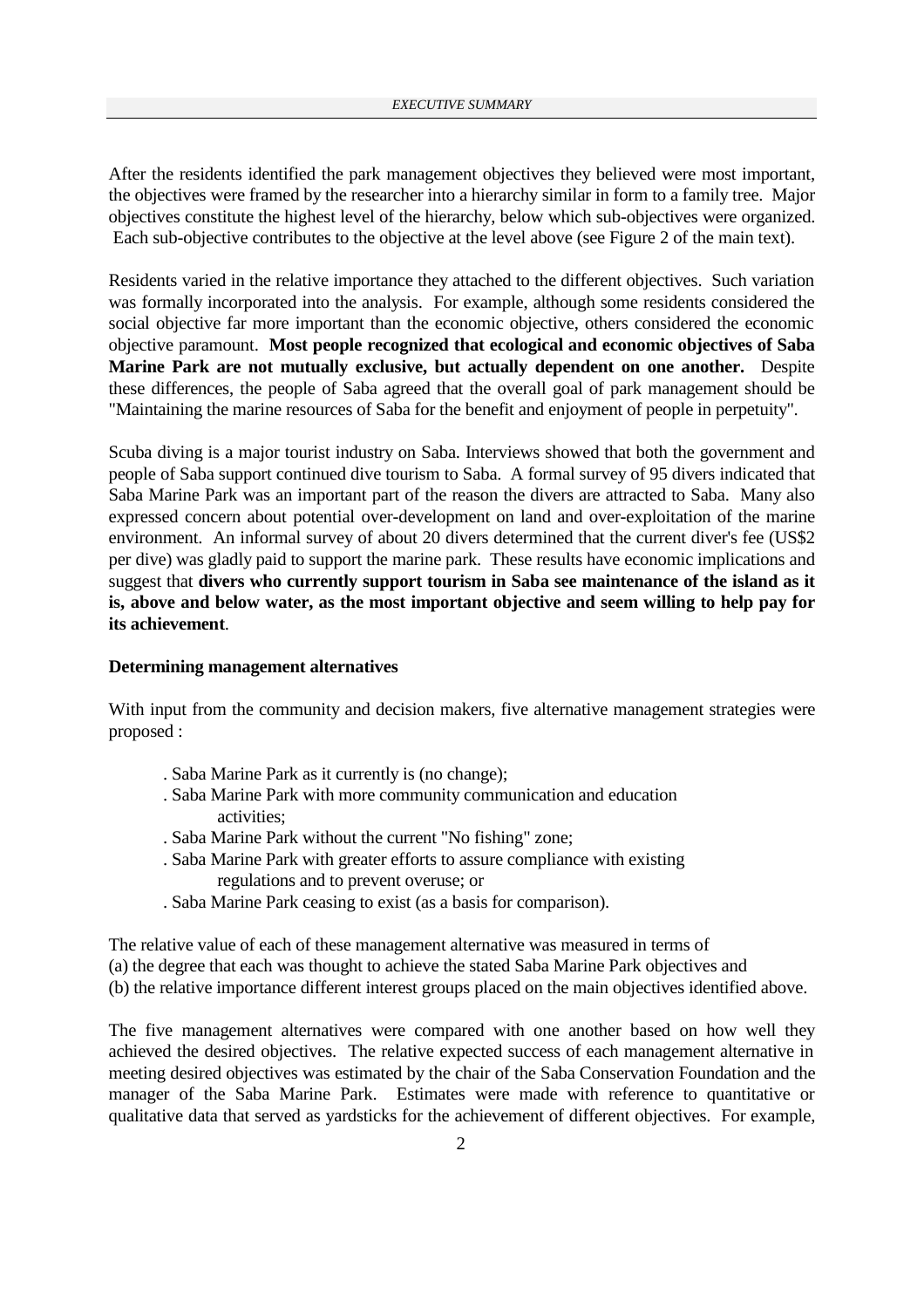After the residents identified the park management objectives they believed were most important, the objectives were framed by the researcher into a hierarchy similar in form to a family tree. Major objectives constitute the highest level of the hierarchy, below which sub-objectives were organized. Each sub-objective contributes to the objective at the level above (see Figure 2 of the main text).

Residents varied in the relative importance they attached to the different objectives. Such variation was formally incorporated into the analysis. For example, although some residents considered the social objective far more important than the economic objective, others considered the economic objective paramount. **Most people recognized that ecological and economic objectives of Saba Marine Park are not mutually exclusive, but actually dependent on one another.** Despite these differences, the people of Saba agreed that the overall goal of park management should be "Maintaining the marine resources of Saba for the benefit and enjoyment of people in perpetuity".

Scuba diving is a major tourist industry on Saba. Interviews showed that both the government and people of Saba support continued dive tourism to Saba. A formal survey of 95 divers indicated that Saba Marine Park was an important part of the reason the divers are attracted to Saba. Many also expressed concern about potential over-development on land and over-exploitation of the marine environment. An informal survey of about 20 divers determined that the current diver's fee (US$2 per dive) was gladly paid to support the marine park. These results have economic implications and suggest that **divers who currently support tourism in Saba see maintenance of the island as it is, above and below water, as the most important objective and seem willing to help pay for its achievement**.

**Determining management alternatives**

With input from the community and decision makers, five alternative management strategies were proposed :

- Saba Marine Park as it currently is (no change);
- Saba Marine Park with more community communication and education activities;
- Saba Marine Park without the current "No fishing" zone;
- Saba Marine Park with greater efforts to assure compliance with existing regulations and to prevent overuse; or
- Saba Marine Park ceasing to exist (as a basis for comparison).

The relative value of each of these management alternative was measured in terms of
(a) the degree that each was thought to achieve the stated Saba Marine Park objectives and
(b) the relative importance different interest groups placed on the main objectives identified above.

The five management alternatives were compared with one another based on how well they achieved the desired objectives. The relative expected success of each management alternative in meeting desired objectives was estimated by the chair of the Saba Conservation Foundation and the manager of the Saba Marine Park. Estimates were made with reference to quantitative or qualitative data that served as yardsticks for the achievement of different objectives. For example,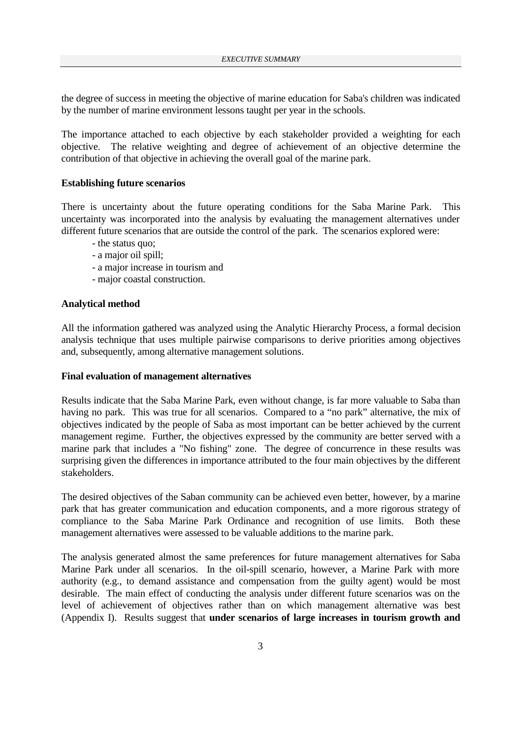the degree of success in meeting the objective of marine education for Saba's children was indicated by the number of marine environment lessons taught per year in the schools.

The importance attached to each objective by each stakeholder provided a weighting for each objective. The relative weighting and degree of achievement of an objective determine the contribution of that objective in achieving the overall goal of the marine park.

**Establishing future scenarios**

There is uncertainty about the future operating conditions for the Saba Marine Park. This uncertainty was incorporated into the analysis by evaluating the management alternatives under different future scenarios that are outside the control of the park. The scenarios explored were:

- the status quo;
- a major oil spill;
- a major increase in tourism and
- major coastal construction.

**Analytical method**

All the information gathered was analyzed using the Analytic Hierarchy Process, a formal decision analysis technique that uses multiple pairwise comparisons to derive priorities among objectives and, subsequently, among alternative management solutions.

**Final evaluation of management alternatives**

Results indicate that the Saba Marine Park, even without change, is far more valuable to Saba than having no park. This was true for all scenarios. Compared to a "no park" alternative, the mix of objectives indicated by the people of Saba as most important can be better achieved by the current management regime. Further, the objectives expressed by the community are better served with a marine park that includes a "No fishing" zone. The degree of concurrence in these results was surprising given the differences in importance attributed to the four main objectives by the different stakeholders.

The desired objectives of the Saban community can be achieved even better, however, by a marine park that has greater communication and education components, and a more rigorous strategy of compliance to the Saba Marine Park Ordinance and recognition of use limits. Both these management alternatives were assessed to be valuable additions to the marine park.

The analysis generated almost the same preferences for future management alternatives for Saba Marine Park under all scenarios. In the oil-spill scenario, however, a Marine Park with more authority (e.g., to demand assistance and compensation from the guilty agent) would be most desirable. The main effect of conducting the analysis under different future scenarios was on the level of achievement of objectives rather than on which management alternative was best (Appendix I). Results suggest that **under scenarios of large increases in tourism growth and**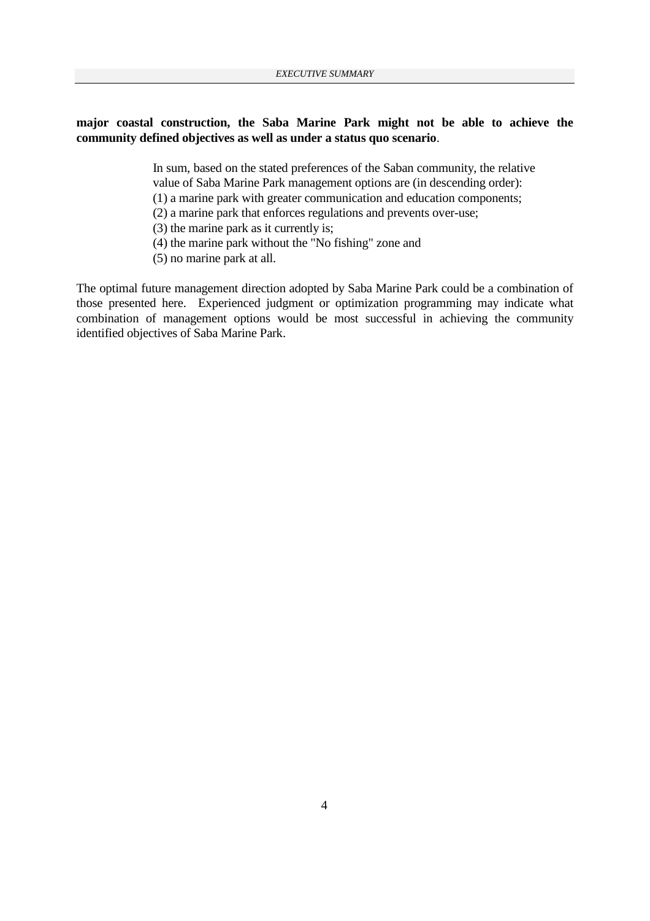**major coastal construction, the Saba Marine Park might not be able to achieve the community defined objectives as well as under a status quo scenario**.

> In sum, based on the stated preferences of the Saban community, the relative value of Saba Marine Park management options are (in descending order):
> (1) a marine park with greater communication and education components;
> (2) a marine park that enforces regulations and prevents over-use;
> (3) the marine park as it currently is;
> (4) the marine park without the "No fishing" zone and
> (5) no marine park at all.

The optimal future management direction adopted by Saba Marine Park could be a combination of those presented here. Experienced judgment or optimization programming may indicate what combination of management options would be most successful in achieving the community identified objectives of Saba Marine Park.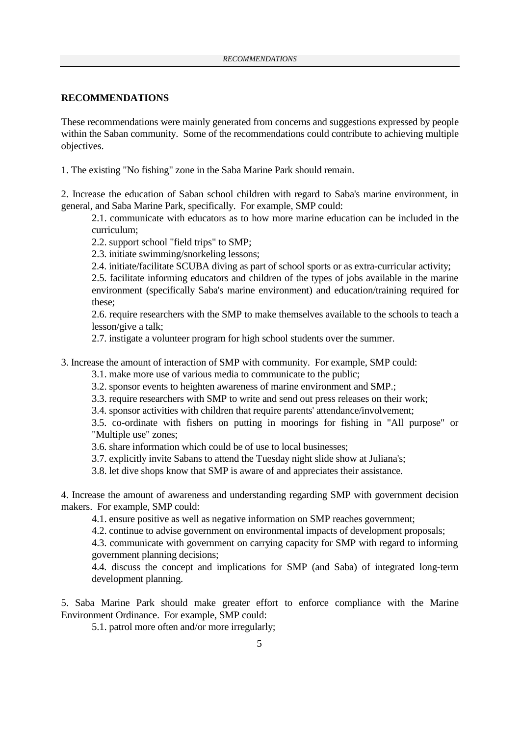## RECOMMENDATIONS

These recommendations were mainly generated from concerns and suggestions expressed by people within the Saban community. Some of the recommendations could contribute to achieving multiple objectives.

1. The existing "No fishing" zone in the Saba Marine Park should remain.

2. Increase the education of Saban school children with regard to Saba's marine environment, in general, and Saba Marine Park, specifically. For example, SMP could:

   2.1. communicate with educators as to how more marine education can be included in the curriculum;

   2.2. support school "field trips" to SMP;

   2.3. initiate swimming/snorkeling lessons;

   2.4. initiate/facilitate SCUBA diving as part of school sports or as extra-curricular activity;

   2.5. facilitate informing educators and children of the types of jobs available in the marine environment (specifically Saba's marine environment) and education/training required for these;

   2.6. require researchers with the SMP to make themselves available to the schools to teach a lesson/give a talk;

   2.7. instigate a volunteer program for high school students over the summer.

3. Increase the amount of interaction of SMP with community. For example, SMP could:

   3.1. make more use of various media to communicate to the public;

   3.2. sponsor events to heighten awareness of marine environment and SMP.;

   3.3. require researchers with SMP to write and send out press releases on their work;

   3.4. sponsor activities with children that require parents' attendance/involvement;

   3.5. co-ordinate with fishers on putting in moorings for fishing in "All purpose" or "Multiple use" zones;

   3.6. share information which could be of use to local businesses;

   3.7. explicitly invite Sabans to attend the Tuesday night slide show at Juliana's;

   3.8. let dive shops know that SMP is aware of and appreciates their assistance.

4. Increase the amount of awareness and understanding regarding SMP with government decision makers. For example, SMP could:

   4.1. ensure positive as well as negative information on SMP reaches government;

   4.2. continue to advise government on environmental impacts of development proposals;

   4.3. communicate with government on carrying capacity for SMP with regard to informing government planning decisions;

   4.4. discuss the concept and implications for SMP (and Saba) of integrated long-term development planning.

5. Saba Marine Park should make greater effort to enforce compliance with the Marine Environment Ordinance. For example, SMP could:

   5.1. patrol more often and/or more irregularly;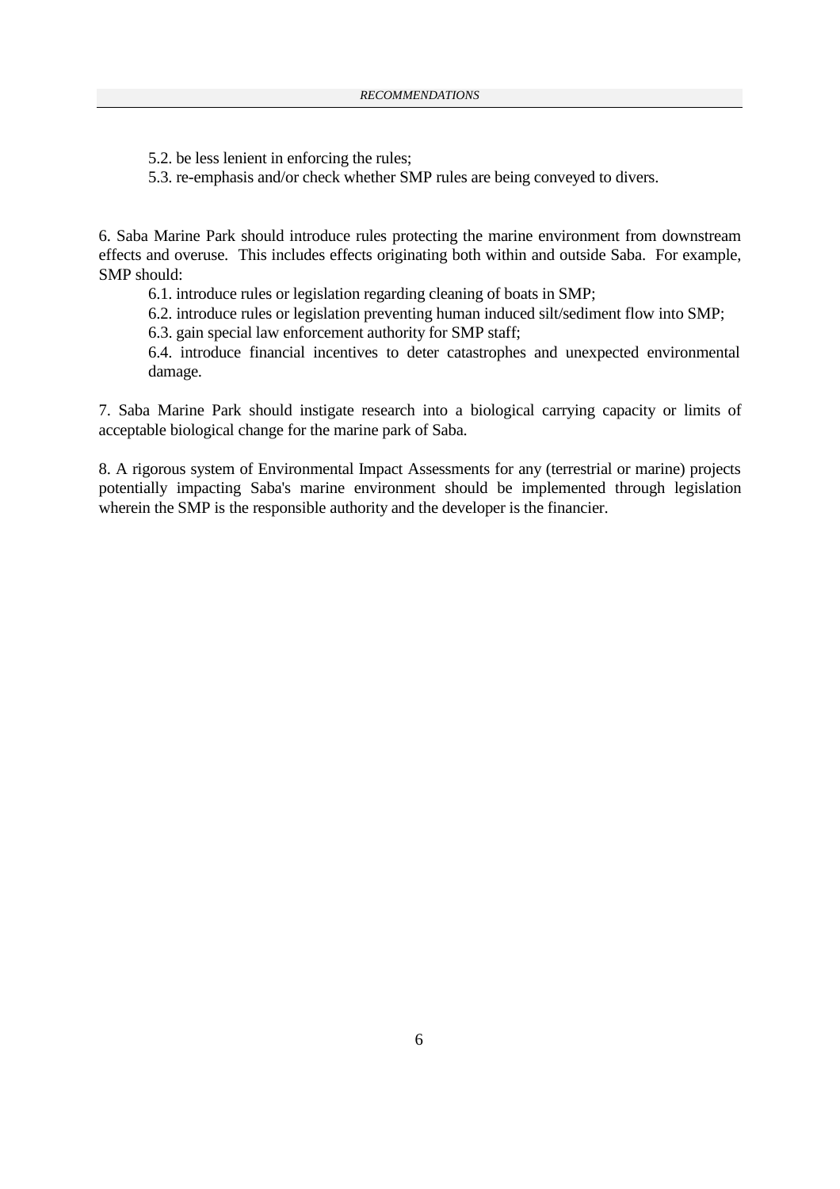5.2. be less lenient in enforcing the rules;

5.3. re-emphasis and/or check whether SMP rules are being conveyed to divers.

6. Saba Marine Park should introduce rules protecting the marine environment from downstream effects and overuse. This includes effects originating both within and outside Saba. For example, SMP should:

6.1. introduce rules or legislation regarding cleaning of boats in SMP;

6.2. introduce rules or legislation preventing human induced silt/sediment flow into SMP;

6.3. gain special law enforcement authority for SMP staff;

6.4. introduce financial incentives to deter catastrophes and unexpected environmental damage.

7. Saba Marine Park should instigate research into a biological carrying capacity or limits of acceptable biological change for the marine park of Saba.

8. A rigorous system of Environmental Impact Assessments for any (terrestrial or marine) projects potentially impacting Saba's marine environment should be implemented through legislation wherein the SMP is the responsible authority and the developer is the financier.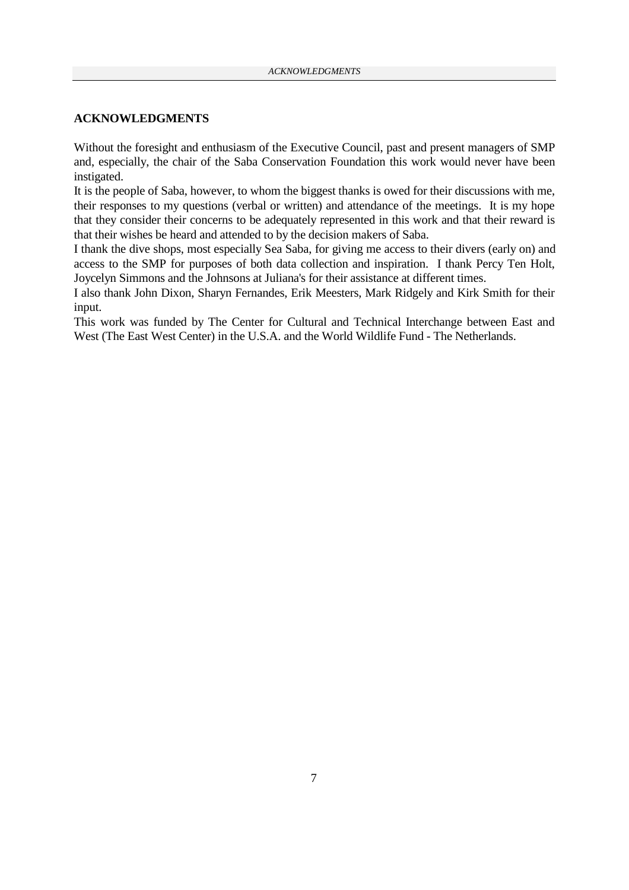## ACKNOWLEDGMENTS

Without the foresight and enthusiasm of the Executive Council, past and present managers of SMP and, especially, the chair of the Saba Conservation Foundation this work would never have been instigated.

It is the people of Saba, however, to whom the biggest thanks is owed for their discussions with me, their responses to my questions (verbal or written) and attendance of the meetings. It is my hope that they consider their concerns to be adequately represented in this work and that their reward is that their wishes be heard and attended to by the decision makers of Saba.

I thank the dive shops, most especially Sea Saba, for giving me access to their divers (early on) and access to the SMP for purposes of both data collection and inspiration. I thank Percy Ten Holt, Joycelyn Simmons and the Johnsons at Juliana's for their assistance at different times.

I also thank John Dixon, Sharyn Fernandes, Erik Meesters, Mark Ridgely and Kirk Smith for their input.

This work was funded by The Center for Cultural and Technical Interchange between East and West (The East West Center) in the U.S.A. and the World Wildlife Fund - The Netherlands.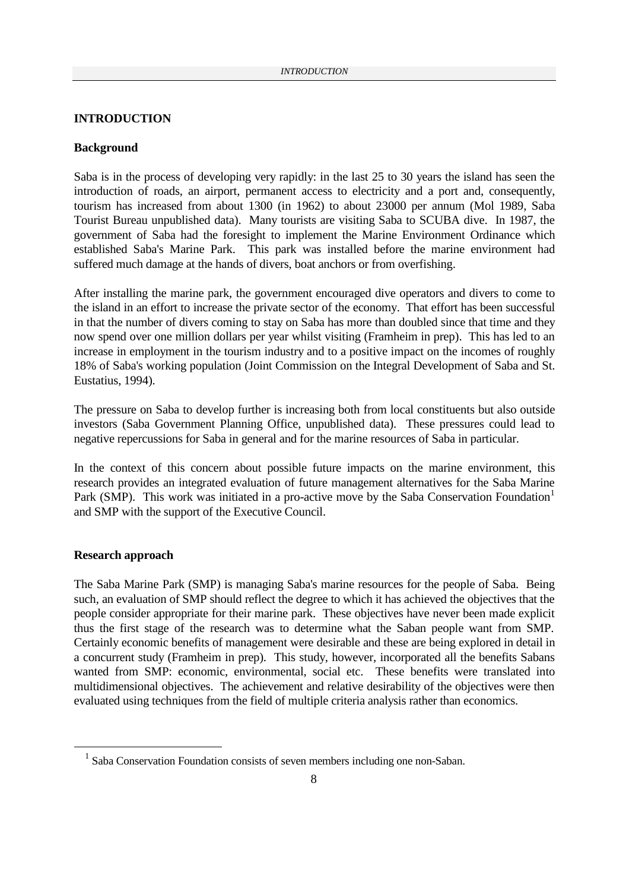# INTRODUCTION

## Background

Saba is in the process of developing very rapidly: in the last 25 to 30 years the island has seen the introduction of roads, an airport, permanent access to electricity and a port and, consequently, tourism has increased from about 1300 (in 1962) to about 23000 per annum (Mol 1989, Saba Tourist Bureau unpublished data). Many tourists are visiting Saba to SCUBA dive. In 1987, the government of Saba had the foresight to implement the Marine Environment Ordinance which established Saba's Marine Park. This park was installed before the marine environment had suffered much damage at the hands of divers, boat anchors or from overfishing.

After installing the marine park, the government encouraged dive operators and divers to come to the island in an effort to increase the private sector of the economy. That effort has been successful in that the number of divers coming to stay on Saba has more than doubled since that time and they now spend over one million dollars per year whilst visiting (Framheim in prep). This has led to an increase in employment in the tourism industry and to a positive impact on the incomes of roughly 18% of Saba's working population (Joint Commission on the Integral Development of Saba and St. Eustatius, 1994).

The pressure on Saba to develop further is increasing both from local constituents but also outside investors (Saba Government Planning Office, unpublished data). These pressures could lead to negative repercussions for Saba in general and for the marine resources of Saba in particular.

In the context of this concern about possible future impacts on the marine environment, this research provides an integrated evaluation of future management alternatives for the Saba Marine Park (SMP). This work was initiated in a pro-active move by the Saba Conservation Foundation[1] and SMP with the support of the Executive Council.

## Research approach

The Saba Marine Park (SMP) is managing Saba's marine resources for the people of Saba. Being such, an evaluation of SMP should reflect the degree to which it has achieved the objectives that the people consider appropriate for their marine park. These objectives have never been made explicit thus the first stage of the research was to determine what the Saban people want from SMP. Certainly economic benefits of management were desirable and these are being explored in detail in a concurrent study (Framheim in prep). This study, however, incorporated all the benefits Sabans wanted from SMP: economic, environmental, social etc. These benefits were translated into multidimensional objectives. The achievement and relative desirability of the objectives were then evaluated using techniques from the field of multiple criteria analysis rather than economics.

---

[1] Saba Conservation Foundation consists of seven members including one non-Saban.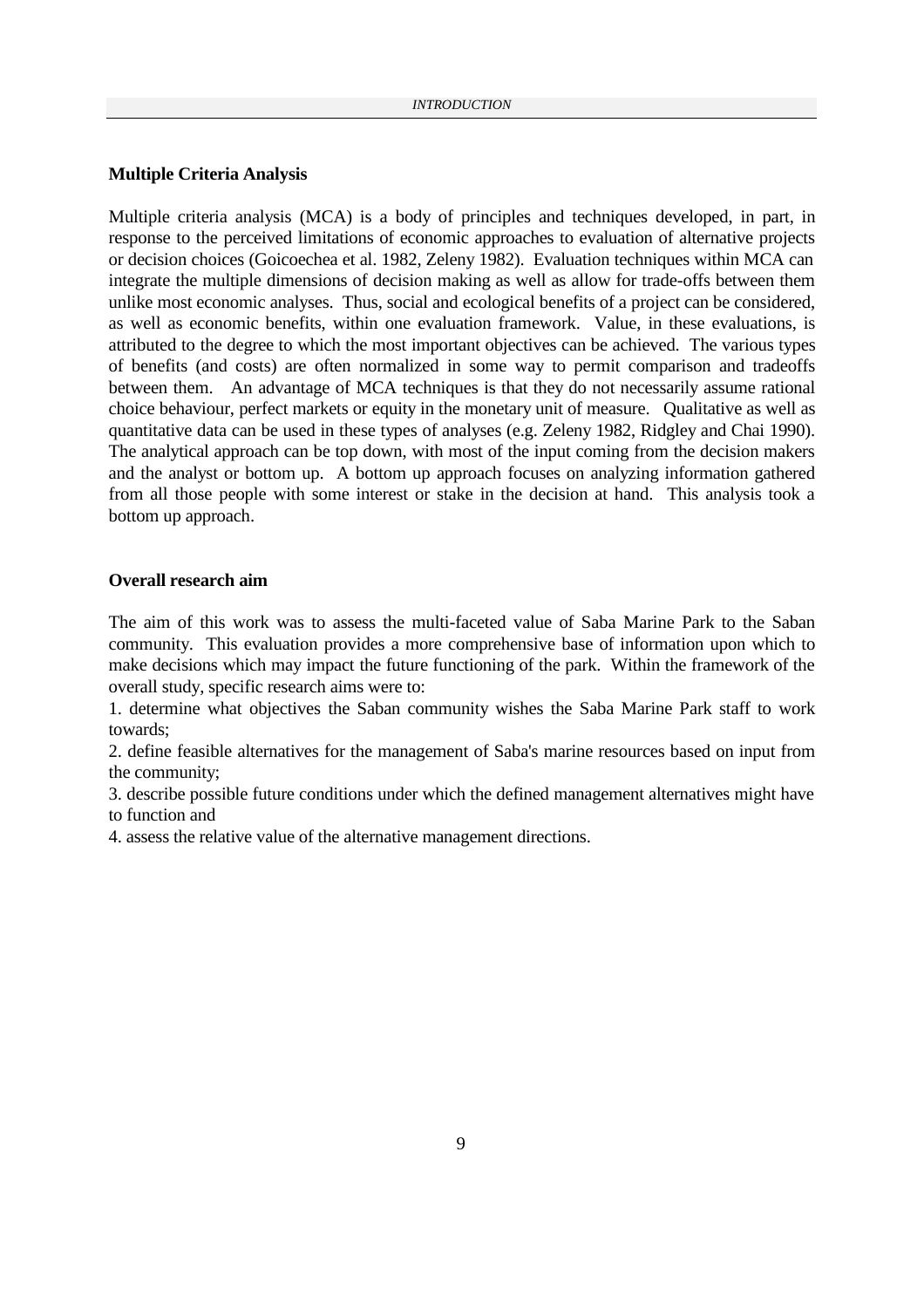## Multiple Criteria Analysis

Multiple criteria analysis (MCA) is a body of principles and techniques developed, in part, in response to the perceived limitations of economic approaches to evaluation of alternative projects or decision choices (Goicoechea et al. 1982, Zeleny 1982). Evaluation techniques within MCA can integrate the multiple dimensions of decision making as well as allow for trade-offs between them unlike most economic analyses. Thus, social and ecological benefits of a project can be considered, as well as economic benefits, within one evaluation framework. Value, in these evaluations, is attributed to the degree to which the most important objectives can be achieved. The various types of benefits (and costs) are often normalized in some way to permit comparison and tradeoffs between them. An advantage of MCA techniques is that they do not necessarily assume rational choice behaviour, perfect markets or equity in the monetary unit of measure. Qualitative as well as quantitative data can be used in these types of analyses (e.g. Zeleny 1982, Ridgley and Chai 1990). The analytical approach can be top down, with most of the input coming from the decision makers and the analyst or bottom up. A bottom up approach focuses on analyzing information gathered from all those people with some interest or stake in the decision at hand. This analysis took a bottom up approach.

## Overall research aim

The aim of this work was to assess the multi-faceted value of Saba Marine Park to the Saban community. This evaluation provides a more comprehensive base of information upon which to make decisions which may impact the future functioning of the park. Within the framework of the overall study, specific research aims were to:

1. determine what objectives the Saban community wishes the Saba Marine Park staff to work towards;
2. define feasible alternatives for the management of Saba's marine resources based on input from the community;
3. describe possible future conditions under which the defined management alternatives might have to function and
4. assess the relative value of the alternative management directions.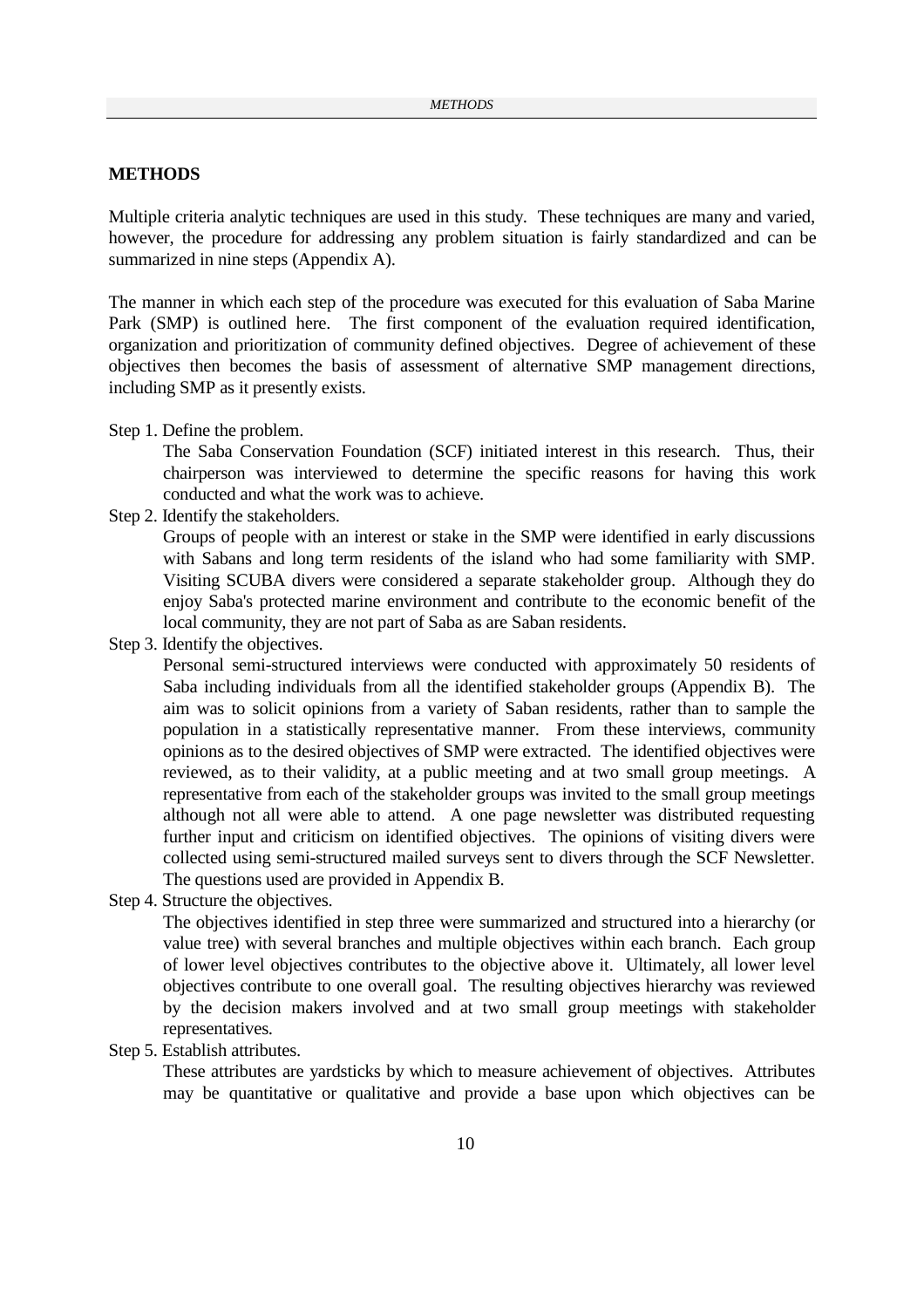## METHODS

Multiple criteria analytic techniques are used in this study. These techniques are many and varied, however, the procedure for addressing any problem situation is fairly standardized and can be summarized in nine steps (Appendix A).

The manner in which each step of the procedure was executed for this evaluation of Saba Marine Park (SMP) is outlined here. The first component of the evaluation required identification, organization and prioritization of community defined objectives. Degree of achievement of these objectives then becomes the basis of assessment of alternative SMP management directions, including SMP as it presently exists.

Step 1. Define the problem.

The Saba Conservation Foundation (SCF) initiated interest in this research. Thus, their chairperson was interviewed to determine the specific reasons for having this work conducted and what the work was to achieve.

Step 2. Identify the stakeholders.

Groups of people with an interest or stake in the SMP were identified in early discussions with Sabans and long term residents of the island who had some familiarity with SMP. Visiting SCUBA divers were considered a separate stakeholder group. Although they do enjoy Saba's protected marine environment and contribute to the economic benefit of the local community, they are not part of Saba as are Saban residents.

Step 3. Identify the objectives.

Personal semi-structured interviews were conducted with approximately 50 residents of Saba including individuals from all the identified stakeholder groups (Appendix B). The aim was to solicit opinions from a variety of Saban residents, rather than to sample the population in a statistically representative manner. From these interviews, community opinions as to the desired objectives of SMP were extracted. The identified objectives were reviewed, as to their validity, at a public meeting and at two small group meetings. A representative from each of the stakeholder groups was invited to the small group meetings although not all were able to attend. A one page newsletter was distributed requesting further input and criticism on identified objectives. The opinions of visiting divers were collected using semi-structured mailed surveys sent to divers through the SCF Newsletter. The questions used are provided in Appendix B.

Step 4. Structure the objectives.

The objectives identified in step three were summarized and structured into a hierarchy (or value tree) with several branches and multiple objectives within each branch. Each group of lower level objectives contributes to the objective above it. Ultimately, all lower level objectives contribute to one overall goal. The resulting objectives hierarchy was reviewed by the decision makers involved and at two small group meetings with stakeholder representatives.

Step 5. Establish attributes.

These attributes are yardsticks by which to measure achievement of objectives. Attributes may be quantitative or qualitative and provide a base upon which objectives can be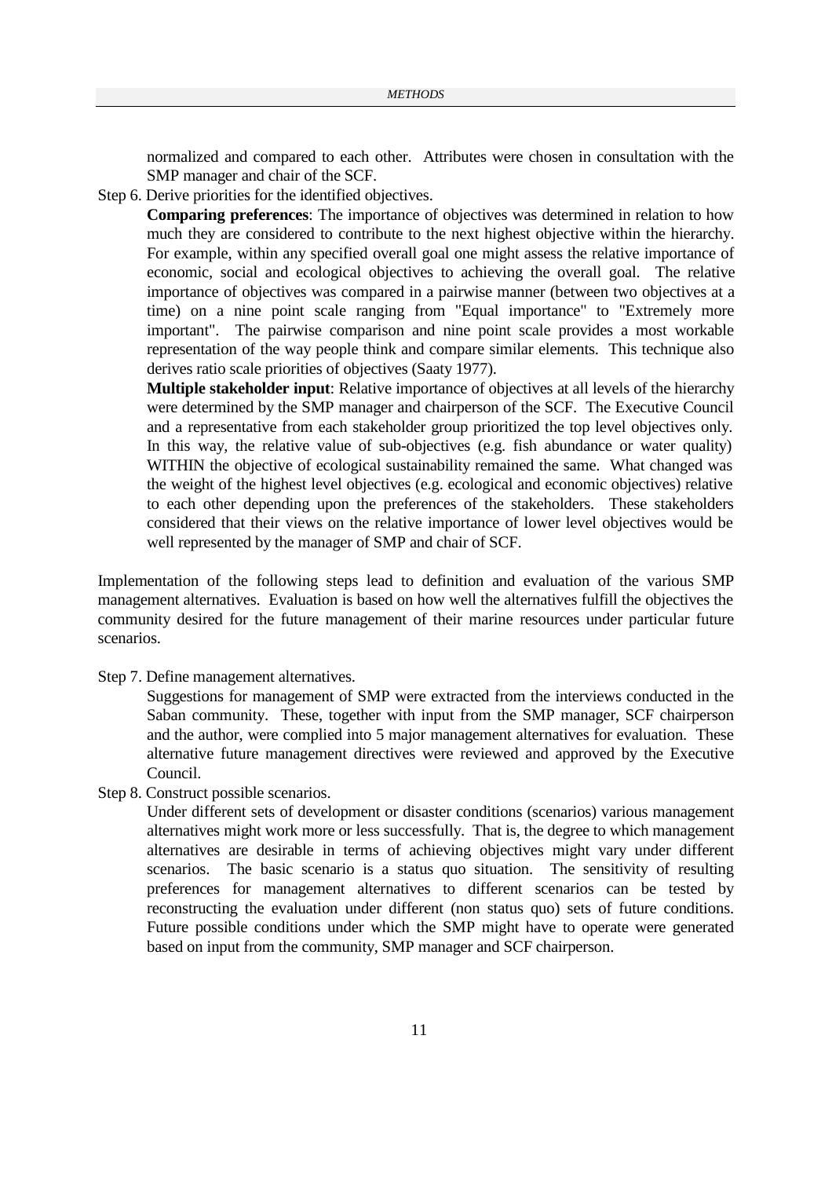normalized and compared to each other. Attributes were chosen in consultation with the SMP manager and chair of the SCF.

Step 6. Derive priorities for the identified objectives.

**Comparing preferences**: The importance of objectives was determined in relation to how much they are considered to contribute to the next highest objective within the hierarchy. For example, within any specified overall goal one might assess the relative importance of economic, social and ecological objectives to achieving the overall goal. The relative importance of objectives was compared in a pairwise manner (between two objectives at a time) on a nine point scale ranging from "Equal importance" to "Extremely more important". The pairwise comparison and nine point scale provides a most workable representation of the way people think and compare similar elements. This technique also derives ratio scale priorities of objectives (Saaty 1977).

**Multiple stakeholder input**: Relative importance of objectives at all levels of the hierarchy were determined by the SMP manager and chairperson of the SCF. The Executive Council and a representative from each stakeholder group prioritized the top level objectives only. In this way, the relative value of sub-objectives (e.g. fish abundance or water quality) WITHIN the objective of ecological sustainability remained the same. What changed was the weight of the highest level objectives (e.g. ecological and economic objectives) relative to each other depending upon the preferences of the stakeholders. These stakeholders considered that their views on the relative importance of lower level objectives would be well represented by the manager of SMP and chair of SCF.

Implementation of the following steps lead to definition and evaluation of the various SMP management alternatives. Evaluation is based on how well the alternatives fulfill the objectives the community desired for the future management of their marine resources under particular future scenarios.

Step 7. Define management alternatives.

Suggestions for management of SMP were extracted from the interviews conducted in the Saban community. These, together with input from the SMP manager, SCF chairperson and the author, were complied into 5 major management alternatives for evaluation. These alternative future management directives were reviewed and approved by the Executive Council.

Step 8. Construct possible scenarios.

Under different sets of development or disaster conditions (scenarios) various management alternatives might work more or less successfully. That is, the degree to which management alternatives are desirable in terms of achieving objectives might vary under different scenarios. The basic scenario is a status quo situation. The sensitivity of resulting preferences for management alternatives to different scenarios can be tested by reconstructing the evaluation under different (non status quo) sets of future conditions. Future possible conditions under which the SMP might have to operate were generated based on input from the community, SMP manager and SCF chairperson.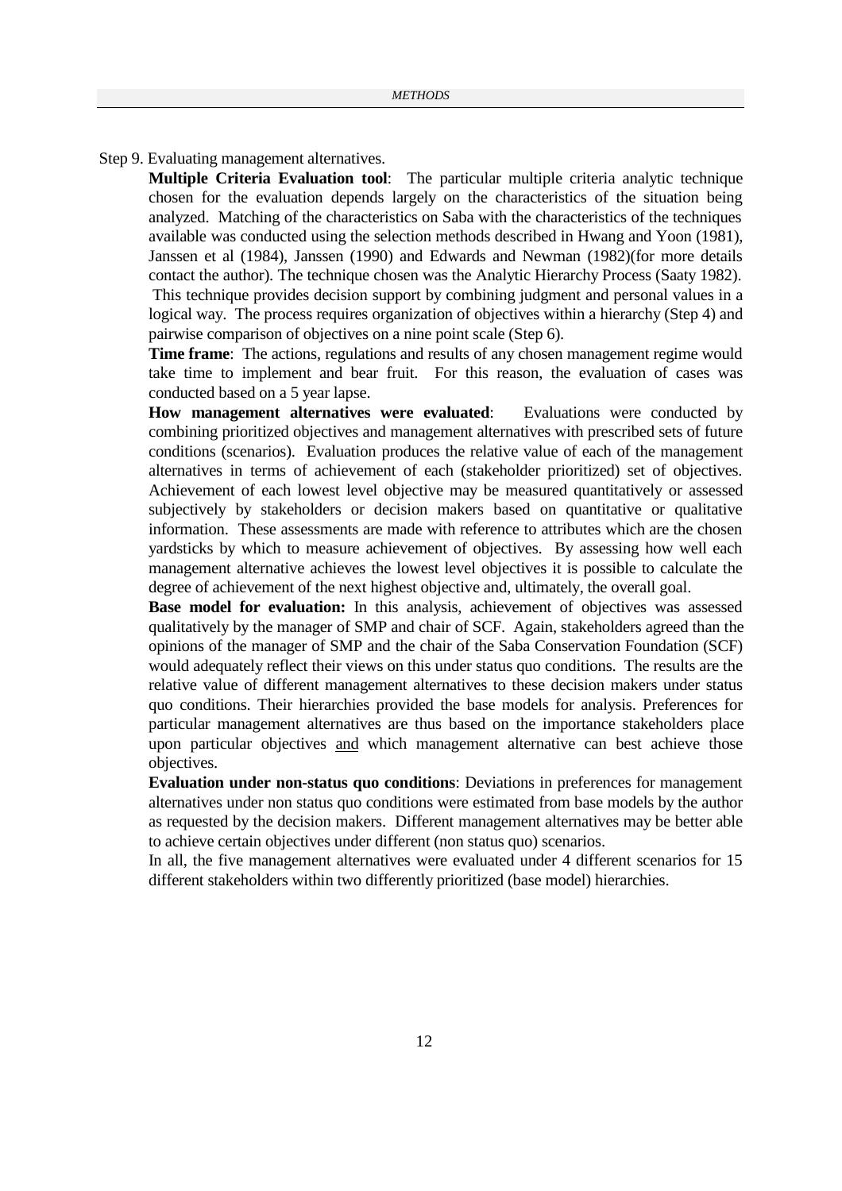Step 9. Evaluating management alternatives.

**Multiple Criteria Evaluation tool**: The particular multiple criteria analytic technique chosen for the evaluation depends largely on the characteristics of the situation being analyzed. Matching of the characteristics on Saba with the characteristics of the techniques available was conducted using the selection methods described in Hwang and Yoon (1981), Janssen et al (1984), Janssen (1990) and Edwards and Newman (1982)(for more details contact the author). The technique chosen was the Analytic Hierarchy Process (Saaty 1982). This technique provides decision support by combining judgment and personal values in a logical way. The process requires organization of objectives within a hierarchy (Step 4) and pairwise comparison of objectives on a nine point scale (Step 6).

**Time frame**: The actions, regulations and results of any chosen management regime would take time to implement and bear fruit. For this reason, the evaluation of cases was conducted based on a 5 year lapse.

**How management alternatives were evaluated**: Evaluations were conducted by combining prioritized objectives and management alternatives with prescribed sets of future conditions (scenarios). Evaluation produces the relative value of each of the management alternatives in terms of achievement of each (stakeholder prioritized) set of objectives. Achievement of each lowest level objective may be measured quantitatively or assessed subjectively by stakeholders or decision makers based on quantitative or qualitative information. These assessments are made with reference to attributes which are the chosen yardsticks by which to measure achievement of objectives. By assessing how well each management alternative achieves the lowest level objectives it is possible to calculate the degree of achievement of the next highest objective and, ultimately, the overall goal.

**Base model for evaluation:** In this analysis, achievement of objectives was assessed qualitatively by the manager of SMP and chair of SCF. Again, stakeholders agreed than the opinions of the manager of SMP and the chair of the Saba Conservation Foundation (SCF) would adequately reflect their views on this under status quo conditions. The results are the relative value of different management alternatives to these decision makers under status quo conditions. Their hierarchies provided the base models for analysis. Preferences for particular management alternatives are thus based on the importance stakeholders place upon particular objectives and which management alternative can best achieve those objectives.

**Evaluation under non-status quo conditions**: Deviations in preferences for management alternatives under non status quo conditions were estimated from base models by the author as requested by the decision makers. Different management alternatives may be better able to achieve certain objectives under different (non status quo) scenarios.

In all, the five management alternatives were evaluated under 4 different scenarios for 15 different stakeholders within two differently prioritized (base model) hierarchies.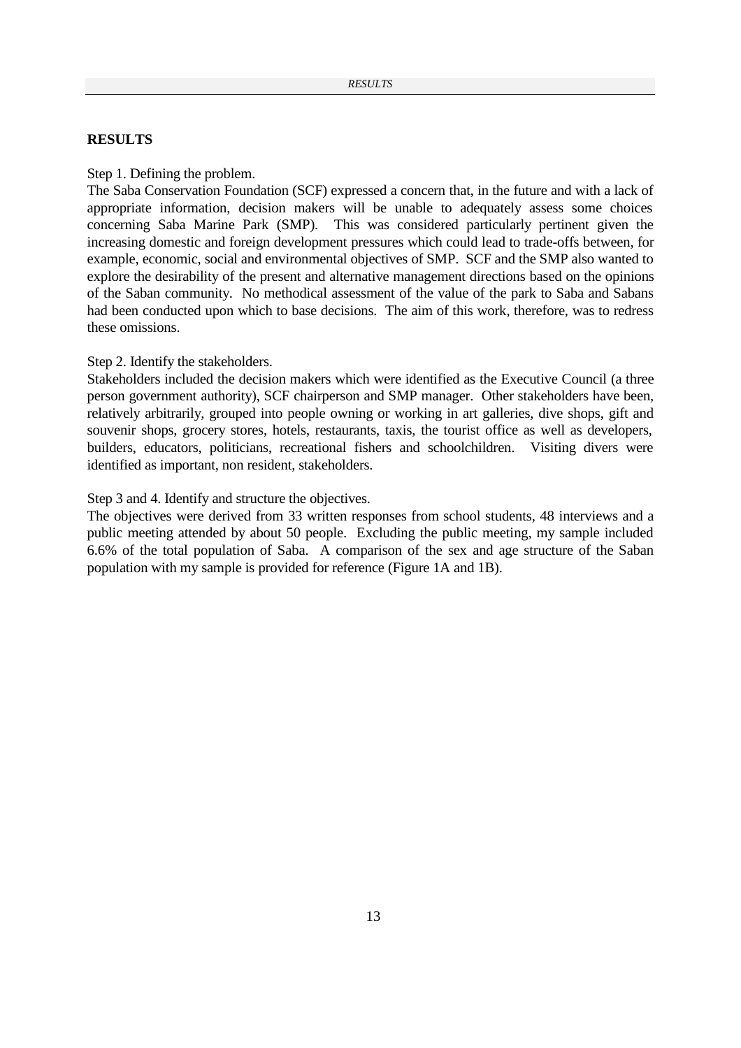## RESULTS

Step 1. Defining the problem.

The Saba Conservation Foundation (SCF) expressed a concern that, in the future and with a lack of appropriate information, decision makers will be unable to adequately assess some choices concerning Saba Marine Park (SMP). This was considered particularly pertinent given the increasing domestic and foreign development pressures which could lead to trade-offs between, for example, economic, social and environmental objectives of SMP. SCF and the SMP also wanted to explore the desirability of the present and alternative management directions based on the opinions of the Saban community. No methodical assessment of the value of the park to Saba and Sabans had been conducted upon which to base decisions. The aim of this work, therefore, was to redress these omissions.

Step 2. Identify the stakeholders.

Stakeholders included the decision makers which were identified as the Executive Council (a three person government authority), SCF chairperson and SMP manager. Other stakeholders have been, relatively arbitrarily, grouped into people owning or working in art galleries, dive shops, gift and souvenir shops, grocery stores, hotels, restaurants, taxis, the tourist office as well as developers, builders, educators, politicians, recreational fishers and schoolchildren. Visiting divers were identified as important, non resident, stakeholders.

Step 3 and 4. Identify and structure the objectives.

The objectives were derived from 33 written responses from school students, 48 interviews and a public meeting attended by about 50 people. Excluding the public meeting, my sample included 6.6% of the total population of Saba. A comparison of the sex and age structure of the Saban population with my sample is provided for reference (Figure 1A and 1B).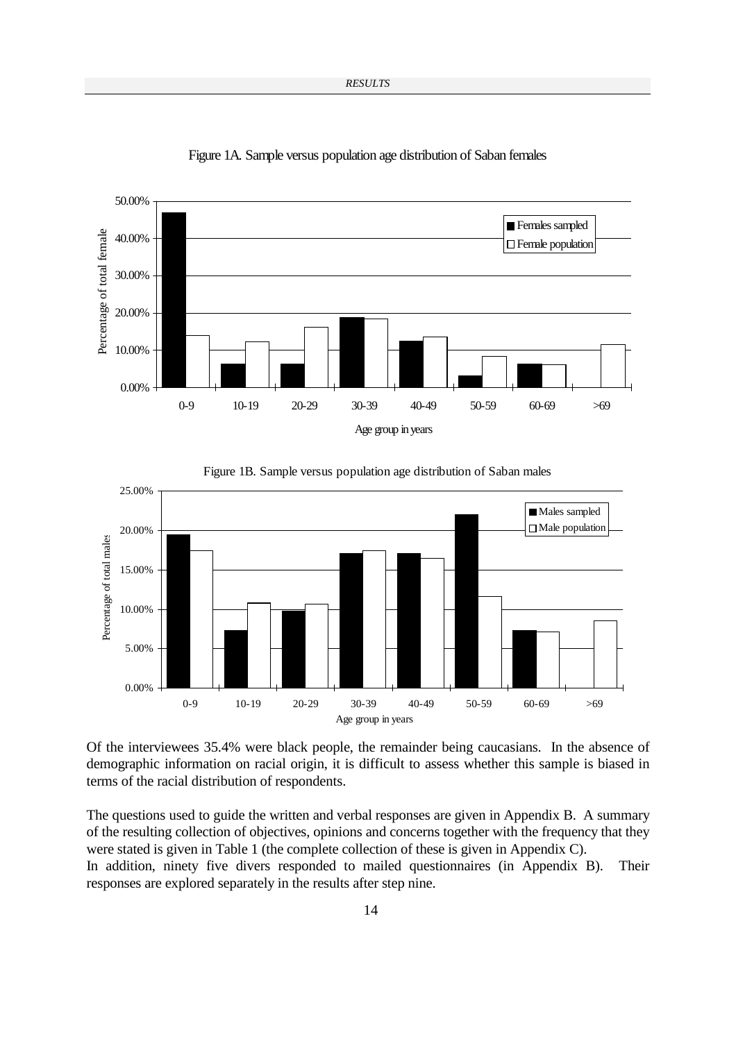Figure 1A. Sample versus population age distribution of Saban females

Figure 1B. Sample versus population age distribution of Saban males

Of the interviewees 35.4% were black people, the remainder being caucasians. In the absence of demographic information on racial origin, it is difficult to assess whether this sample is biased in terms of the racial distribution of respondents.

The questions used to guide the written and verbal responses are given in Appendix B. A summary of the resulting collection of objectives, opinions and concerns together with the frequency that they were stated is given in Table 1 (the complete collection of these is given in Appendix C).
In addition, ninety five divers responded to mailed questionnaires (in Appendix B). Their responses are explored separately in the results after step nine.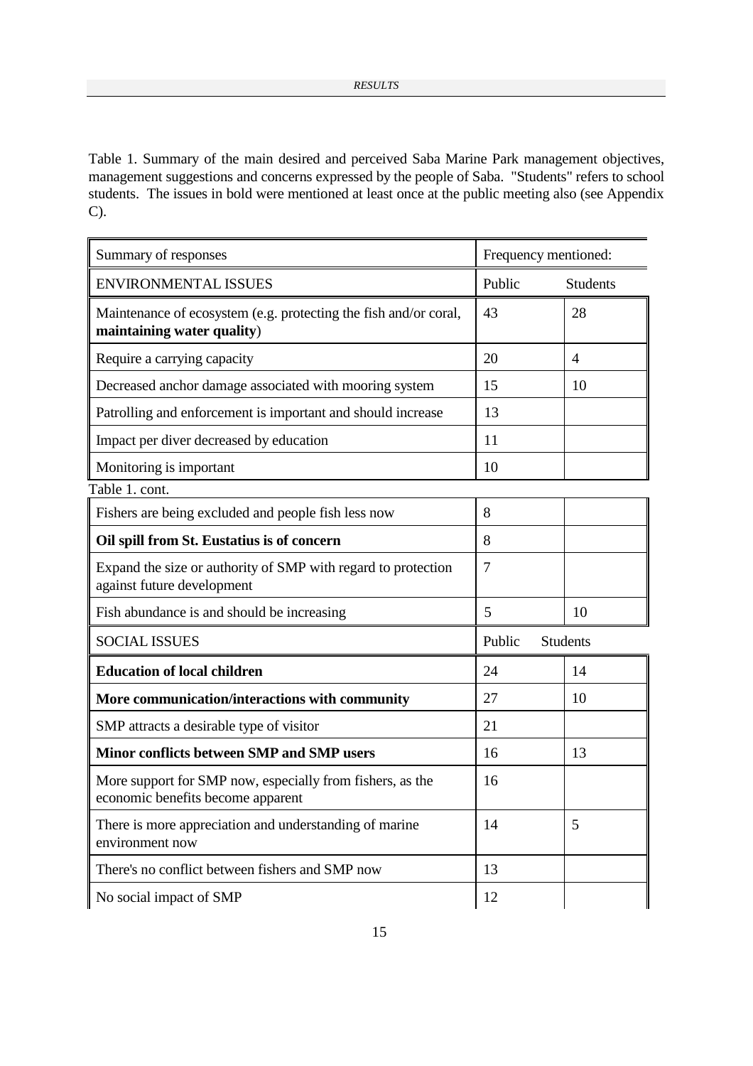Table 1. Summary of the main desired and perceived Saba Marine Park management objectives, management suggestions and concerns expressed by the people of Saba. "Students" refers to school students. The issues in bold were mentioned at least once at the public meeting also (see Appendix C).

| Summary of responses | Frequency mentioned: | |
|---|---|---|
| ENVIRONMENTAL ISSUES | Public | Students |
| Maintenance of ecosystem (e.g. protecting the fish and/or coral, **maintaining water quality**) | 43 | 28 |
| Require a carrying capacity | 20 | 4 |
| Decreased anchor damage associated with mooring system | 15 | 10 |
| Patrolling and enforcement is important and should increase | 13 | |
| Impact per diver decreased by education | 11 | |
| Monitoring is important | 10 | |
| Fishers are being excluded and people fish less now | 8 | |
| **Oil spill from St. Eustatius is of concern** | 8 | |
| Expand the size or authority of SMP with regard to protection against future development | 7 | |
| Fish abundance is and should be increasing | 5 | 10 |
| SOCIAL ISSUES | Public | Students |
| **Education of local children** | 24 | 14 |
| **More communication/interactions with community** | 27 | 10 |
| SMP attracts a desirable type of visitor | 21 | |
| **Minor conflicts between SMP and SMP users** | 16 | 13 |
| More support for SMP now, especially from fishers, as the economic benefits become apparent | 16 | |
| There is more appreciation and understanding of marine environment now | 14 | 5 |
| There's no conflict between fishers and SMP now | 13 | |
| No social impact of SMP | 12 | |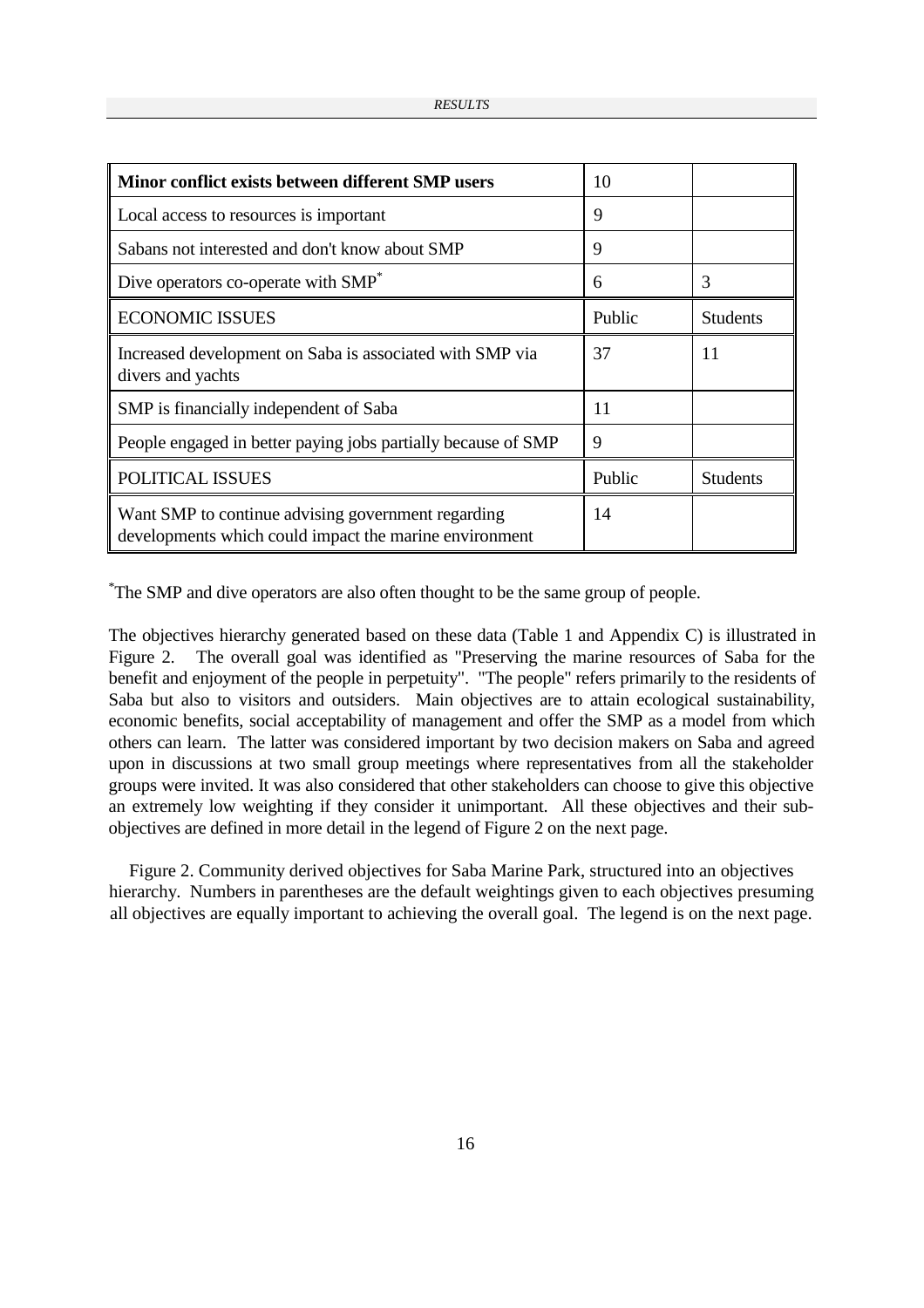| **Minor conflict exists between different SMP users** | 10 | |
|---|---|---|
| Local access to resources is important | 9 | |
| Sabans not interested and don't know about SMP | 9 | |
| Dive operators co-operate with SMP* | 6 | 3 |
| ECONOMIC ISSUES | Public | Students |
| Increased development on Saba is associated with SMP via divers and yachts | 37 | 11 |
| SMP is financially independent of Saba | 11 | |
| People engaged in better paying jobs partially because of SMP | 9 | |
| POLITICAL ISSUES | Public | Students |
| Want SMP to continue advising government regarding developments which could impact the marine environment | 14 | |

*The SMP and dive operators are also often thought to be the same group of people.

The objectives hierarchy generated based on these data (Table 1 and Appendix C) is illustrated in Figure 2. The overall goal was identified as "Preserving the marine resources of Saba for the benefit and enjoyment of the people in perpetuity". "The people" refers primarily to the residents of Saba but also to visitors and outsiders. Main objectives are to attain ecological sustainability, economic benefits, social acceptability of management and offer the SMP as a model from which others can learn. The latter was considered important by two decision makers on Saba and agreed upon in discussions at two small group meetings where representatives from all the stakeholder groups were invited. It was also considered that other stakeholders can choose to give this objective an extremely low weighting if they consider it unimportant. All these objectives and their sub-objectives are defined in more detail in the legend of Figure 2 on the next page.

Figure 2. Community derived objectives for Saba Marine Park, structured into an objectives hierarchy. Numbers in parentheses are the default weightings given to each objectives presuming all objectives are equally important to achieving the overall goal. The legend is on the next page.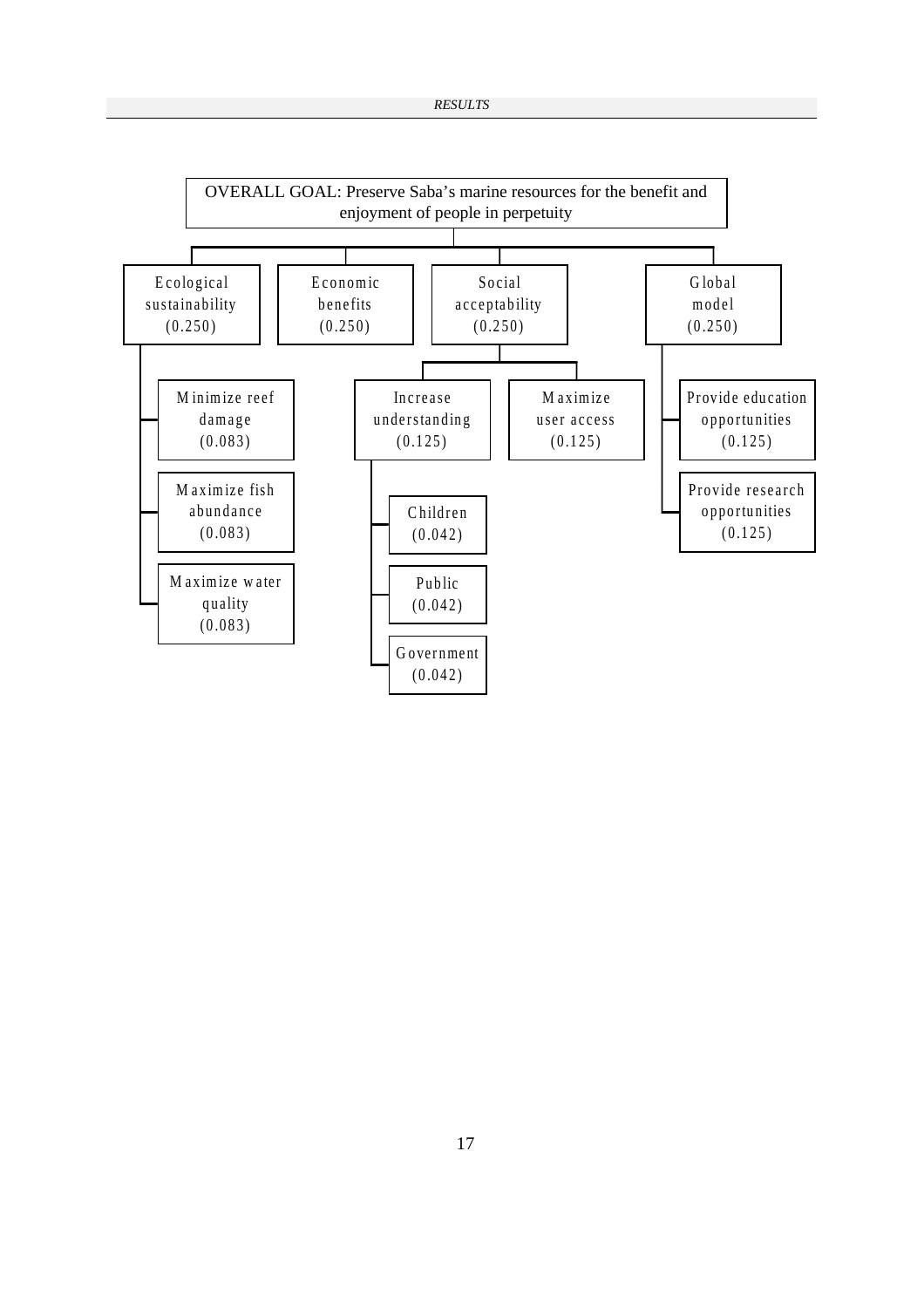OVERALL GOAL: Preserve Saba's marine resources for the benefit and enjoyment of people in perpetuity

- Ecological sustainability (0.250)
  - Minimize reef damage (0.083)
  - Maximize fish abundance (0.083)
  - Maximize water quality (0.083)
- Economic benefits (0.250)
- Social acceptability (0.250)
  - Increase understanding (0.125)
    - Children (0.042)
    - Public (0.042)
    - Government (0.042)
  - Maximize user access (0.125)
- Global model (0.250)
  - Provide education opportunities (0.125)
  - Provide research opportunities (0.125)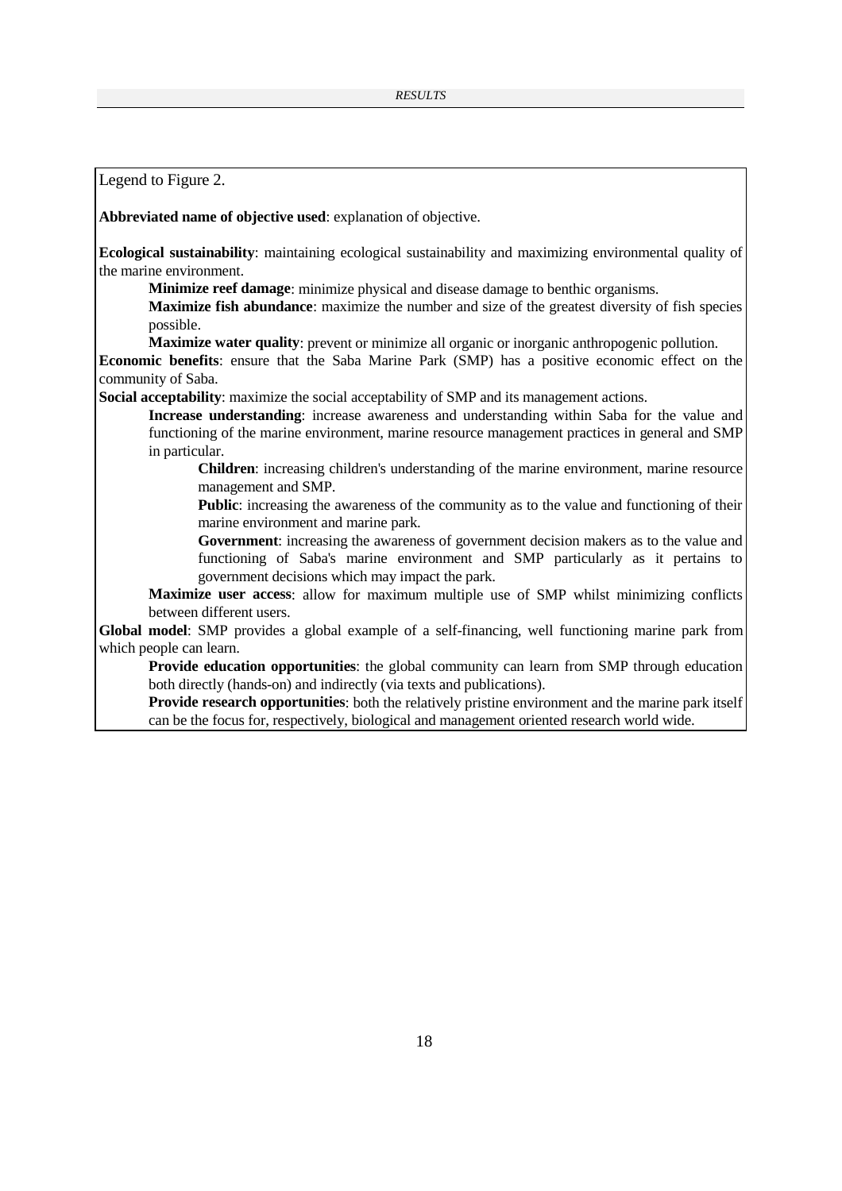Legend to Figure 2.

**Abbreviated name of objective used**: explanation of objective.

**Ecological sustainability**: maintaining ecological sustainability and maximizing environmental quality of the marine environment.

- **Minimize reef damage**: minimize physical and disease damage to benthic organisms.
- **Maximize fish abundance**: maximize the number and size of the greatest diversity of fish species possible.
- **Maximize water quality**: prevent or minimize all organic or inorganic anthropogenic pollution.

**Economic benefits**: ensure that the Saba Marine Park (SMP) has a positive economic effect on the community of Saba.

**Social acceptability**: maximize the social acceptability of SMP and its management actions.

- **Increase understanding**: increase awareness and understanding within Saba for the value and functioning of the marine environment, marine resource management practices in general and SMP in particular.
  - **Children**: increasing children's understanding of the marine environment, marine resource management and SMP.
  - **Public**: increasing the awareness of the community as to the value and functioning of their marine environment and marine park.
  - **Government**: increasing the awareness of government decision makers as to the value and functioning of Saba's marine environment and SMP particularly as it pertains to government decisions which may impact the park.
- **Maximize user access**: allow for maximum multiple use of SMP whilst minimizing conflicts between different users.

**Global model**: SMP provides a global example of a self-financing, well functioning marine park from which people can learn.

- **Provide education opportunities**: the global community can learn from SMP through education both directly (hands-on) and indirectly (via texts and publications).
- **Provide research opportunities**: both the relatively pristine environment and the marine park itself can be the focus for, respectively, biological and management oriented research world wide.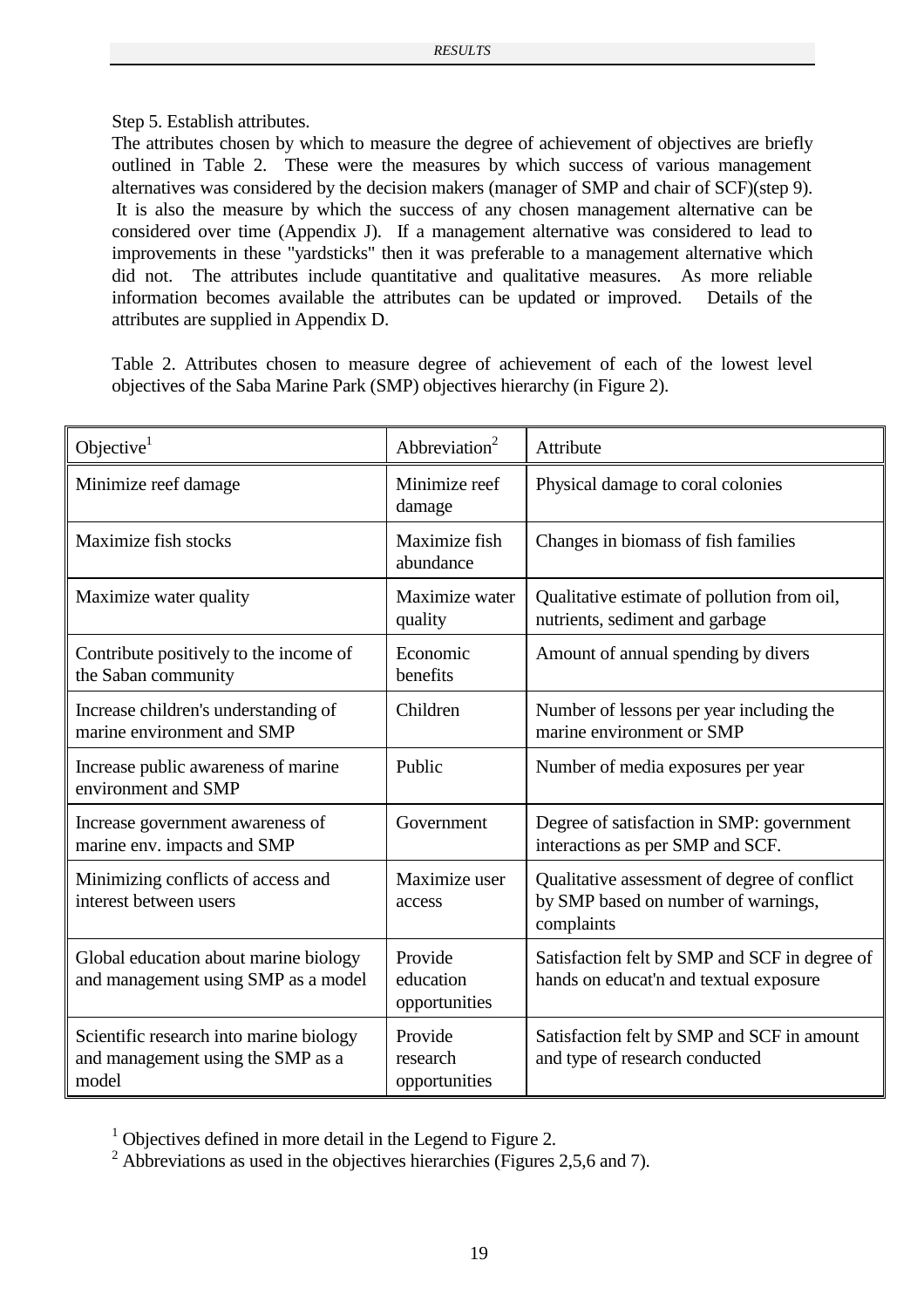Step 5. Establish attributes.

The attributes chosen by which to measure the degree of achievement of objectives are briefly outlined in Table 2. These were the measures by which success of various management alternatives was considered by the decision makers (manager of SMP and chair of SCF)(step 9). It is also the measure by which the success of any chosen management alternative can be considered over time (Appendix J). If a management alternative was considered to lead to improvements in these "yardsticks" then it was preferable to a management alternative which did not. The attributes include quantitative and qualitative measures. As more reliable information becomes available the attributes can be updated or improved. Details of the attributes are supplied in Appendix D.

Table 2. Attributes chosen to measure degree of achievement of each of the lowest level objectives of the Saba Marine Park (SMP) objectives hierarchy (in Figure 2).

| Objective[1] | Abbreviation[2] | Attribute |
|---|---|---|
| Minimize reef damage | Minimize reef damage | Physical damage to coral colonies |
| Maximize fish stocks | Maximize fish abundance | Changes in biomass of fish families |
| Maximize water quality | Maximize water quality | Qualitative estimate of pollution from oil, nutrients, sediment and garbage |
| Contribute positively to the income of the Saban community | Economic benefits | Amount of annual spending by divers |
| Increase children's understanding of marine environment and SMP | Children | Number of lessons per year including the marine environment or SMP |
| Increase public awareness of marine environment and SMP | Public | Number of media exposures per year |
| Increase government awareness of marine env. impacts and SMP | Government | Degree of satisfaction in SMP: government interactions as per SMP and SCF. |
| Minimizing conflicts of access and interest between users | Maximize user access | Qualitative assessment of degree of conflict by SMP based on number of warnings, complaints |
| Global education about marine biology and management using SMP as a model | Provide education opportunities | Satisfaction felt by SMP and SCF in degree of hands on educat'n and textual exposure |
| Scientific research into marine biology and management using the SMP as a model | Provide research opportunities | Satisfaction felt by SMP and SCF in amount and type of research conducted |

[1] Objectives defined in more detail in the Legend to Figure 2.

[2] Abbreviations as used in the objectives hierarchies (Figures 2,5,6 and 7).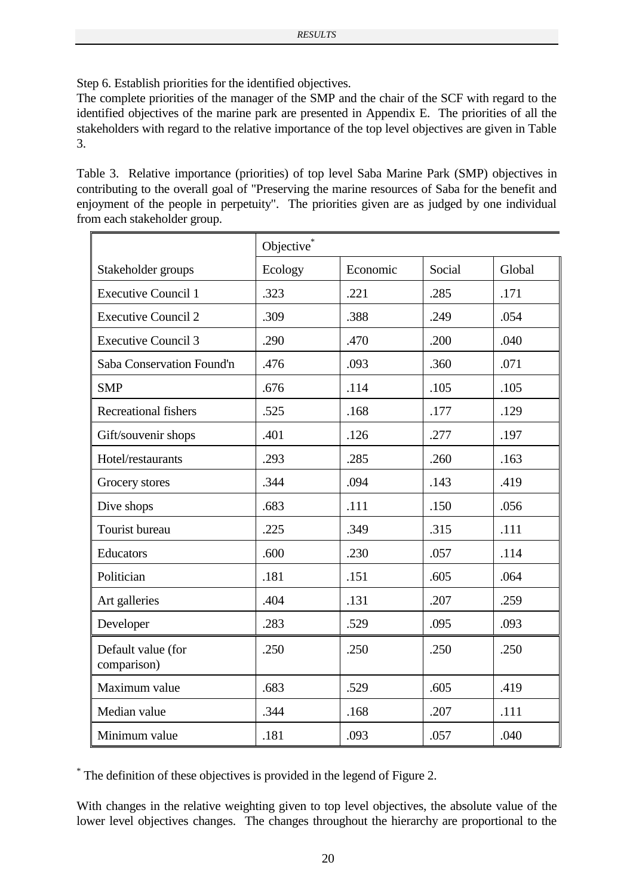Step 6. Establish priorities for the identified objectives.
The complete priorities of the manager of the SMP and the chair of the SCF with regard to the identified objectives of the marine park are presented in Appendix E. The priorities of all the stakeholders with regard to the relative importance of the top level objectives are given in Table 3.

Table 3. Relative importance (priorities) of top level Saba Marine Park (SMP) objectives in contributing to the overall goal of "Preserving the marine resources of Saba for the benefit and enjoyment of the people in perpetuity". The priorities given are as judged by one individual from each stakeholder group.

| | Objective* | | | |
|---|---|---|---|---|
| Stakeholder groups | Ecology | Economic | Social | Global |
| Executive Council 1 | .323 | .221 | .285 | .171 |
| Executive Council 2 | .309 | .388 | .249 | .054 |
| Executive Council 3 | .290 | .470 | .200 | .040 |
| Saba Conservation Found'n | .476 | .093 | .360 | .071 |
| SMP | .676 | .114 | .105 | .105 |
| Recreational fishers | .525 | .168 | .177 | .129 |
| Gift/souvenir shops | .401 | .126 | .277 | .197 |
| Hotel/restaurants | .293 | .285 | .260 | .163 |
| Grocery stores | .344 | .094 | .143 | .419 |
| Dive shops | .683 | .111 | .150 | .056 |
| Tourist bureau | .225 | .349 | .315 | .111 |
| Educators | .600 | .230 | .057 | .114 |
| Politician | .181 | .151 | .605 | .064 |
| Art galleries | .404 | .131 | .207 | .259 |
| Developer | .283 | .529 | .095 | .093 |
| Default value (for comparison) | .250 | .250 | .250 | .250 |
| Maximum value | .683 | .529 | .605 | .419 |
| Median value | .344 | .168 | .207 | .111 |
| Minimum value | .181 | .093 | .057 | .040 |

* The definition of these objectives is provided in the legend of Figure 2.

With changes in the relative weighting given to top level objectives, the absolute value of the lower level objectives changes. The changes throughout the hierarchy are proportional to the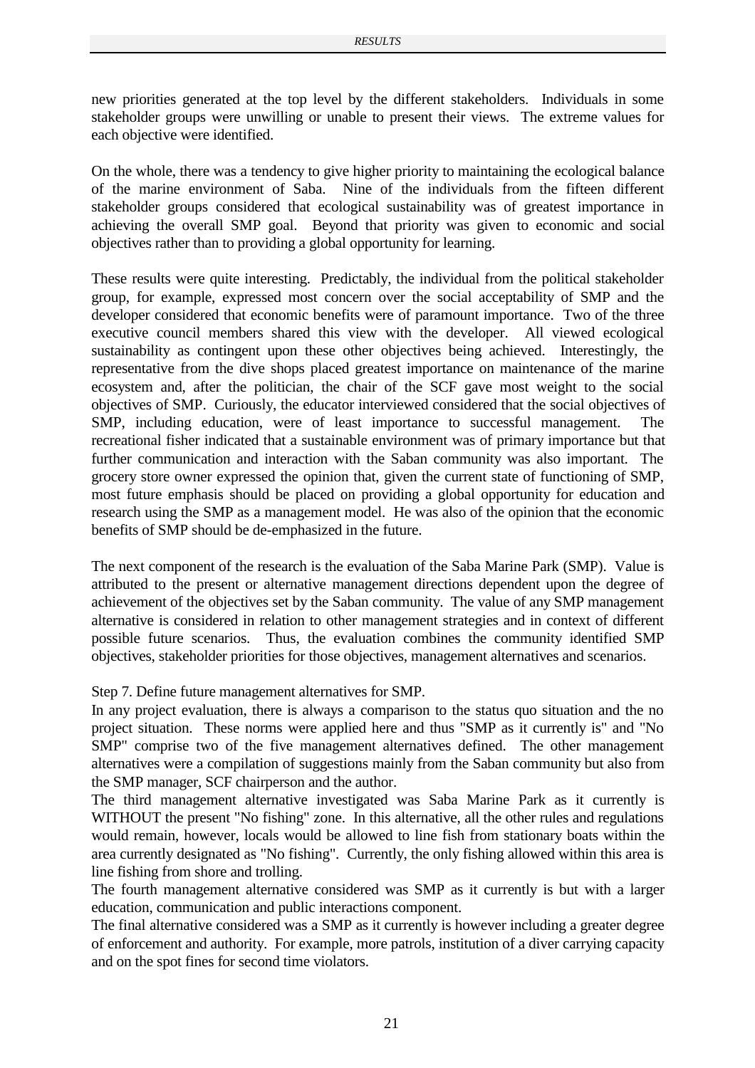new priorities generated at the top level by the different stakeholders. Individuals in some stakeholder groups were unwilling or unable to present their views. The extreme values for each objective were identified.

On the whole, there was a tendency to give higher priority to maintaining the ecological balance of the marine environment of Saba. Nine of the individuals from the fifteen different stakeholder groups considered that ecological sustainability was of greatest importance in achieving the overall SMP goal. Beyond that priority was given to economic and social objectives rather than to providing a global opportunity for learning.

These results were quite interesting. Predictably, the individual from the political stakeholder group, for example, expressed most concern over the social acceptability of SMP and the developer considered that economic benefits were of paramount importance. Two of the three executive council members shared this view with the developer. All viewed ecological sustainability as contingent upon these other objectives being achieved. Interestingly, the representative from the dive shops placed greatest importance on maintenance of the marine ecosystem and, after the politician, the chair of the SCF gave most weight to the social objectives of SMP. Curiously, the educator interviewed considered that the social objectives of SMP, including education, were of least importance to successful management. The recreational fisher indicated that a sustainable environment was of primary importance but that further communication and interaction with the Saban community was also important. The grocery store owner expressed the opinion that, given the current state of functioning of SMP, most future emphasis should be placed on providing a global opportunity for education and research using the SMP as a management model. He was also of the opinion that the economic benefits of SMP should be de-emphasized in the future.

The next component of the research is the evaluation of the Saba Marine Park (SMP). Value is attributed to the present or alternative management directions dependent upon the degree of achievement of the objectives set by the Saban community. The value of any SMP management alternative is considered in relation to other management strategies and in context of different possible future scenarios. Thus, the evaluation combines the community identified SMP objectives, stakeholder priorities for those objectives, management alternatives and scenarios.

Step 7. Define future management alternatives for SMP.

In any project evaluation, there is always a comparison to the status quo situation and the no project situation. These norms were applied here and thus "SMP as it currently is" and "No SMP" comprise two of the five management alternatives defined. The other management alternatives were a compilation of suggestions mainly from the Saban community but also from the SMP manager, SCF chairperson and the author.

The third management alternative investigated was Saba Marine Park as it currently is WITHOUT the present "No fishing" zone. In this alternative, all the other rules and regulations would remain, however, locals would be allowed to line fish from stationary boats within the area currently designated as "No fishing". Currently, the only fishing allowed within this area is line fishing from shore and trolling.

The fourth management alternative considered was SMP as it currently is but with a larger education, communication and public interactions component.

The final alternative considered was a SMP as it currently is however including a greater degree of enforcement and authority. For example, more patrols, institution of a diver carrying capacity and on the spot fines for second time violators.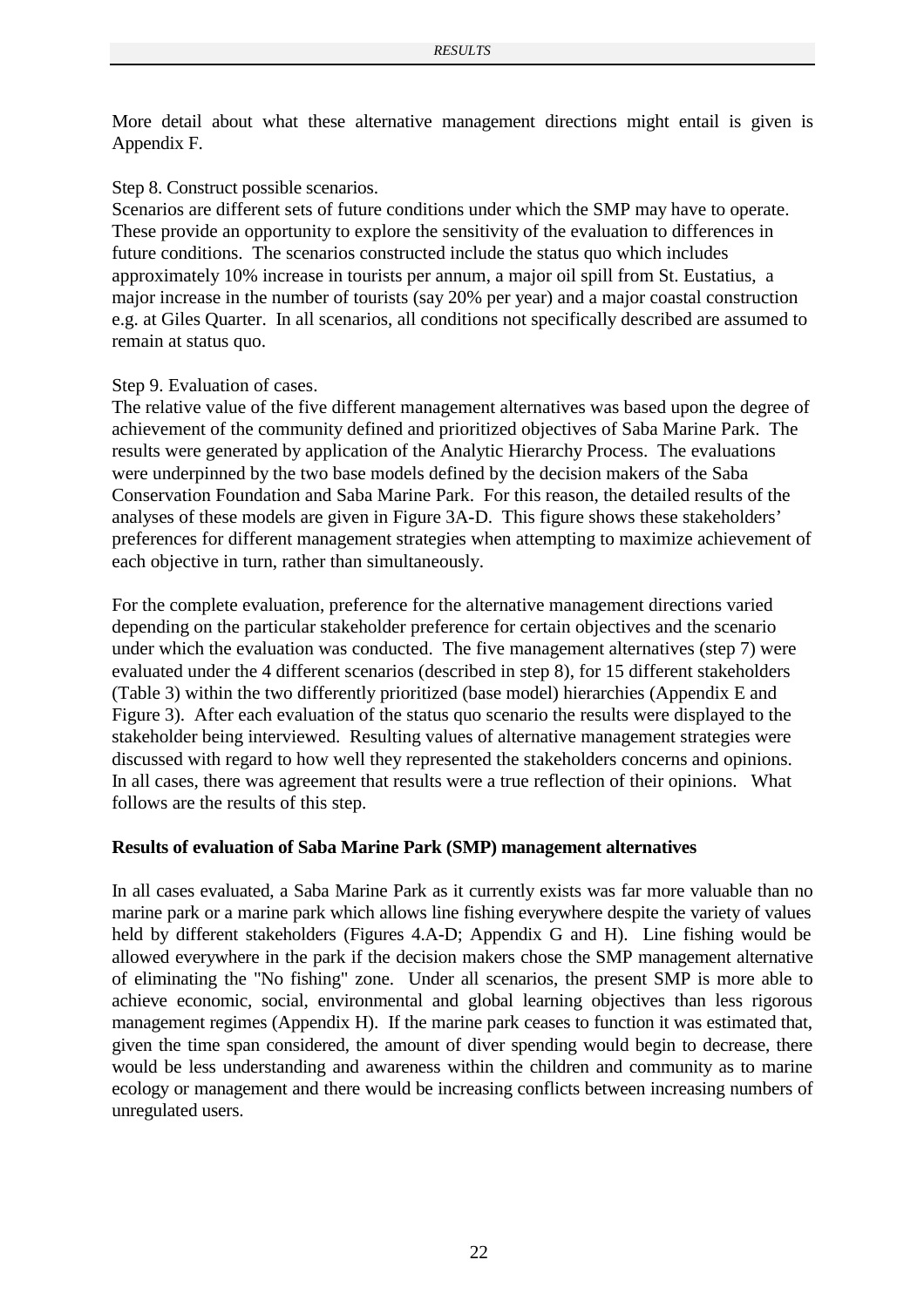More detail about what these alternative management directions might entail is given is Appendix F.

Step 8. Construct possible scenarios.
Scenarios are different sets of future conditions under which the SMP may have to operate. These provide an opportunity to explore the sensitivity of the evaluation to differences in future conditions. The scenarios constructed include the status quo which includes approximately 10% increase in tourists per annum, a major oil spill from St. Eustatius, a major increase in the number of tourists (say 20% per year) and a major coastal construction e.g. at Giles Quarter. In all scenarios, all conditions not specifically described are assumed to remain at status quo.

Step 9. Evaluation of cases.
The relative value of the five different management alternatives was based upon the degree of achievement of the community defined and prioritized objectives of Saba Marine Park. The results were generated by application of the Analytic Hierarchy Process. The evaluations were underpinned by the two base models defined by the decision makers of the Saba Conservation Foundation and Saba Marine Park. For this reason, the detailed results of the analyses of these models are given in Figure 3A-D. This figure shows these stakeholders' preferences for different management strategies when attempting to maximize achievement of each objective in turn, rather than simultaneously.

For the complete evaluation, preference for the alternative management directions varied depending on the particular stakeholder preference for certain objectives and the scenario under which the evaluation was conducted. The five management alternatives (step 7) were evaluated under the 4 different scenarios (described in step 8), for 15 different stakeholders (Table 3) within the two differently prioritized (base model) hierarchies (Appendix E and Figure 3). After each evaluation of the status quo scenario the results were displayed to the stakeholder being interviewed. Resulting values of alternative management strategies were discussed with regard to how well they represented the stakeholders concerns and opinions. In all cases, there was agreement that results were a true reflection of their opinions. What follows are the results of this step.

**Results of evaluation of Saba Marine Park (SMP) management alternatives**

In all cases evaluated, a Saba Marine Park as it currently exists was far more valuable than no marine park or a marine park which allows line fishing everywhere despite the variety of values held by different stakeholders (Figures 4.A-D; Appendix G and H). Line fishing would be allowed everywhere in the park if the decision makers chose the SMP management alternative of eliminating the "No fishing" zone. Under all scenarios, the present SMP is more able to achieve economic, social, environmental and global learning objectives than less rigorous management regimes (Appendix H). If the marine park ceases to function it was estimated that, given the time span considered, the amount of diver spending would begin to decrease, there would be less understanding and awareness within the children and community as to marine ecology or management and there would be increasing conflicts between increasing numbers of unregulated users.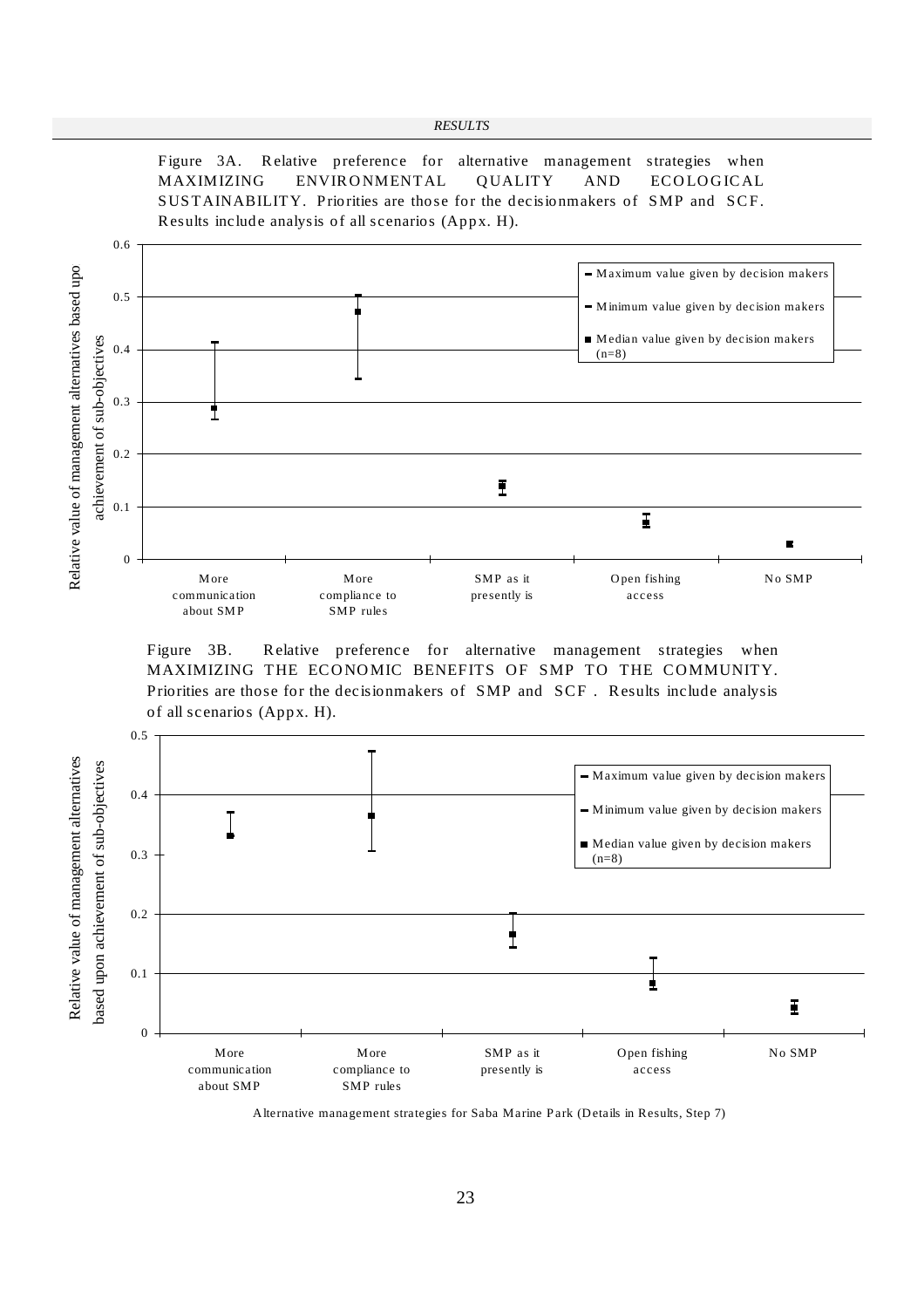Figure 3A. Relative preference for alternative management strategies when MAXIMIZING ENVIRONMENTAL QUALITY AND ECOLOGICAL SUSTAINABILITY. Priorities are those for the decisionmakers of SMP and SCF. Results include analysis of all scenarios (Appx. H).

Figure 3B. Relative preference for alternative management strategies when MAXIMIZING THE ECONOMIC BENEFITS OF SMP TO THE COMMUNITY. Priorities are those for the decisionmakers of SMP and SCF . Results include analysis of all scenarios (Appx. H).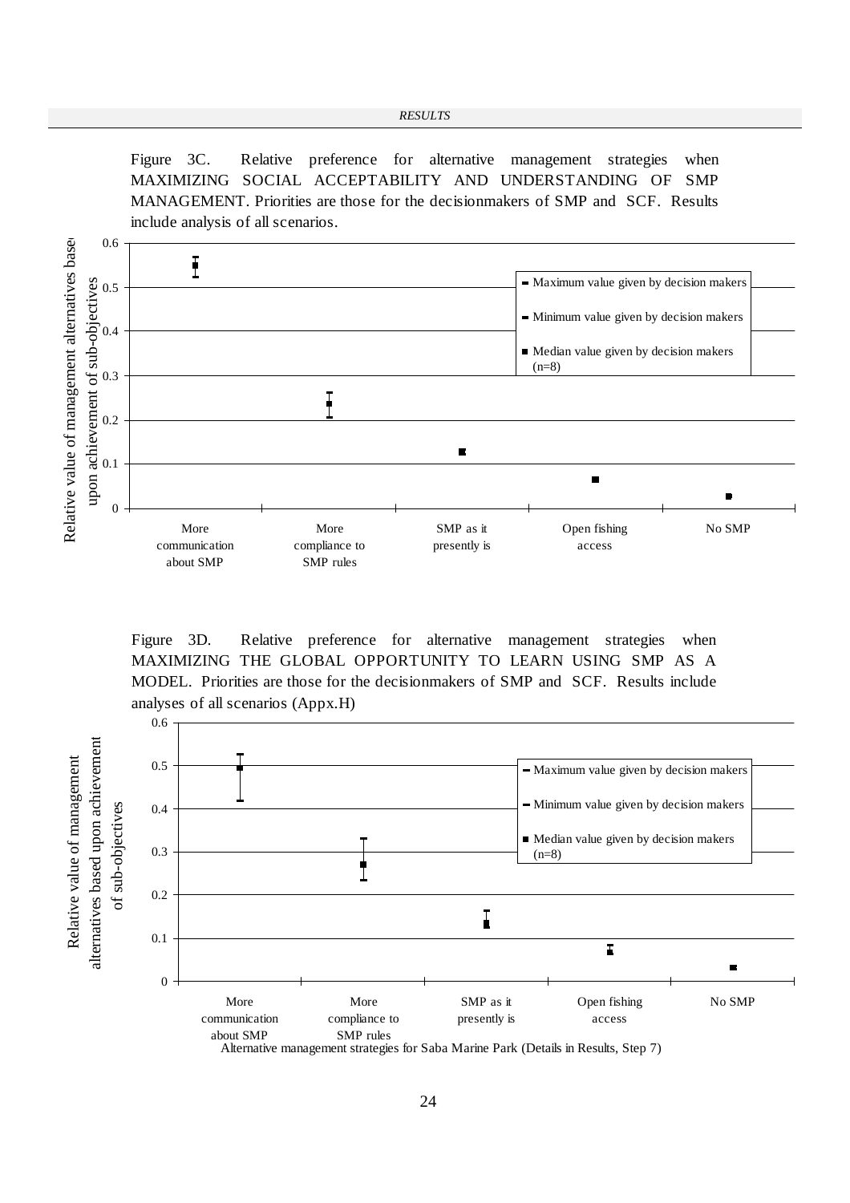Figure 3C. Relative preference for alternative management strategies when MAXIMIZING SOCIAL ACCEPTABILITY AND UNDERSTANDING OF SMP MANAGEMENT. Priorities are those for the decisionmakers of SMP and SCF. Results include analysis of all scenarios.

Figure 3D. Relative preference for alternative management strategies when MAXIMIZING THE GLOBAL OPPORTUNITY TO LEARN USING SMP AS A MODEL. Priorities are those for the decisionmakers of SMP and SCF. Results include analyses of all scenarios (Appx.H)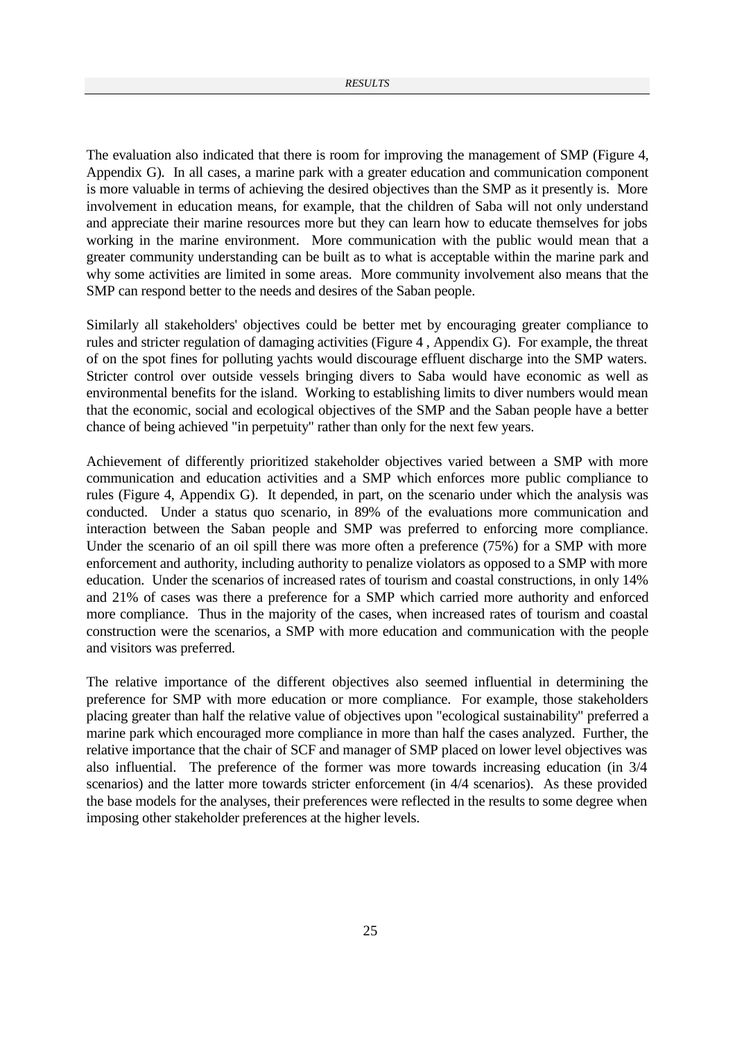The evaluation also indicated that there is room for improving the management of SMP (Figure 4, Appendix G). In all cases, a marine park with a greater education and communication component is more valuable in terms of achieving the desired objectives than the SMP as it presently is. More involvement in education means, for example, that the children of Saba will not only understand and appreciate their marine resources more but they can learn how to educate themselves for jobs working in the marine environment. More communication with the public would mean that a greater community understanding can be built as to what is acceptable within the marine park and why some activities are limited in some areas. More community involvement also means that the SMP can respond better to the needs and desires of the Saban people.

Similarly all stakeholders' objectives could be better met by encouraging greater compliance to rules and stricter regulation of damaging activities (Figure 4 , Appendix G). For example, the threat of on the spot fines for polluting yachts would discourage effluent discharge into the SMP waters. Stricter control over outside vessels bringing divers to Saba would have economic as well as environmental benefits for the island. Working to establishing limits to diver numbers would mean that the economic, social and ecological objectives of the SMP and the Saban people have a better chance of being achieved "in perpetuity" rather than only for the next few years.

Achievement of differently prioritized stakeholder objectives varied between a SMP with more communication and education activities and a SMP which enforces more public compliance to rules (Figure 4, Appendix G). It depended, in part, on the scenario under which the analysis was conducted. Under a status quo scenario, in 89% of the evaluations more communication and interaction between the Saban people and SMP was preferred to enforcing more compliance. Under the scenario of an oil spill there was more often a preference (75%) for a SMP with more enforcement and authority, including authority to penalize violators as opposed to a SMP with more education. Under the scenarios of increased rates of tourism and coastal constructions, in only 14% and 21% of cases was there a preference for a SMP which carried more authority and enforced more compliance. Thus in the majority of the cases, when increased rates of tourism and coastal construction were the scenarios, a SMP with more education and communication with the people and visitors was preferred.

The relative importance of the different objectives also seemed influential in determining the preference for SMP with more education or more compliance. For example, those stakeholders placing greater than half the relative value of objectives upon "ecological sustainability" preferred a marine park which encouraged more compliance in more than half the cases analyzed. Further, the relative importance that the chair of SCF and manager of SMP placed on lower level objectives was also influential. The preference of the former was more towards increasing education (in 3/4 scenarios) and the latter more towards stricter enforcement (in 4/4 scenarios). As these provided the base models for the analyses, their preferences were reflected in the results to some degree when imposing other stakeholder preferences at the higher levels.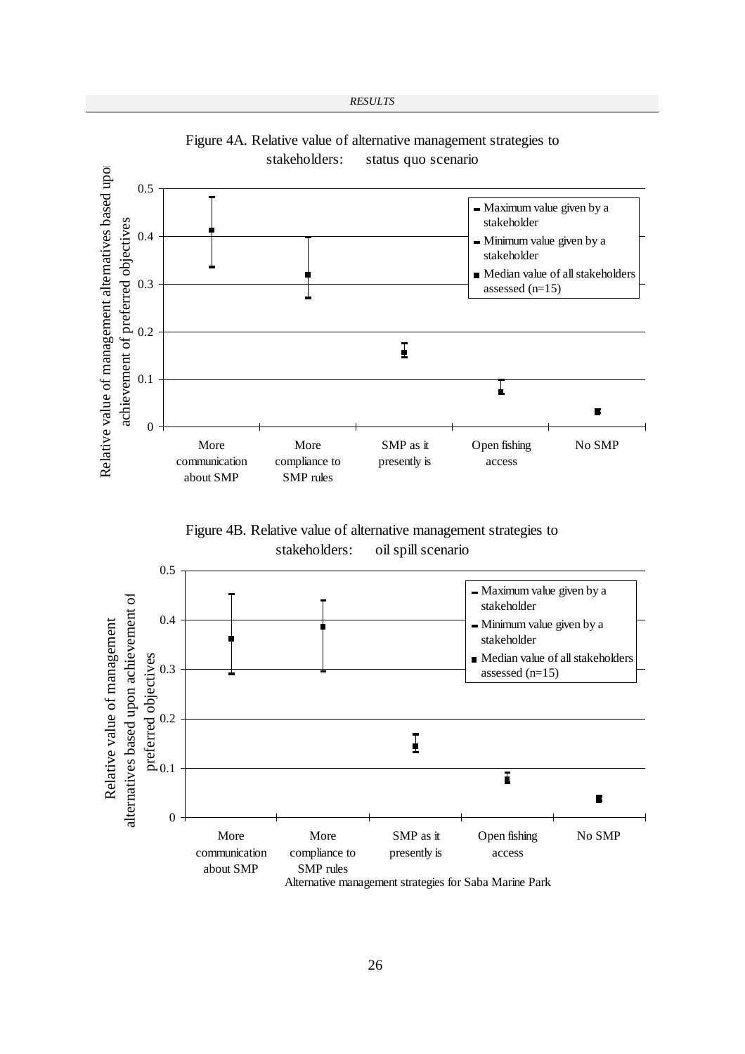Figure 4A. Relative value of alternative management strategies to stakeholders: status quo scenario

Figure 4B. Relative value of alternative management strategies to stakeholders: oil spill scenario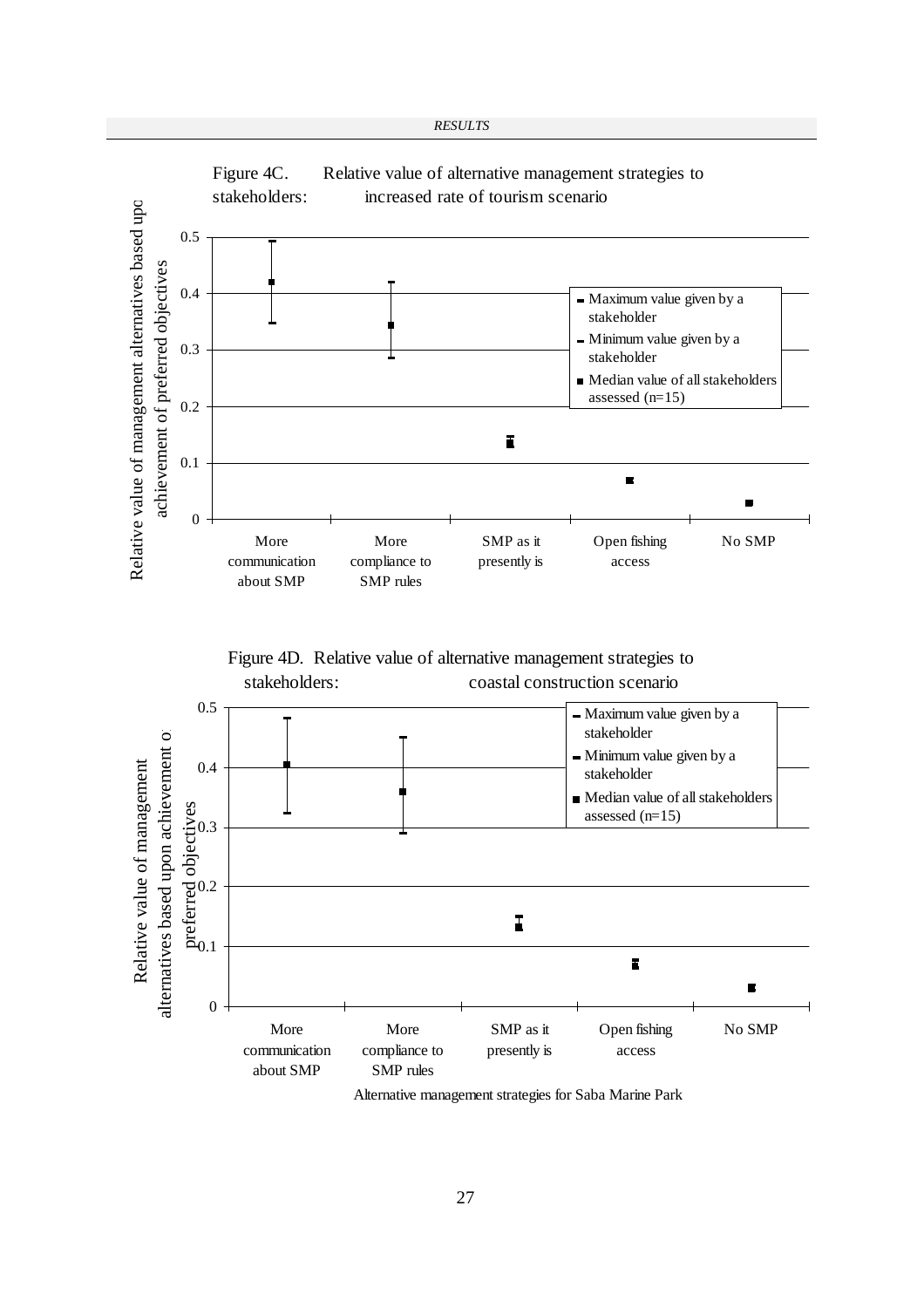Figure 4C. Relative value of alternative management strategies to stakeholders: increased rate of tourism scenario

Figure 4D. Relative value of alternative management strategies to stakeholders: coastal construction scenario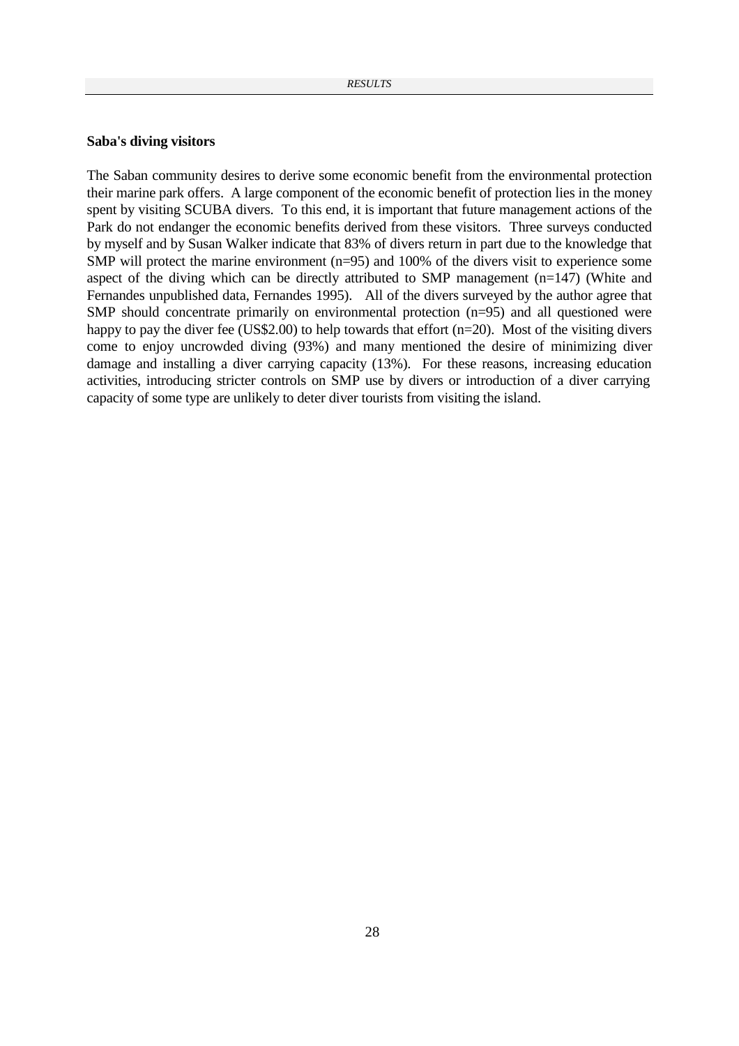**Saba's diving visitors**

The Saban community desires to derive some economic benefit from the environmental protection their marine park offers. A large component of the economic benefit of protection lies in the money spent by visiting SCUBA divers. To this end, it is important that future management actions of the Park do not endanger the economic benefits derived from these visitors. Three surveys conducted by myself and by Susan Walker indicate that 83% of divers return in part due to the knowledge that SMP will protect the marine environment (n=95) and 100% of the divers visit to experience some aspect of the diving which can be directly attributed to SMP management (n=147) (White and Fernandes unpublished data, Fernandes 1995). All of the divers surveyed by the author agree that SMP should concentrate primarily on environmental protection (n=95) and all questioned were happy to pay the diver fee (US$2.00) to help towards that effort (n=20). Most of the visiting divers come to enjoy uncrowded diving (93%) and many mentioned the desire of minimizing diver damage and installing a diver carrying capacity (13%). For these reasons, increasing education activities, introducing stricter controls on SMP use by divers or introduction of a diver carrying capacity of some type are unlikely to deter diver tourists from visiting the island.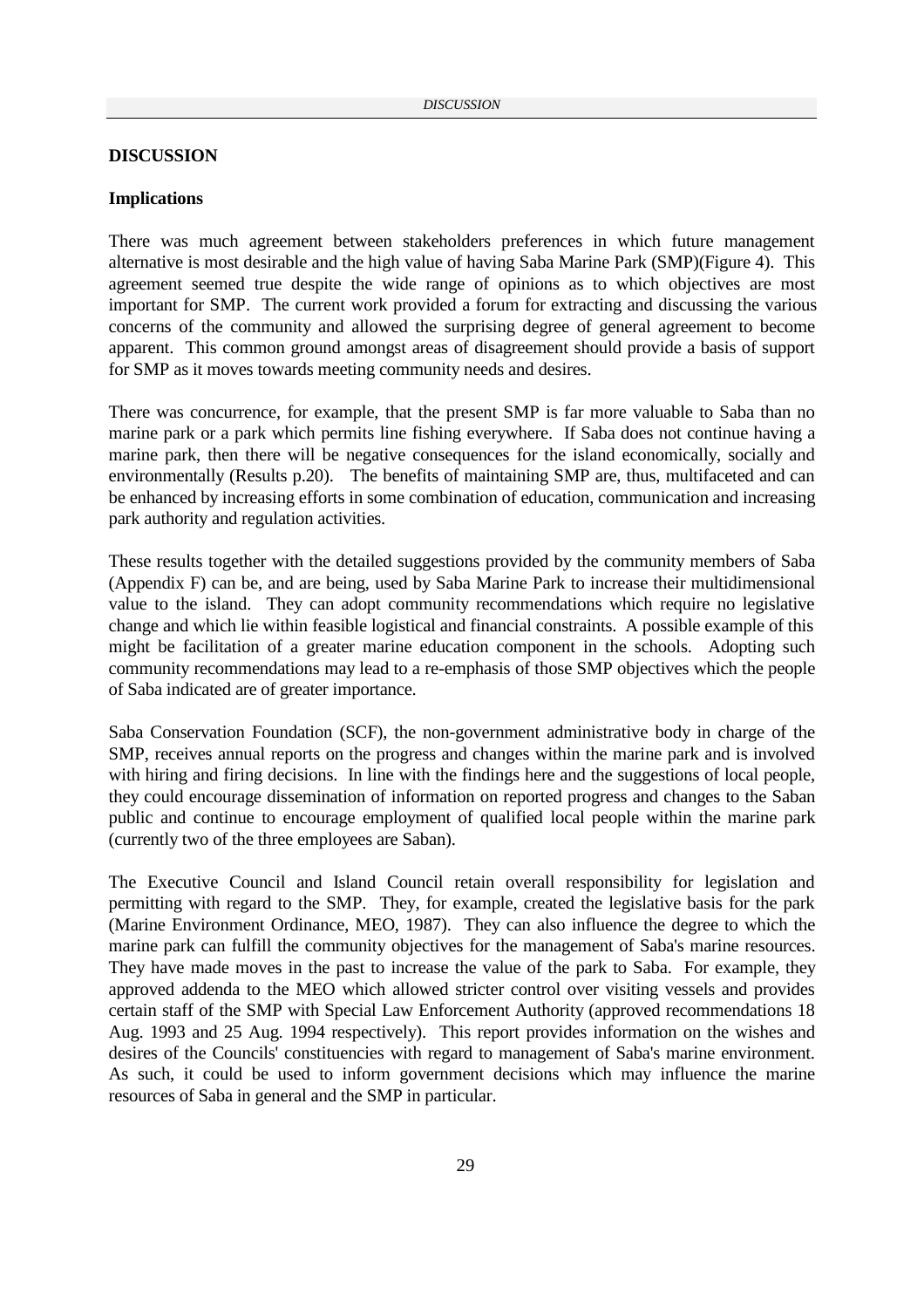## DISCUSSION

### Implications

There was much agreement between stakeholders preferences in which future management alternative is most desirable and the high value of having Saba Marine Park (SMP)(Figure 4). This agreement seemed true despite the wide range of opinions as to which objectives are most important for SMP. The current work provided a forum for extracting and discussing the various concerns of the community and allowed the surprising degree of general agreement to become apparent. This common ground amongst areas of disagreement should provide a basis of support for SMP as it moves towards meeting community needs and desires.

There was concurrence, for example, that the present SMP is far more valuable to Saba than no marine park or a park which permits line fishing everywhere. If Saba does not continue having a marine park, then there will be negative consequences for the island economically, socially and environmentally (Results p.20). The benefits of maintaining SMP are, thus, multifaceted and can be enhanced by increasing efforts in some combination of education, communication and increasing park authority and regulation activities.

These results together with the detailed suggestions provided by the community members of Saba (Appendix F) can be, and are being, used by Saba Marine Park to increase their multidimensional value to the island. They can adopt community recommendations which require no legislative change and which lie within feasible logistical and financial constraints. A possible example of this might be facilitation of a greater marine education component in the schools. Adopting such community recommendations may lead to a re-emphasis of those SMP objectives which the people of Saba indicated are of greater importance.

Saba Conservation Foundation (SCF), the non-government administrative body in charge of the SMP, receives annual reports on the progress and changes within the marine park and is involved with hiring and firing decisions. In line with the findings here and the suggestions of local people, they could encourage dissemination of information on reported progress and changes to the Saban public and continue to encourage employment of qualified local people within the marine park (currently two of the three employees are Saban).

The Executive Council and Island Council retain overall responsibility for legislation and permitting with regard to the SMP. They, for example, created the legislative basis for the park (Marine Environment Ordinance, MEO, 1987). They can also influence the degree to which the marine park can fulfill the community objectives for the management of Saba's marine resources. They have made moves in the past to increase the value of the park to Saba. For example, they approved addenda to the MEO which allowed stricter control over visiting vessels and provides certain staff of the SMP with Special Law Enforcement Authority (approved recommendations 18 Aug. 1993 and 25 Aug. 1994 respectively). This report provides information on the wishes and desires of the Councils' constituencies with regard to management of Saba's marine environment. As such, it could be used to inform government decisions which may influence the marine resources of Saba in general and the SMP in particular.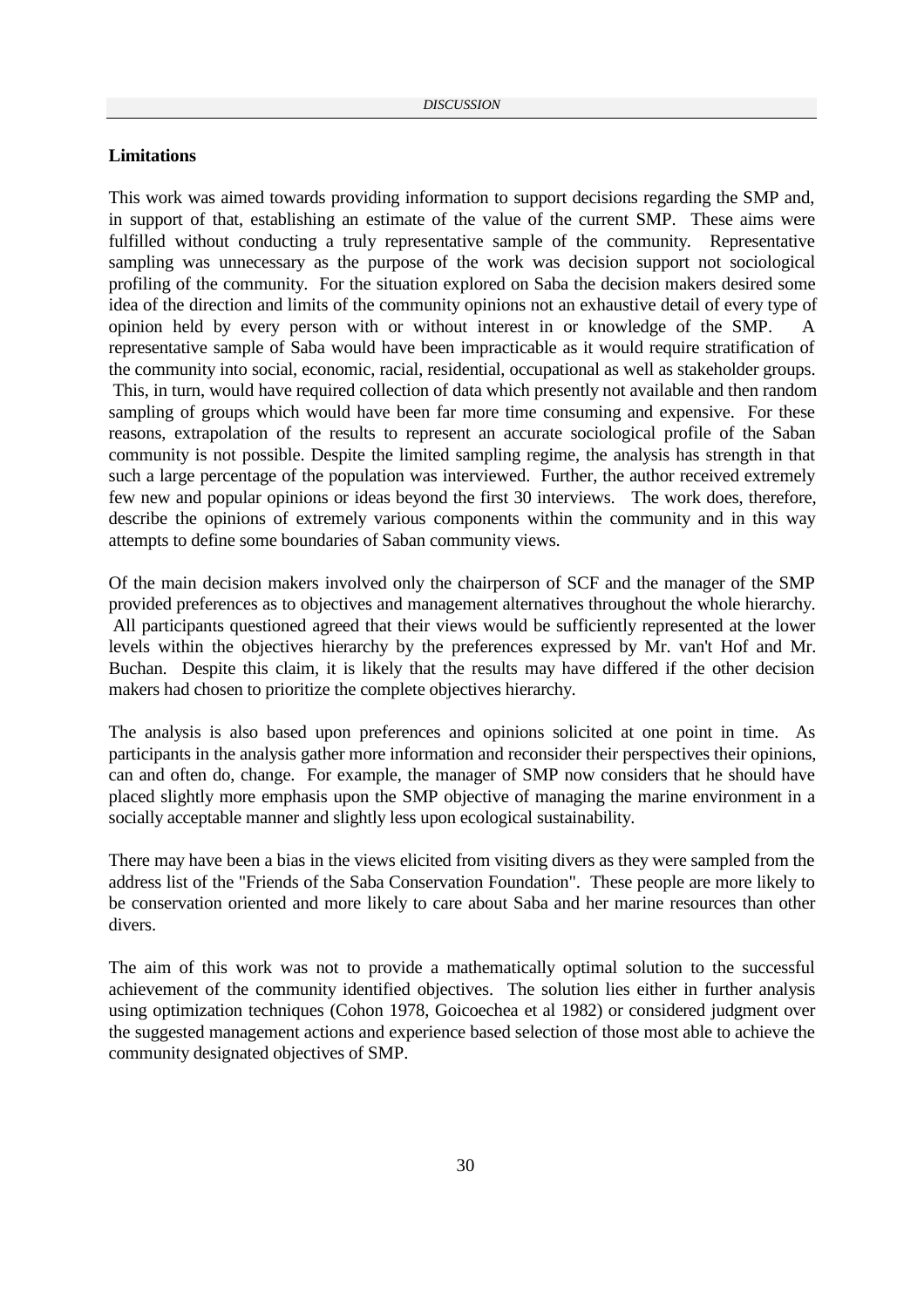## Limitations

This work was aimed towards providing information to support decisions regarding the SMP and, in support of that, establishing an estimate of the value of the current SMP. These aims were fulfilled without conducting a truly representative sample of the community. Representative sampling was unnecessary as the purpose of the work was decision support not sociological profiling of the community. For the situation explored on Saba the decision makers desired some idea of the direction and limits of the community opinions not an exhaustive detail of every type of opinion held by every person with or without interest in or knowledge of the SMP. A representative sample of Saba would have been impracticable as it would require stratification of the community into social, economic, racial, residential, occupational as well as stakeholder groups. This, in turn, would have required collection of data which presently not available and then random sampling of groups which would have been far more time consuming and expensive. For these reasons, extrapolation of the results to represent an accurate sociological profile of the Saban community is not possible. Despite the limited sampling regime, the analysis has strength in that such a large percentage of the population was interviewed. Further, the author received extremely few new and popular opinions or ideas beyond the first 30 interviews. The work does, therefore, describe the opinions of extremely various components within the community and in this way attempts to define some boundaries of Saban community views.

Of the main decision makers involved only the chairperson of SCF and the manager of the SMP provided preferences as to objectives and management alternatives throughout the whole hierarchy. All participants questioned agreed that their views would be sufficiently represented at the lower levels within the objectives hierarchy by the preferences expressed by Mr. van't Hof and Mr. Buchan. Despite this claim, it is likely that the results may have differed if the other decision makers had chosen to prioritize the complete objectives hierarchy.

The analysis is also based upon preferences and opinions solicited at one point in time. As participants in the analysis gather more information and reconsider their perspectives their opinions, can and often do, change. For example, the manager of SMP now considers that he should have placed slightly more emphasis upon the SMP objective of managing the marine environment in a socially acceptable manner and slightly less upon ecological sustainability.

There may have been a bias in the views elicited from visiting divers as they were sampled from the address list of the "Friends of the Saba Conservation Foundation". These people are more likely to be conservation oriented and more likely to care about Saba and her marine resources than other divers.

The aim of this work was not to provide a mathematically optimal solution to the successful achievement of the community identified objectives. The solution lies either in further analysis using optimization techniques (Cohon 1978, Goicoechea et al 1982) or considered judgment over the suggested management actions and experience based selection of those most able to achieve the community designated objectives of SMP.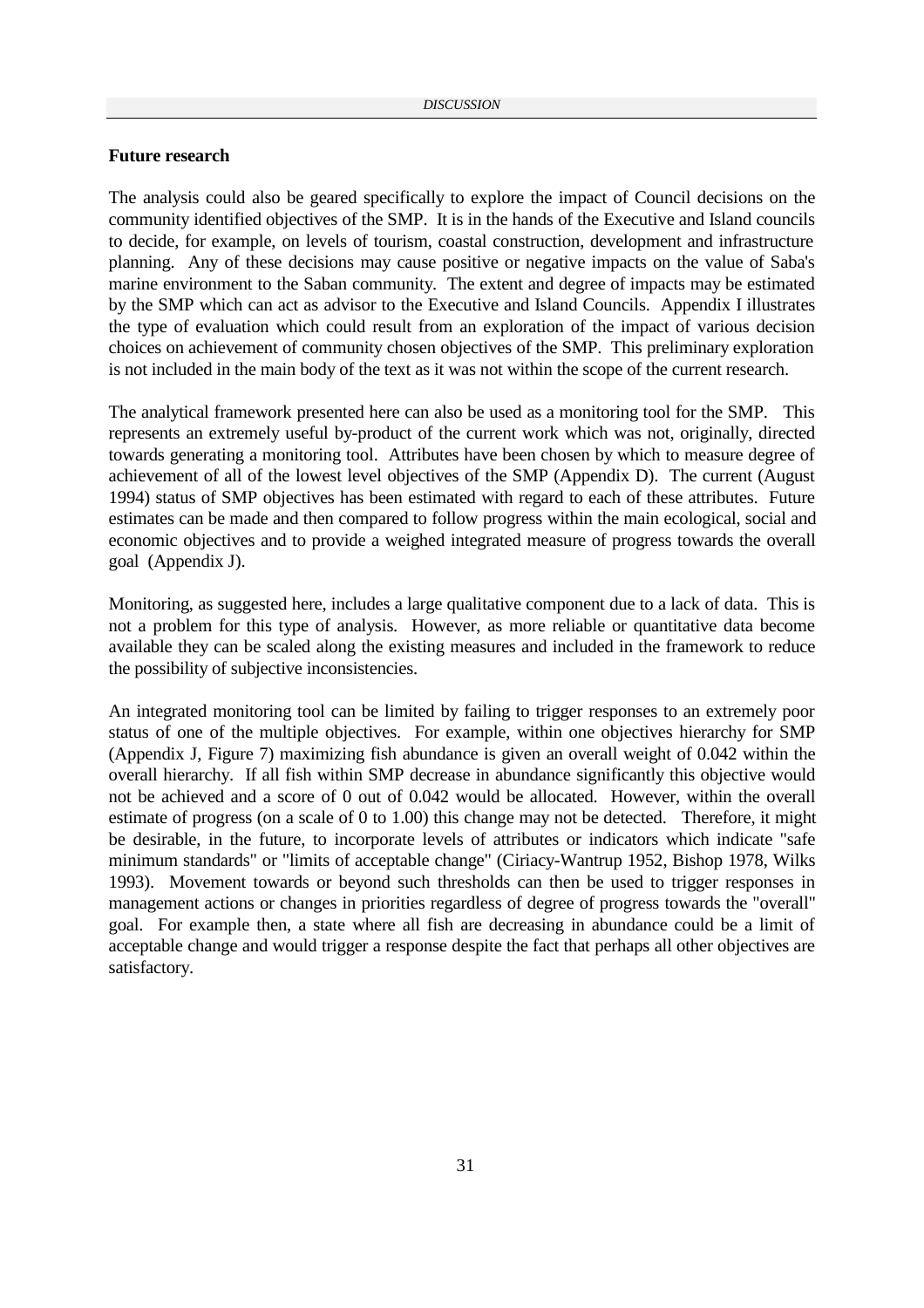### Future research

The analysis could also be geared specifically to explore the impact of Council decisions on the community identified objectives of the SMP. It is in the hands of the Executive and Island councils to decide, for example, on levels of tourism, coastal construction, development and infrastructure planning. Any of these decisions may cause positive or negative impacts on the value of Saba's marine environment to the Saban community. The extent and degree of impacts may be estimated by the SMP which can act as advisor to the Executive and Island Councils. Appendix I illustrates the type of evaluation which could result from an exploration of the impact of various decision choices on achievement of community chosen objectives of the SMP. This preliminary exploration is not included in the main body of the text as it was not within the scope of the current research.

The analytical framework presented here can also be used as a monitoring tool for the SMP. This represents an extremely useful by-product of the current work which was not, originally, directed towards generating a monitoring tool. Attributes have been chosen by which to measure degree of achievement of all of the lowest level objectives of the SMP (Appendix D). The current (August 1994) status of SMP objectives has been estimated with regard to each of these attributes. Future estimates can be made and then compared to follow progress within the main ecological, social and economic objectives and to provide a weighed integrated measure of progress towards the overall goal (Appendix J).

Monitoring, as suggested here, includes a large qualitative component due to a lack of data. This is not a problem for this type of analysis. However, as more reliable or quantitative data become available they can be scaled along the existing measures and included in the framework to reduce the possibility of subjective inconsistencies.

An integrated monitoring tool can be limited by failing to trigger responses to an extremely poor status of one of the multiple objectives. For example, within one objectives hierarchy for SMP (Appendix J, Figure 7) maximizing fish abundance is given an overall weight of 0.042 within the overall hierarchy. If all fish within SMP decrease in abundance significantly this objective would not be achieved and a score of 0 out of 0.042 would be allocated. However, within the overall estimate of progress (on a scale of 0 to 1.00) this change may not be detected. Therefore, it might be desirable, in the future, to incorporate levels of attributes or indicators which indicate "safe minimum standards" or "limits of acceptable change" (Ciriacy-Wantrup 1952, Bishop 1978, Wilks 1993). Movement towards or beyond such thresholds can then be used to trigger responses in management actions or changes in priorities regardless of degree of progress towards the "overall" goal. For example then, a state where all fish are decreasing in abundance could be a limit of acceptable change and would trigger a response despite the fact that perhaps all other objectives are satisfactory.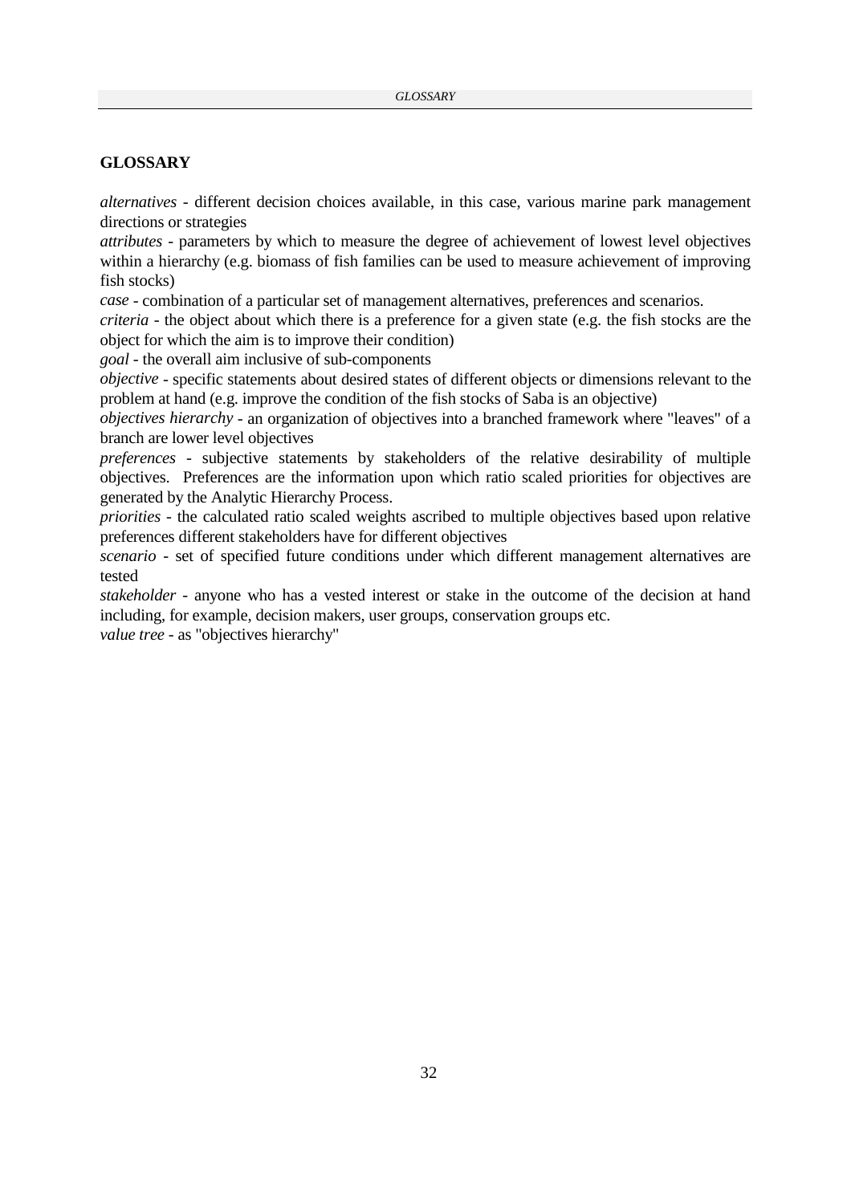## GLOSSARY

*alternatives* - different decision choices available, in this case, various marine park management directions or strategies

*attributes* - parameters by which to measure the degree of achievement of lowest level objectives within a hierarchy (e.g. biomass of fish families can be used to measure achievement of improving fish stocks)

*case* - combination of a particular set of management alternatives, preferences and scenarios.

*criteria* - the object about which there is a preference for a given state (e.g. the fish stocks are the object for which the aim is to improve their condition)

*goal* - the overall aim inclusive of sub-components

*objective* - specific statements about desired states of different objects or dimensions relevant to the problem at hand (e.g. improve the condition of the fish stocks of Saba is an objective)

*objectives hierarchy* - an organization of objectives into a branched framework where "leaves" of a branch are lower level objectives

*preferences* - subjective statements by stakeholders of the relative desirability of multiple objectives. Preferences are the information upon which ratio scaled priorities for objectives are generated by the Analytic Hierarchy Process.

*priorities* - the calculated ratio scaled weights ascribed to multiple objectives based upon relative preferences different stakeholders have for different objectives

*scenario* - set of specified future conditions under which different management alternatives are tested

*stakeholder* - anyone who has a vested interest or stake in the outcome of the decision at hand including, for example, decision makers, user groups, conservation groups etc.

*value tree* - as "objectives hierarchy"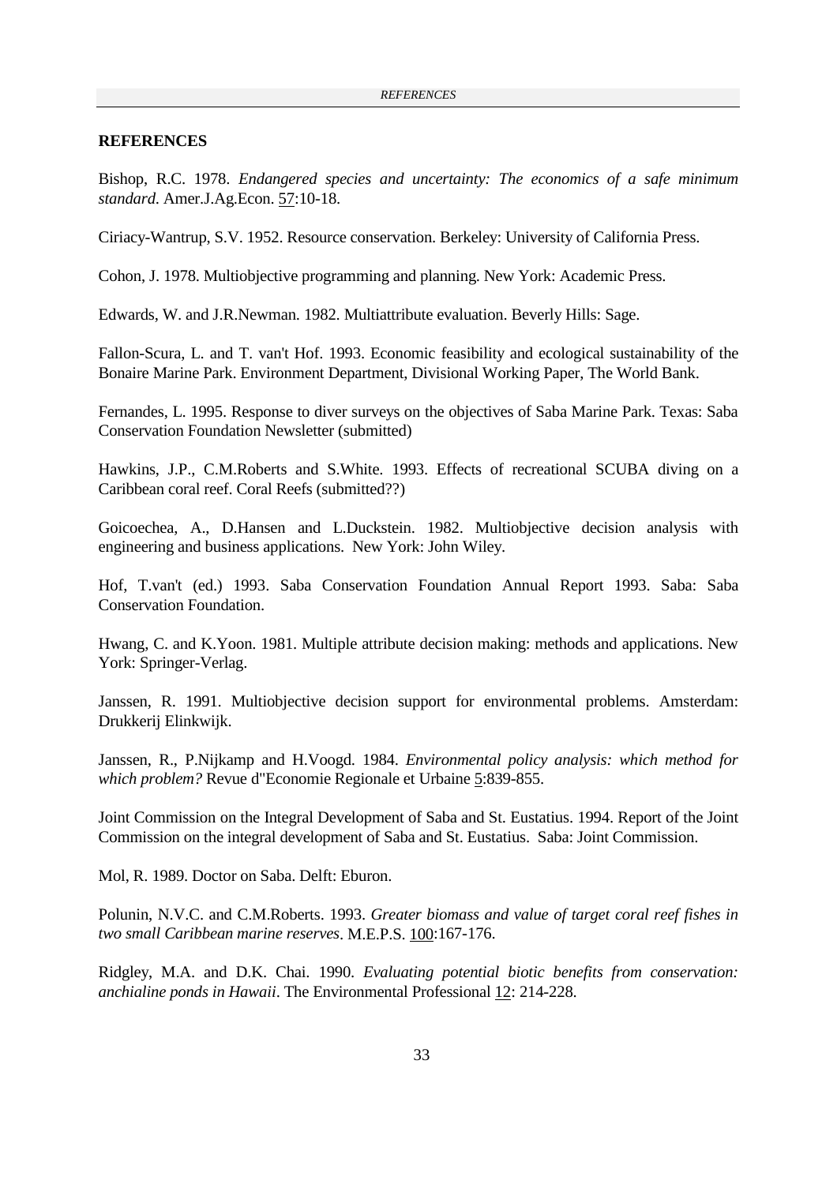## REFERENCES

Bishop, R.C. 1978. *Endangered species and uncertainty: The economics of a safe minimum standard*. Amer.J.Ag.Econ. 57:10-18.

Ciriacy-Wantrup, S.V. 1952. Resource conservation. Berkeley: University of California Press.

Cohon, J. 1978. Multiobjective programming and planning. New York: Academic Press.

Edwards, W. and J.R.Newman. 1982. Multiattribute evaluation. Beverly Hills: Sage.

Fallon-Scura, L. and T. van't Hof. 1993. Economic feasibility and ecological sustainability of the Bonaire Marine Park. Environment Department, Divisional Working Paper, The World Bank.

Fernandes, L. 1995. Response to diver surveys on the objectives of Saba Marine Park. Texas: Saba Conservation Foundation Newsletter (submitted)

Hawkins, J.P., C.M.Roberts and S.White. 1993. Effects of recreational SCUBA diving on a Caribbean coral reef. Coral Reefs (submitted??)

Goicoechea, A., D.Hansen and L.Duckstein. 1982. Multiobjective decision analysis with engineering and business applications. New York: John Wiley.

Hof, T.van't (ed.) 1993. Saba Conservation Foundation Annual Report 1993. Saba: Saba Conservation Foundation.

Hwang, C. and K.Yoon. 1981. Multiple attribute decision making: methods and applications. New York: Springer-Verlag.

Janssen, R. 1991. Multiobjective decision support for environmental problems. Amsterdam: Drukkerij Elinkwijk.

Janssen, R., P.Nijkamp and H.Voogd. 1984. *Environmental policy analysis: which method for which problem?* Revue d"Economie Regionale et Urbaine 5:839-855.

Joint Commission on the Integral Development of Saba and St. Eustatius. 1994. Report of the Joint Commission on the integral development of Saba and St. Eustatius. Saba: Joint Commission.

Mol, R. 1989. Doctor on Saba. Delft: Eburon.

Polunin, N.V.C. and C.M.Roberts. 1993. *Greater biomass and value of target coral reef fishes in two small Caribbean marine reserves*. M.E.P.S. 100:167-176.

Ridgley, M.A. and D.K. Chai. 1990. *Evaluating potential biotic benefits from conservation: anchialine ponds in Hawaii*. The Environmental Professional 12: 214-228.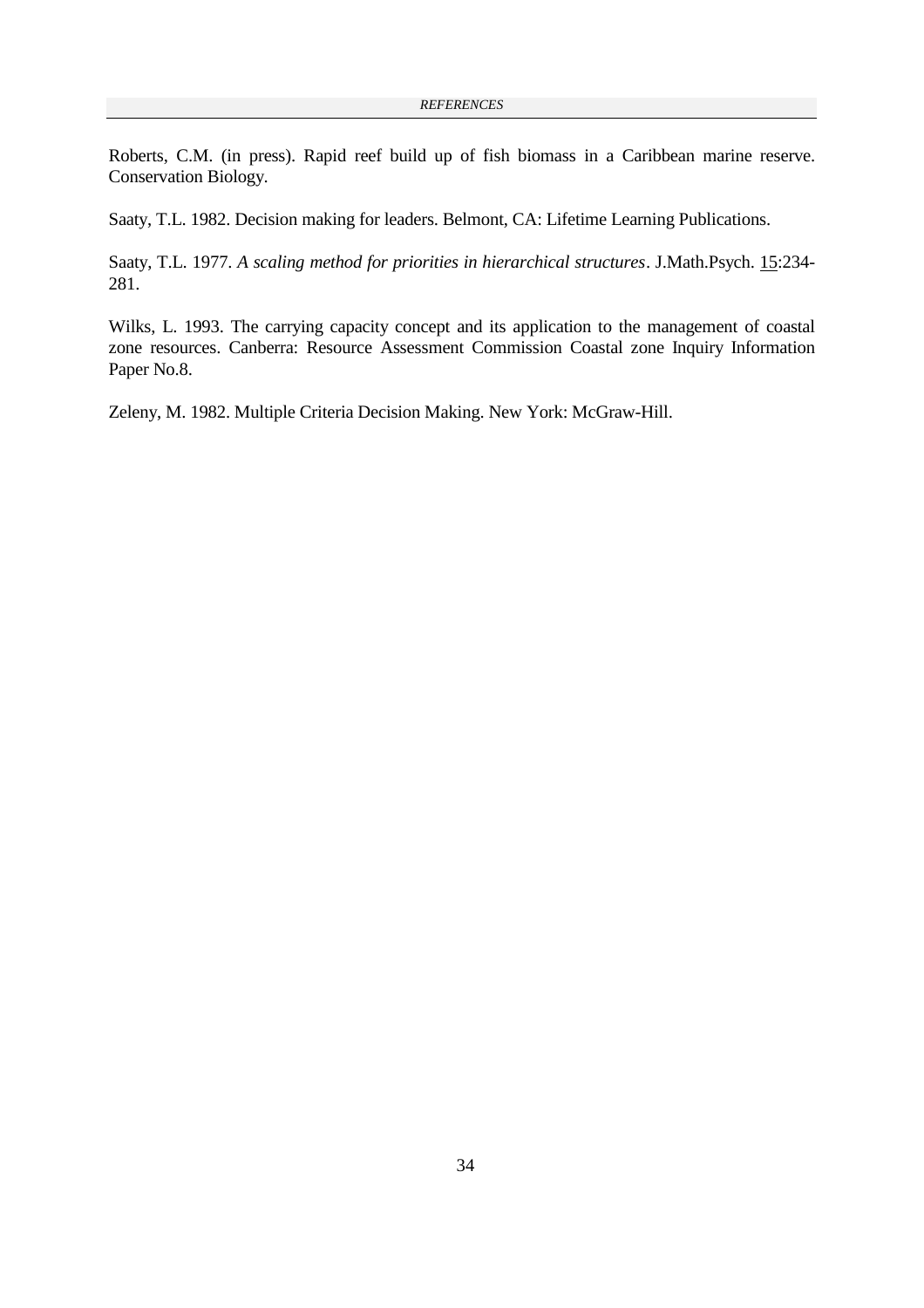Roberts, C.M. (in press). Rapid reef build up of fish biomass in a Caribbean marine reserve. Conservation Biology.

Saaty, T.L. 1982. Decision making for leaders. Belmont, CA: Lifetime Learning Publications.

Saaty, T.L. 1977. *A scaling method for priorities in hierarchical structures*. J.Math.Psych. 15:234-281.

Wilks, L. 1993. The carrying capacity concept and its application to the management of coastal zone resources. Canberra: Resource Assessment Commission Coastal zone Inquiry Information Paper No.8.

Zeleny, M. 1982. Multiple Criteria Decision Making. New York: McGraw-Hill.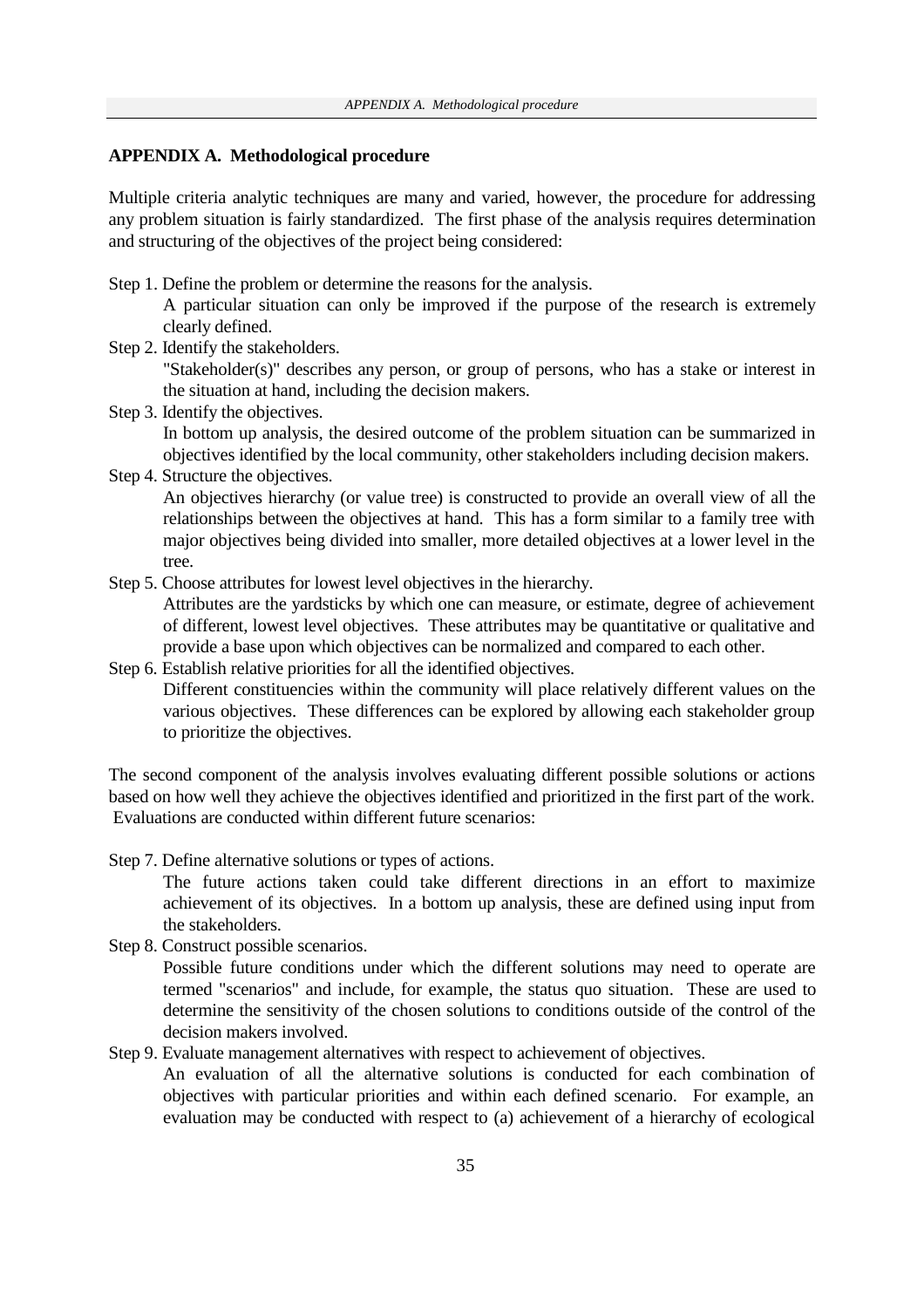## APPENDIX A. Methodological procedure

Multiple criteria analytic techniques are many and varied, however, the procedure for addressing any problem situation is fairly standardized. The first phase of the analysis requires determination and structuring of the objectives of the project being considered:

Step 1. Define the problem or determine the reasons for the analysis.
A particular situation can only be improved if the purpose of the research is extremely clearly defined.

Step 2. Identify the stakeholders.
"Stakeholder(s)" describes any person, or group of persons, who has a stake or interest in the situation at hand, including the decision makers.

Step 3. Identify the objectives.
In bottom up analysis, the desired outcome of the problem situation can be summarized in objectives identified by the local community, other stakeholders including decision makers.

Step 4. Structure the objectives.
An objectives hierarchy (or value tree) is constructed to provide an overall view of all the relationships between the objectives at hand. This has a form similar to a family tree with major objectives being divided into smaller, more detailed objectives at a lower level in the tree.

Step 5. Choose attributes for lowest level objectives in the hierarchy.
Attributes are the yardsticks by which one can measure, or estimate, degree of achievement of different, lowest level objectives. These attributes may be quantitative or qualitative and provide a base upon which objectives can be normalized and compared to each other.

Step 6. Establish relative priorities for all the identified objectives.
Different constituencies within the community will place relatively different values on the various objectives. These differences can be explored by allowing each stakeholder group to prioritize the objectives.

The second component of the analysis involves evaluating different possible solutions or actions based on how well they achieve the objectives identified and prioritized in the first part of the work. Evaluations are conducted within different future scenarios:

Step 7. Define alternative solutions or types of actions.
The future actions taken could take different directions in an effort to maximize achievement of its objectives. In a bottom up analysis, these are defined using input from the stakeholders.

Step 8. Construct possible scenarios.
Possible future conditions under which the different solutions may need to operate are termed "scenarios" and include, for example, the status quo situation. These are used to determine the sensitivity of the chosen solutions to conditions outside of the control of the decision makers involved.

Step 9. Evaluate management alternatives with respect to achievement of objectives.
An evaluation of all the alternative solutions is conducted for each combination of objectives with particular priorities and within each defined scenario. For example, an evaluation may be conducted with respect to (a) achievement of a hierarchy of ecological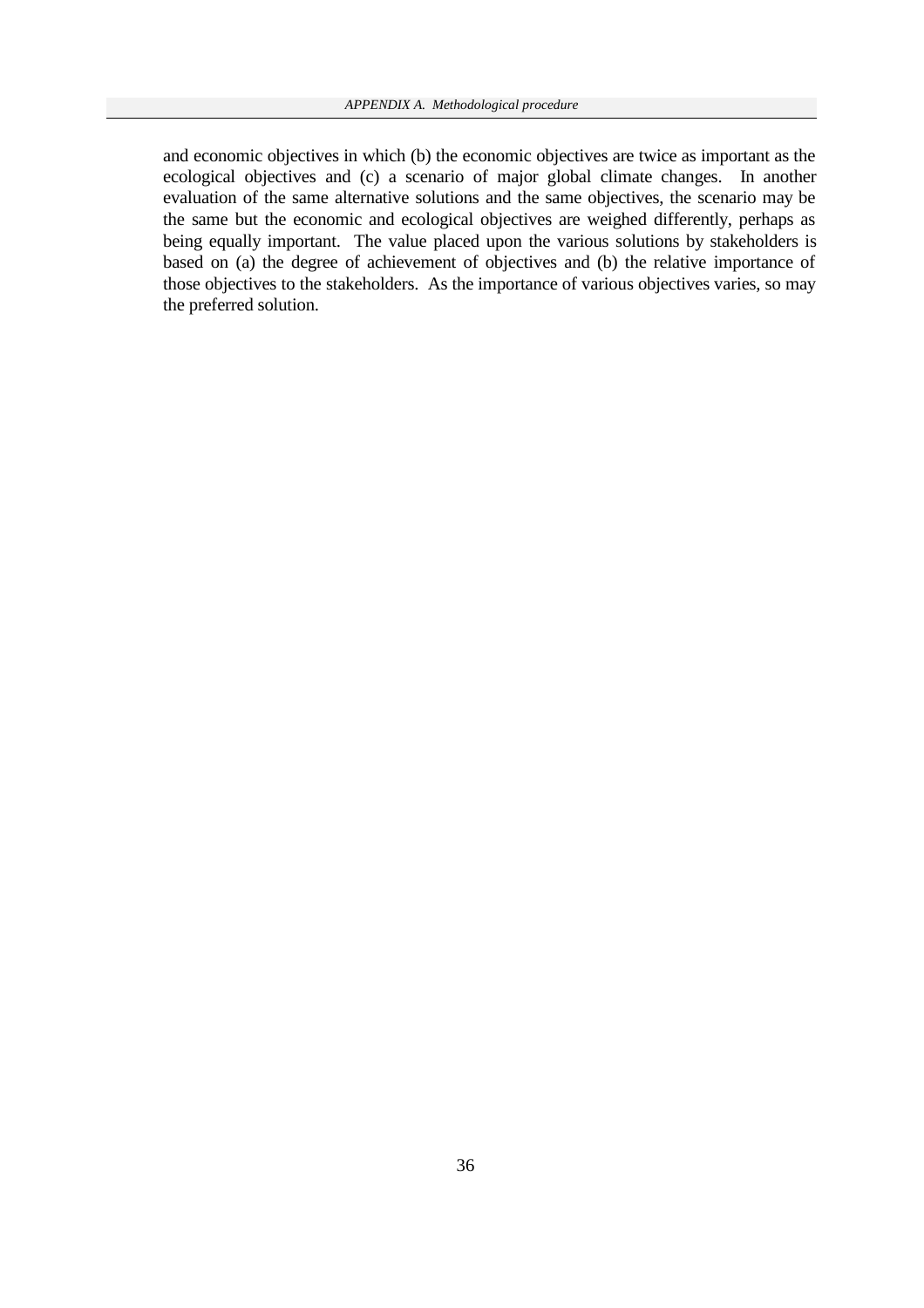and economic objectives in which (b) the economic objectives are twice as important as the ecological objectives and (c) a scenario of major global climate changes. In another evaluation of the same alternative solutions and the same objectives, the scenario may be the same but the economic and ecological objectives are weighed differently, perhaps as being equally important. The value placed upon the various solutions by stakeholders is based on (a) the degree of achievement of objectives and (b) the relative importance of those objectives to the stakeholders. As the importance of various objectives varies, so may the preferred solution.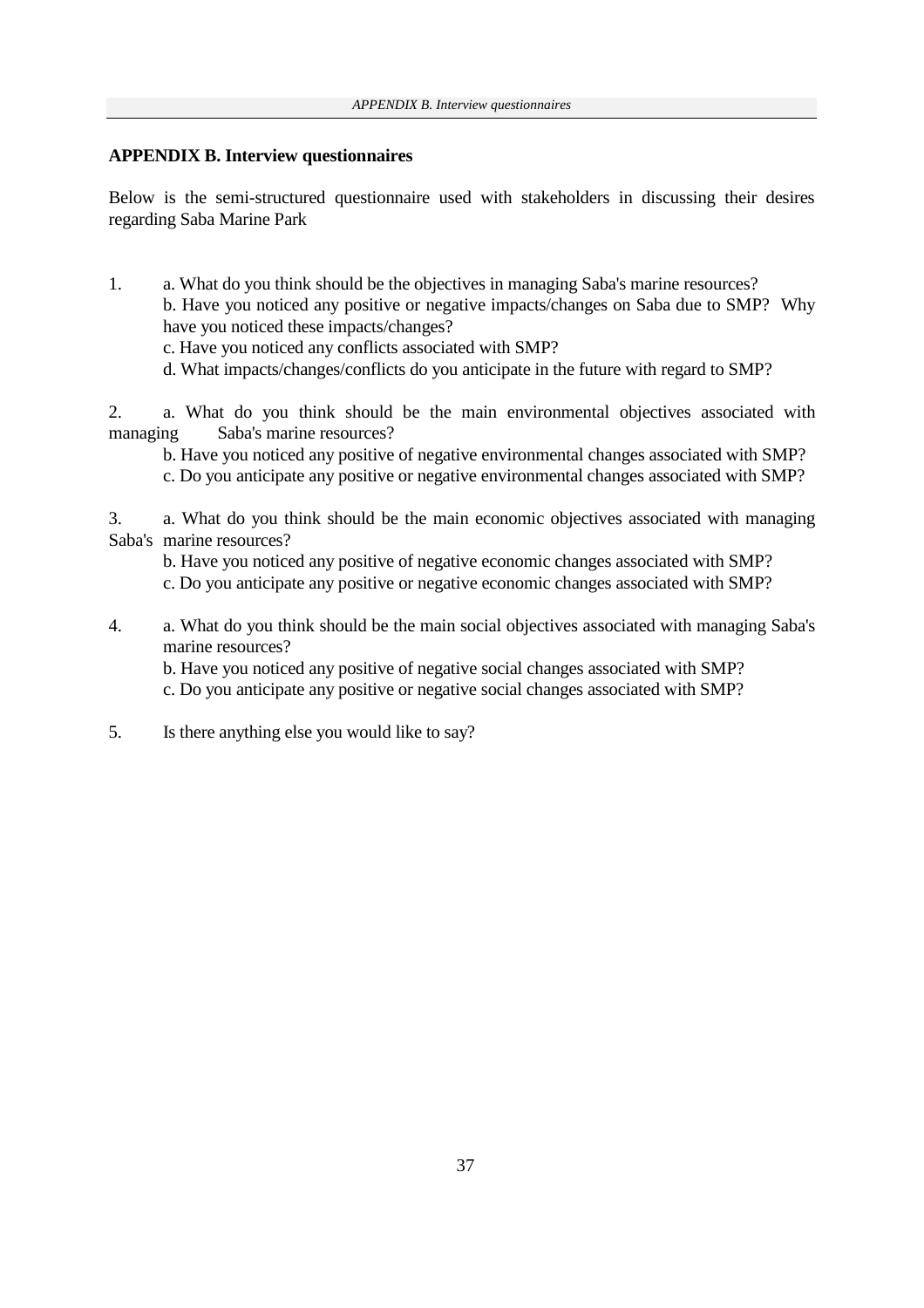## APPENDIX B. Interview questionnaires

Below is the semi-structured questionnaire used with stakeholders in discussing their desires regarding Saba Marine Park

1. a. What do you think should be the objectives in managing Saba's marine resources?
   b. Have you noticed any positive or negative impacts/changes on Saba due to SMP? Why have you noticed these impacts/changes?
   c. Have you noticed any conflicts associated with SMP?
   d. What impacts/changes/conflicts do you anticipate in the future with regard to SMP?

2. a. What do you think should be the main environmental objectives associated with managing Saba's marine resources?
   b. Have you noticed any positive of negative environmental changes associated with SMP?
   c. Do you anticipate any positive or negative environmental changes associated with SMP?

3. a. What do you think should be the main economic objectives associated with managing Saba's marine resources?
   b. Have you noticed any positive of negative economic changes associated with SMP?
   c. Do you anticipate any positive or negative economic changes associated with SMP?

4. a. What do you think should be the main social objectives associated with managing Saba's marine resources?
   b. Have you noticed any positive of negative social changes associated with SMP?
   c. Do you anticipate any positive or negative social changes associated with SMP?

5. Is there anything else you would like to say?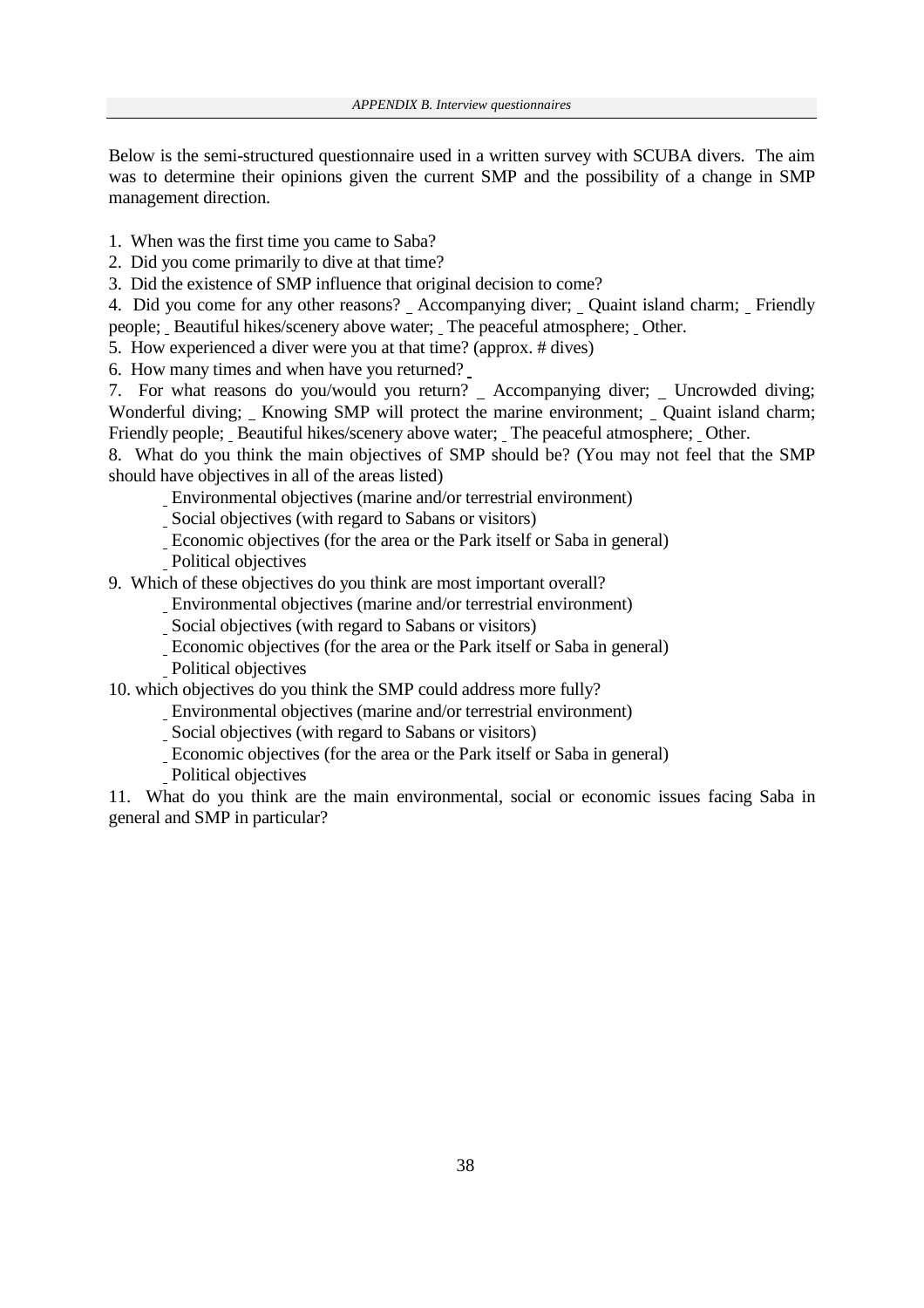Below is the semi-structured questionnaire used in a written survey with SCUBA divers. The aim was to determine their opinions given the current SMP and the possibility of a change in SMP management direction.

1. When was the first time you came to Saba?
2. Did you come primarily to dive at that time?
3. Did the existence of SMP influence that original decision to come?
4. Did you come for any other reasons? _ Accompanying diver; _ Quaint island charm; _ Friendly people; _ Beautiful hikes/scenery above water; _ The peaceful atmosphere; _ Other.
5. How experienced a diver were you at that time? (approx. # dives)
6. How many times and when have you returned? _
7. For what reasons do you/would you return? _ Accompanying diver; _ Uncrowded diving; Wonderful diving; _ Knowing SMP will protect the marine environment; _ Quaint island charm; Friendly people; _ Beautiful hikes/scenery above water; _ The peaceful atmosphere; _ Other.
8. What do you think the main objectives of SMP should be? (You may not feel that the SMP should have objectives in all of the areas listed)
   - _ Environmental objectives (marine and/or terrestrial environment)
   - _ Social objectives (with regard to Sabans or visitors)
   - _ Economic objectives (for the area or the Park itself or Saba in general)
   - _ Political objectives
9. Which of these objectives do you think are most important overall?
   - _ Environmental objectives (marine and/or terrestrial environment)
   - _ Social objectives (with regard to Sabans or visitors)
   - _ Economic objectives (for the area or the Park itself or Saba in general)
   - _ Political objectives
10. which objectives do you think the SMP could address more fully?
    - _ Environmental objectives (marine and/or terrestrial environment)
    - _ Social objectives (with regard to Sabans or visitors)
    - _ Economic objectives (for the area or the Park itself or Saba in general)
    - _ Political objectives
11. What do you think are the main environmental, social or economic issues facing Saba in general and SMP in particular?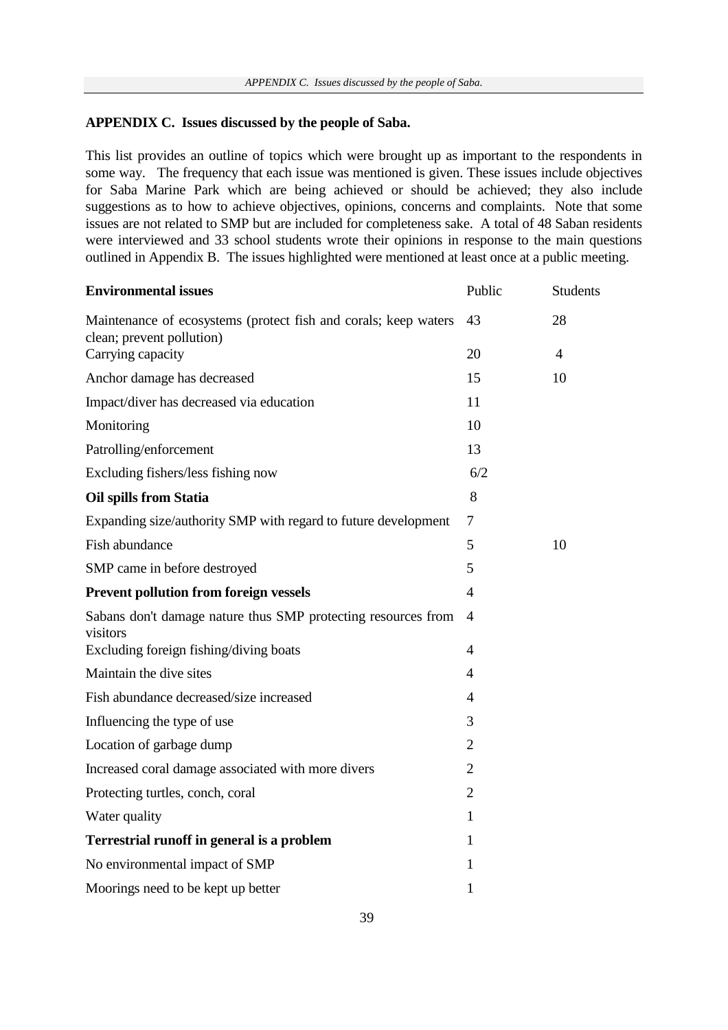## APPENDIX C. Issues discussed by the people of Saba.

This list provides an outline of topics which were brought up as important to the respondents in some way. The frequency that each issue was mentioned is given. These issues include objectives for Saba Marine Park which are being achieved or should be achieved; they also include suggestions as to how to achieve objectives, opinions, concerns and complaints. Note that some issues are not related to SMP but are included for completeness sake. A total of 48 Saban residents were interviewed and 33 school students wrote their opinions in response to the main questions outlined in Appendix B. The issues highlighted were mentioned at least once at a public meeting.

| **Environmental issues** | Public | Students |
|---|---|---|
| Maintenance of ecosystems (protect fish and corals; keep waters clean; prevent pollution) | 43 | 28 |
| Carrying capacity | 20 | 4 |
| Anchor damage has decreased | 15 | 10 |
| Impact/diver has decreased via education | 11 | |
| Monitoring | 10 | |
| Patrolling/enforcement | 13 | |
| Excluding fishers/less fishing now | 6/2 | |
| **Oil spills from Statia** | 8 | |
| Expanding size/authority SMP with regard to future development | 7 | |
| Fish abundance | 5 | 10 |
| SMP came in before destroyed | 5 | |
| **Prevent pollution from foreign vessels** | 4 | |
| Sabans don't damage nature thus SMP protecting resources from visitors | 4 | |
| Excluding foreign fishing/diving boats | 4 | |
| Maintain the dive sites | 4 | |
| Fish abundance decreased/size increased | 4 | |
| Influencing the type of use | 3 | |
| Location of garbage dump | 2 | |
| Increased coral damage associated with more divers | 2 | |
| Protecting turtles, conch, coral | 2 | |
| Water quality | 1 | |
| **Terrestrial runoff in general is a problem** | 1 | |
| No environmental impact of SMP | 1 | |
| Moorings need to be kept up better | 1 | |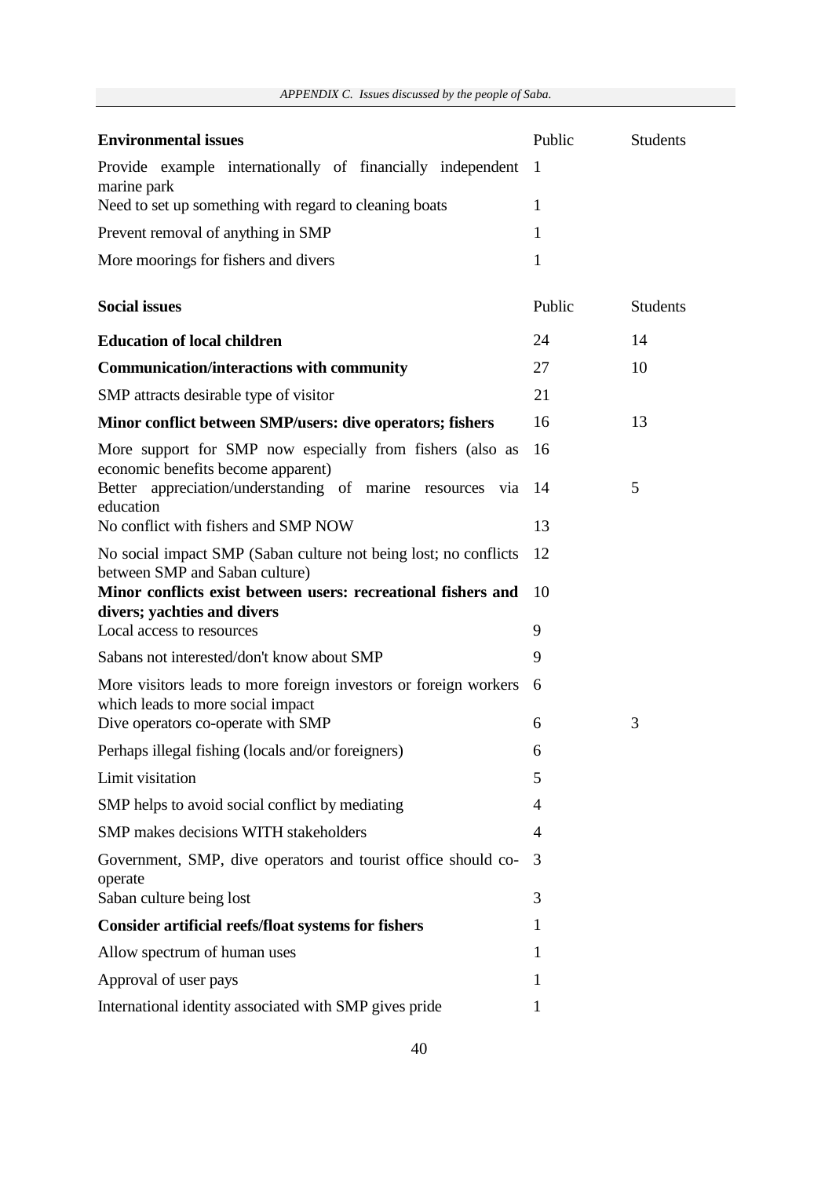*APPENDIX C. Issues discussed by the people of Saba.*

| **Environmental issues** | Public | Students |
|---|---|---|
| Provide example internationally of financially independent marine park | 1 | |
| Need to set up something with regard to cleaning boats | 1 | |
| Prevent removal of anything in SMP | 1 | |
| More moorings for fishers and divers | 1 | |

| **Social issues** | Public | Students |
|---|---|---|
| **Education of local children** | 24 | 14 |
| **Communication/interactions with community** | 27 | 10 |
| SMP attracts desirable type of visitor | 21 | |
| **Minor conflict between SMP/users: dive operators; fishers** | 16 | 13 |
| More support for SMP now especially from fishers (also as economic benefits become apparent) | 16 | |
| Better appreciation/understanding of marine resources via education | 14 | 5 |
| No conflict with fishers and SMP NOW | 13 | |
| No social impact SMP (Saban culture not being lost; no conflicts between SMP and Saban culture) | 12 | |
| **Minor conflicts exist between users: recreational fishers and divers; yachties and divers** | 10 | |
| Local access to resources | 9 | |
| Sabans not interested/don't know about SMP | 9 | |
| More visitors leads to more foreign investors or foreign workers which leads to more social impact | 6 | |
| Dive operators co-operate with SMP | 6 | 3 |
| Perhaps illegal fishing (locals and/or foreigners) | 6 | |
| Limit visitation | 5 | |
| SMP helps to avoid social conflict by mediating | 4 | |
| SMP makes decisions WITH stakeholders | 4 | |
| Government, SMP, dive operators and tourist office should co-operate | 3 | |
| Saban culture being lost | 3 | |
| **Consider artificial reefs/float systems for fishers** | 1 | |
| Allow spectrum of human uses | 1 | |
| Approval of user pays | 1 | |
| International identity associated with SMP gives pride | 1 | |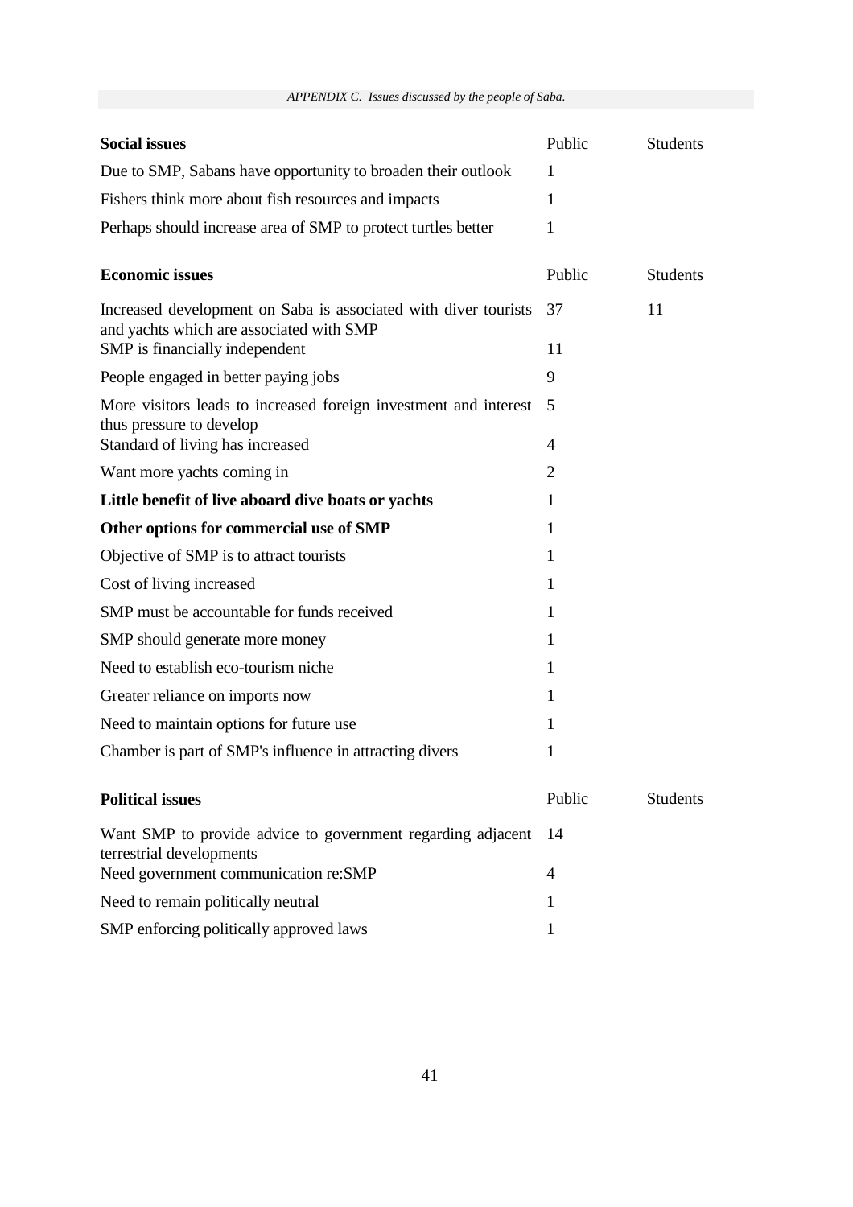*APPENDIX C. Issues discussed by the people of Saba.*

| **Social issues** | Public | Students |
|---|---|---|
| Due to SMP, Sabans have opportunity to broaden their outlook | 1 | |
| Fishers think more about fish resources and impacts | 1 | |
| Perhaps should increase area of SMP to protect turtles better | 1 | |

| **Economic issues** | Public | Students |
|---|---|---|
| Increased development on Saba is associated with diver tourists and yachts which are associated with SMP | 37 | 11 |
| SMP is financially independent | 11 | |
| People engaged in better paying jobs | 9 | |
| More visitors leads to increased foreign investment and interest thus pressure to develop | 5 | |
| Standard of living has increased | 4 | |
| Want more yachts coming in | 2 | |
| **Little benefit of live aboard dive boats or yachts** | 1 | |
| **Other options for commercial use of SMP** | 1 | |
| Objective of SMP is to attract tourists | 1 | |
| Cost of living increased | 1 | |
| SMP must be accountable for funds received | 1 | |
| SMP should generate more money | 1 | |
| Need to establish eco-tourism niche | 1 | |
| Greater reliance on imports now | 1 | |
| Need to maintain options for future use | 1 | |
| Chamber is part of SMP's influence in attracting divers | 1 | |

| **Political issues** | Public | Students |
|---|---|---|
| Want SMP to provide advice to government regarding adjacent terrestrial developments | 14 | |
| Need government communication re:SMP | 4 | |
| Need to remain politically neutral | 1 | |
| SMP enforcing politically approved laws | 1 | |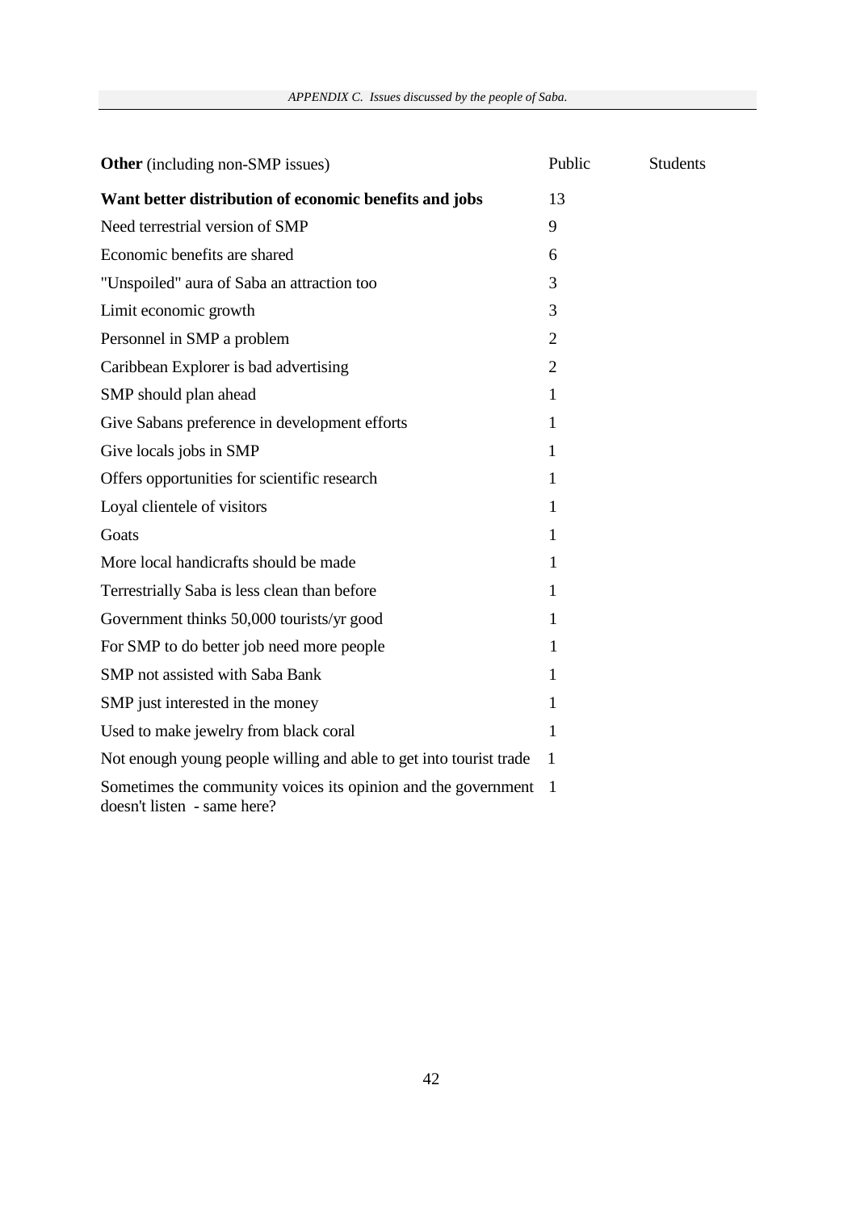| **Other** (including non-SMP issues) | Public | Students |
|---|---|---|
| **Want better distribution of economic benefits and jobs** | 13 | |
| Need terrestrial version of SMP | 9 | |
| Economic benefits are shared | 6 | |
| "Unspoiled" aura of Saba an attraction too | 3 | |
| Limit economic growth | 3 | |
| Personnel in SMP a problem | 2 | |
| Caribbean Explorer is bad advertising | 2 | |
| SMP should plan ahead | 1 | |
| Give Sabans preference in development efforts | 1 | |
| Give locals jobs in SMP | 1 | |
| Offers opportunities for scientific research | 1 | |
| Loyal clientele of visitors | 1 | |
| Goats | 1 | |
| More local handicrafts should be made | 1 | |
| Terrestrially Saba is less clean than before | 1 | |
| Government thinks 50,000 tourists/yr good | 1 | |
| For SMP to do better job need more people | 1 | |
| SMP not assisted with Saba Bank | 1 | |
| SMP just interested in the money | 1 | |
| Used to make jewelry from black coral | 1 | |
| Not enough young people willing and able to get into tourist trade | 1 | |
| Sometimes the community voices its opinion and the government doesn't listen - same here? | 1 | |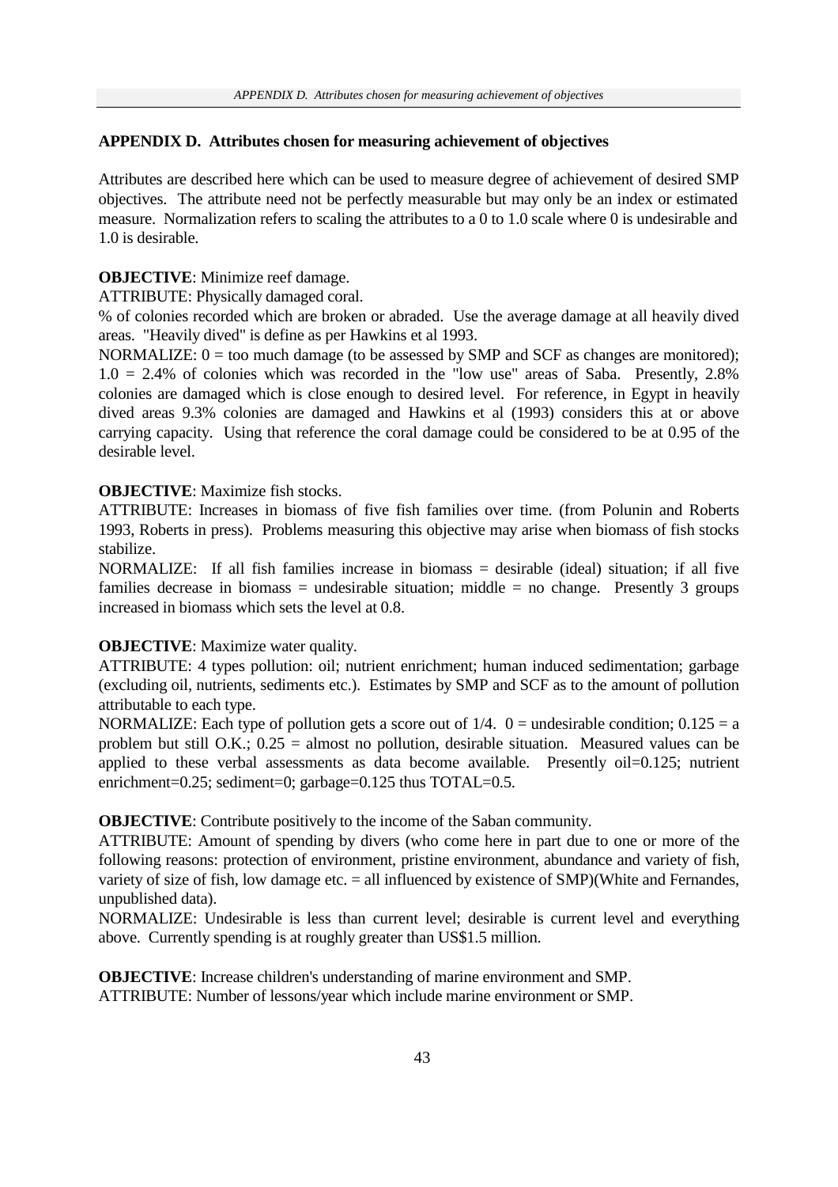## APPENDIX D. Attributes chosen for measuring achievement of objectives

Attributes are described here which can be used to measure degree of achievement of desired SMP objectives. The attribute need not be perfectly measurable but may only be an index or estimated measure. Normalization refers to scaling the attributes to a 0 to 1.0 scale where 0 is undesirable and 1.0 is desirable.

**OBJECTIVE**: Minimize reef damage.
ATTRIBUTE: Physically damaged coral.
% of colonies recorded which are broken or abraded. Use the average damage at all heavily dived areas. "Heavily dived" is define as per Hawkins et al 1993.
NORMALIZE: 0 = too much damage (to be assessed by SMP and SCF as changes are monitored); 1.0 = 2.4% of colonies which was recorded in the "low use" areas of Saba. Presently, 2.8% colonies are damaged which is close enough to desired level. For reference, in Egypt in heavily dived areas 9.3% colonies are damaged and Hawkins et al (1993) considers this at or above carrying capacity. Using that reference the coral damage could be considered to be at 0.95 of the desirable level.

**OBJECTIVE**: Maximize fish stocks.
ATTRIBUTE: Increases in biomass of five fish families over time. (from Polunin and Roberts 1993, Roberts in press). Problems measuring this objective may arise when biomass of fish stocks stabilize.
NORMALIZE: If all fish families increase in biomass = desirable (ideal) situation; if all five families decrease in biomass = undesirable situation; middle = no change. Presently 3 groups increased in biomass which sets the level at 0.8.

**OBJECTIVE**: Maximize water quality.
ATTRIBUTE: 4 types pollution: oil; nutrient enrichment; human induced sedimentation; garbage (excluding oil, nutrients, sediments etc.). Estimates by SMP and SCF as to the amount of pollution attributable to each type.
NORMALIZE: Each type of pollution gets a score out of 1/4. 0 = undesirable condition; 0.125 = a problem but still O.K.; 0.25 = almost no pollution, desirable situation. Measured values can be applied to these verbal assessments as data become available. Presently oil=0.125; nutrient enrichment=0.25; sediment=0; garbage=0.125 thus TOTAL=0.5.

**OBJECTIVE**: Contribute positively to the income of the Saban community.
ATTRIBUTE: Amount of spending by divers (who come here in part due to one or more of the following reasons: protection of environment, pristine environment, abundance and variety of fish, variety of size of fish, low damage etc. = all influenced by existence of SMP)(White and Fernandes, unpublished data).
NORMALIZE: Undesirable is less than current level; desirable is current level and everything above. Currently spending is at roughly greater than US$1.5 million.

**OBJECTIVE**: Increase children's understanding of marine environment and SMP.
ATTRIBUTE: Number of lessons/year which include marine environment or SMP.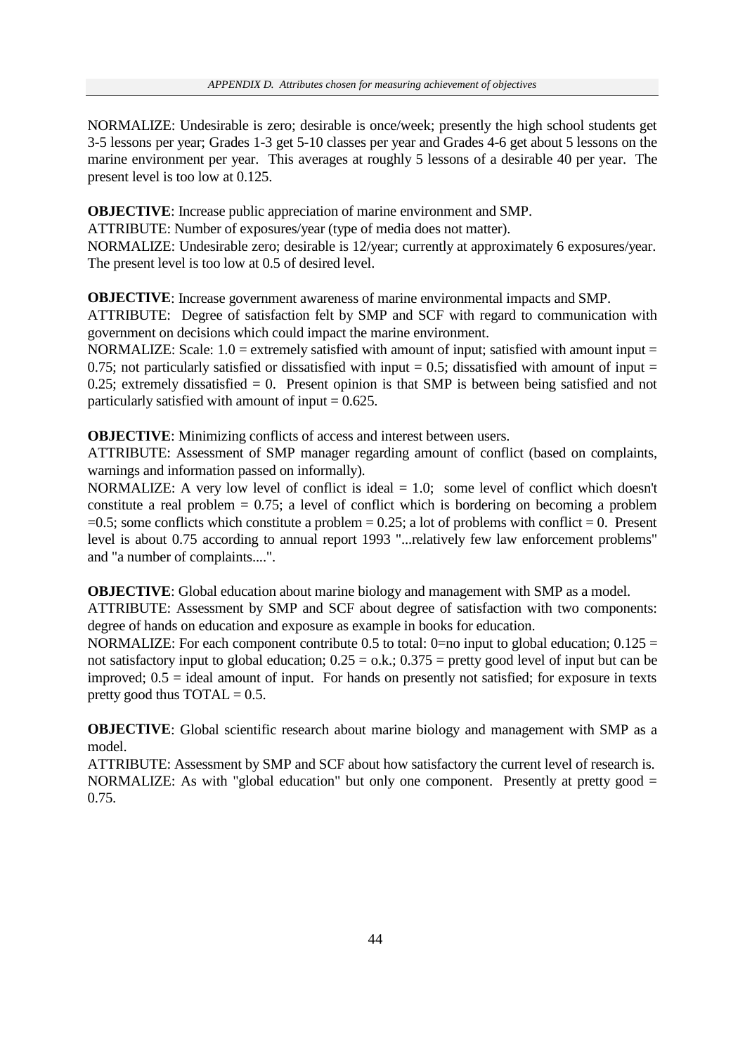NORMALIZE: Undesirable is zero; desirable is once/week; presently the high school students get 3-5 lessons per year; Grades 1-3 get 5-10 classes per year and Grades 4-6 get about 5 lessons on the marine environment per year. This averages at roughly 5 lessons of a desirable 40 per year. The present level is too low at 0.125.

**OBJECTIVE**: Increase public appreciation of marine environment and SMP.
ATTRIBUTE: Number of exposures/year (type of media does not matter).
NORMALIZE: Undesirable zero; desirable is 12/year; currently at approximately 6 exposures/year. The present level is too low at 0.5 of desired level.

**OBJECTIVE**: Increase government awareness of marine environmental impacts and SMP.
ATTRIBUTE: Degree of satisfaction felt by SMP and SCF with regard to communication with government on decisions which could impact the marine environment.
NORMALIZE: Scale: 1.0 = extremely satisfied with amount of input; satisfied with amount input = 0.75; not particularly satisfied or dissatisfied with input = 0.5; dissatisfied with amount of input = 0.25; extremely dissatisfied = 0. Present opinion is that SMP is between being satisfied and not particularly satisfied with amount of input = 0.625.

**OBJECTIVE**: Minimizing conflicts of access and interest between users.
ATTRIBUTE: Assessment of SMP manager regarding amount of conflict (based on complaints, warnings and information passed on informally).
NORMALIZE: A very low level of conflict is ideal = 1.0; some level of conflict which doesn't constitute a real problem = 0.75; a level of conflict which is bordering on becoming a problem =0.5; some conflicts which constitute a problem = 0.25; a lot of problems with conflict = 0. Present level is about 0.75 according to annual report 1993 "...relatively few law enforcement problems" and "a number of complaints....".

**OBJECTIVE**: Global education about marine biology and management with SMP as a model.
ATTRIBUTE: Assessment by SMP and SCF about degree of satisfaction with two components: degree of hands on education and exposure as example in books for education.
NORMALIZE: For each component contribute 0.5 to total: 0=no input to global education; 0.125 = not satisfactory input to global education; 0.25 = o.k.; 0.375 = pretty good level of input but can be improved; 0.5 = ideal amount of input. For hands on presently not satisfied; for exposure in texts pretty good thus TOTAL = 0.5.

**OBJECTIVE**: Global scientific research about marine biology and management with SMP as a model.
ATTRIBUTE: Assessment by SMP and SCF about how satisfactory the current level of research is.
NORMALIZE: As with "global education" but only one component. Presently at pretty good = 0.75.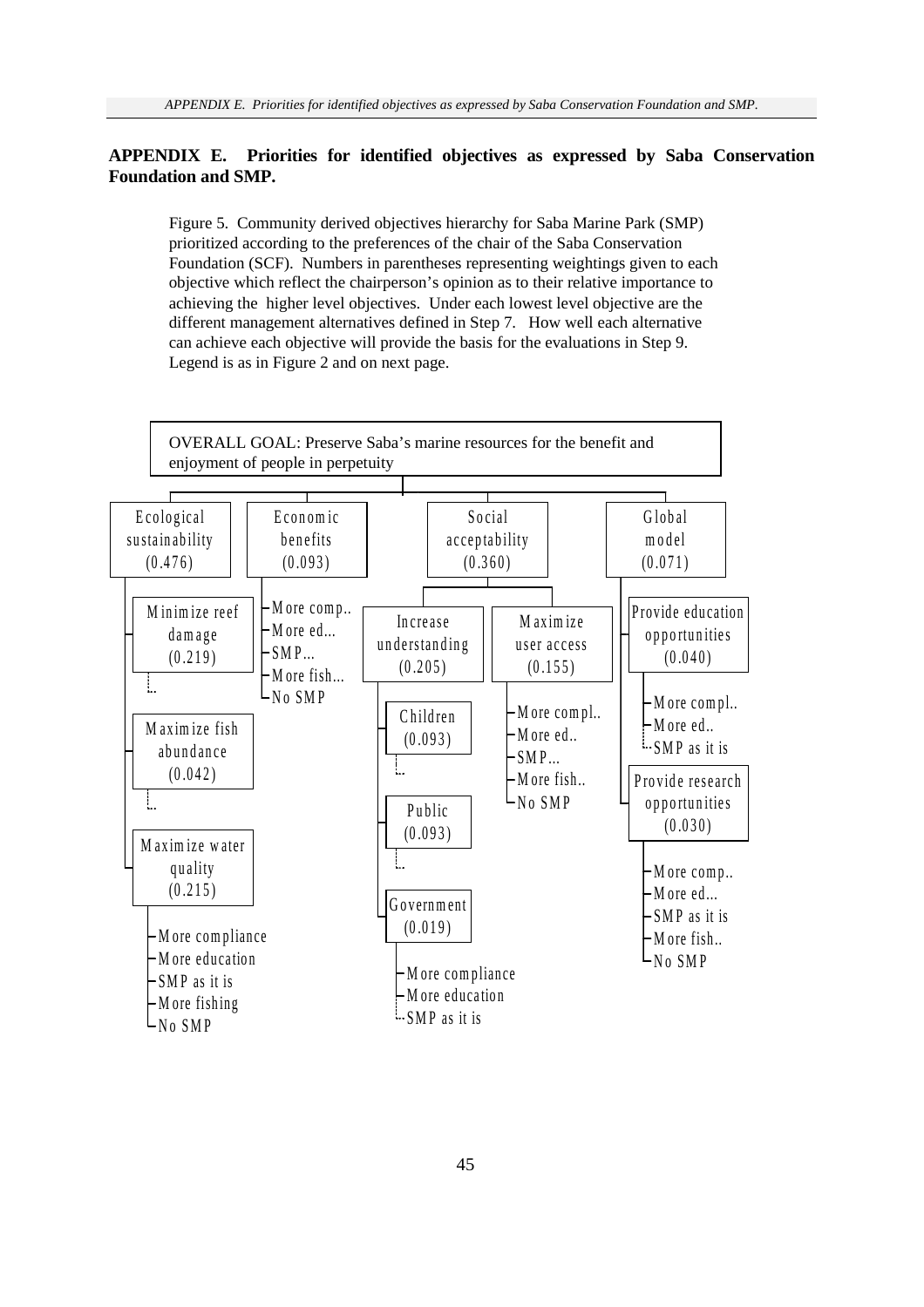## APPENDIX E. Priorities for identified objectives as expressed by Saba Conservation Foundation and SMP.

Figure 5. Community derived objectives hierarchy for Saba Marine Park (SMP) prioritized according to the preferences of the chair of the Saba Conservation Foundation (SCF). Numbers in parentheses representing weightings given to each objective which reflect the chairperson's opinion as to their relative importance to achieving the higher level objectives. Under each lowest level objective are the different management alternatives defined in Step 7. How well each alternative can achieve each objective will provide the basis for the evaluations in Step 9. Legend is as in Figure 2 and on next page.

OVERALL GOAL: Preserve Saba's marine resources for the benefit and enjoyment of people in perpetuity

- Ecological sustainability (0.476)
  - Minimize reef damage (0.219)
    - ...
  - Maximize fish abundance (0.042)
    - ...
  - Maximize water quality (0.215)
    - More compliance
    - More education
    - SMP as it is
    - More fishing
    - No SMP
- Economic benefits (0.093)
  - More comp..
  - More ed...
  - SMP...
  - More fish...
  - No SMP
- Social acceptability (0.360)
  - Increase understanding (0.205)
    - Children (0.093)
      - ...
    - Public (0.093)
      - ...
    - Government (0.019)
      - More compliance
      - More education
      - SMP as it is
  - Maximize user access (0.155)
    - More compl..
    - More ed..
    - SMP...
    - More fish..
    - No SMP
- Global model (0.071)
  - Provide education opportunities (0.040)
    - More compl..
    - More ed..
    - SMP as it is
  - Provide research opportunities (0.030)
    - More comp..
    - More ed...
    - SMP as it is
    - More fish..
    - No SMP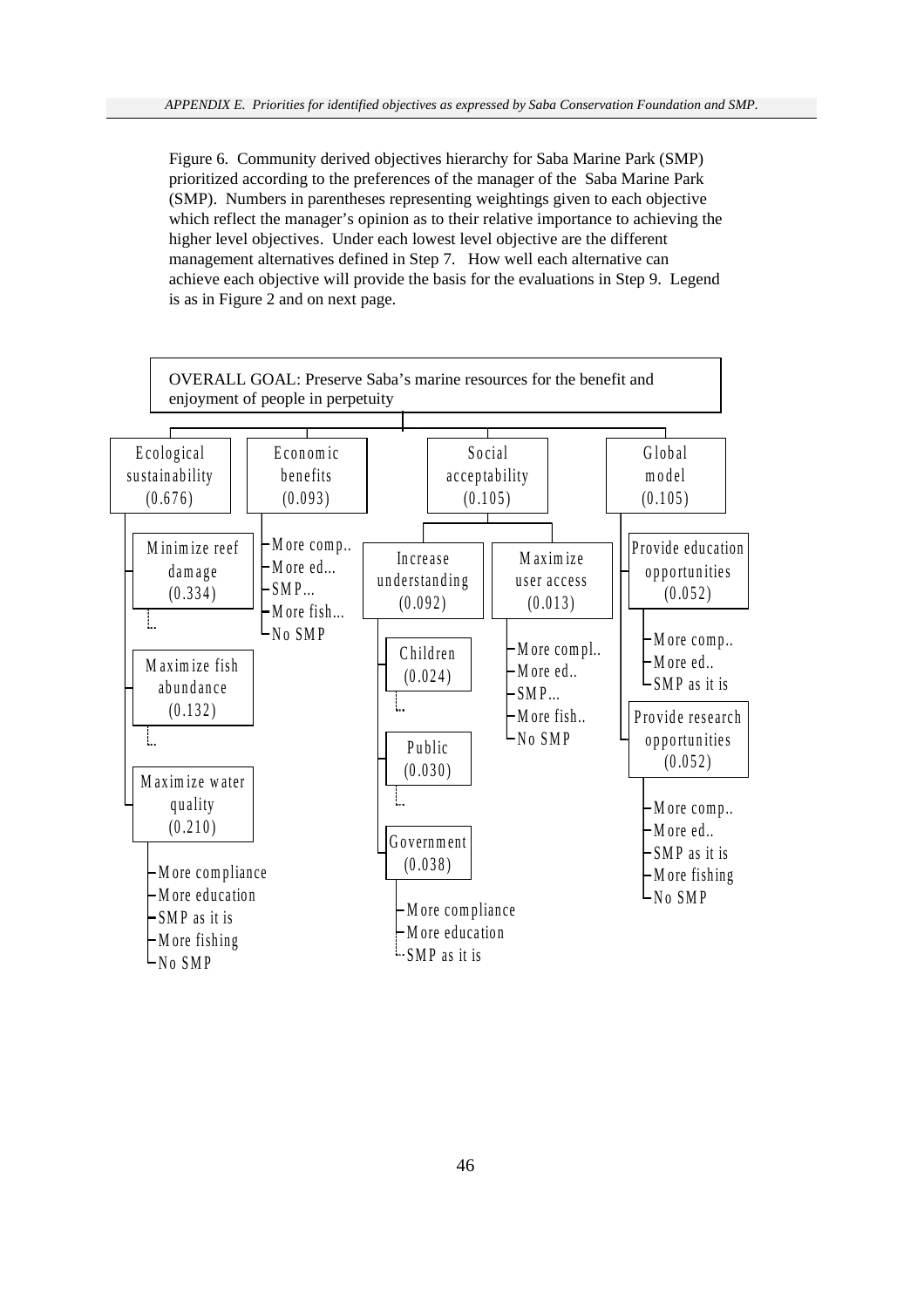*APPENDIX E. Priorities for identified objectives as expressed by Saba Conservation Foundation and SMP.*

Figure 6. Community derived objectives hierarchy for Saba Marine Park (SMP) prioritized according to the preferences of the manager of the Saba Marine Park (SMP). Numbers in parentheses representing weightings given to each objective which reflect the manager's opinion as to their relative importance to achieving the higher level objectives. Under each lowest level objective are the different management alternatives defined in Step 7. How well each alternative can achieve each objective will provide the basis for the evaluations in Step 9. Legend is as in Figure 2 and on next page.

OVERALL GOAL: Preserve Saba's marine resources for the benefit and enjoyment of people in perpetuity

- Ecological sustainability (0.676)
  - Minimize reef damage (0.334)
    - ...
  - Maximize fish abundance (0.132)
    - ...
  - Maximize water quality (0.210)
    - More compliance
    - More education
    - SMP as it is
    - More fishing
    - No SMP
- Economic benefits (0.093)
  - More comp..
  - More ed...
  - SMP...
  - More fish...
  - No SMP
- Social acceptability (0.105)
  - Increase understanding (0.092)
    - Children (0.024)
      - ...
    - Public (0.030)
      - ...
    - Government (0.038)
      - More compliance
      - More education
      - SMP as it is
  - Maximize user access (0.013)
    - More compl..
    - More ed..
    - SMP...
    - More fish..
    - No SMP
- Global model (0.105)
  - Provide education opportunities (0.052)
    - More comp..
    - More ed..
    - SMP as it is
  - Provide research opportunities (0.052)
    - More comp..
    - More ed..
    - SMP as it is
    - More fishing
    - No SMP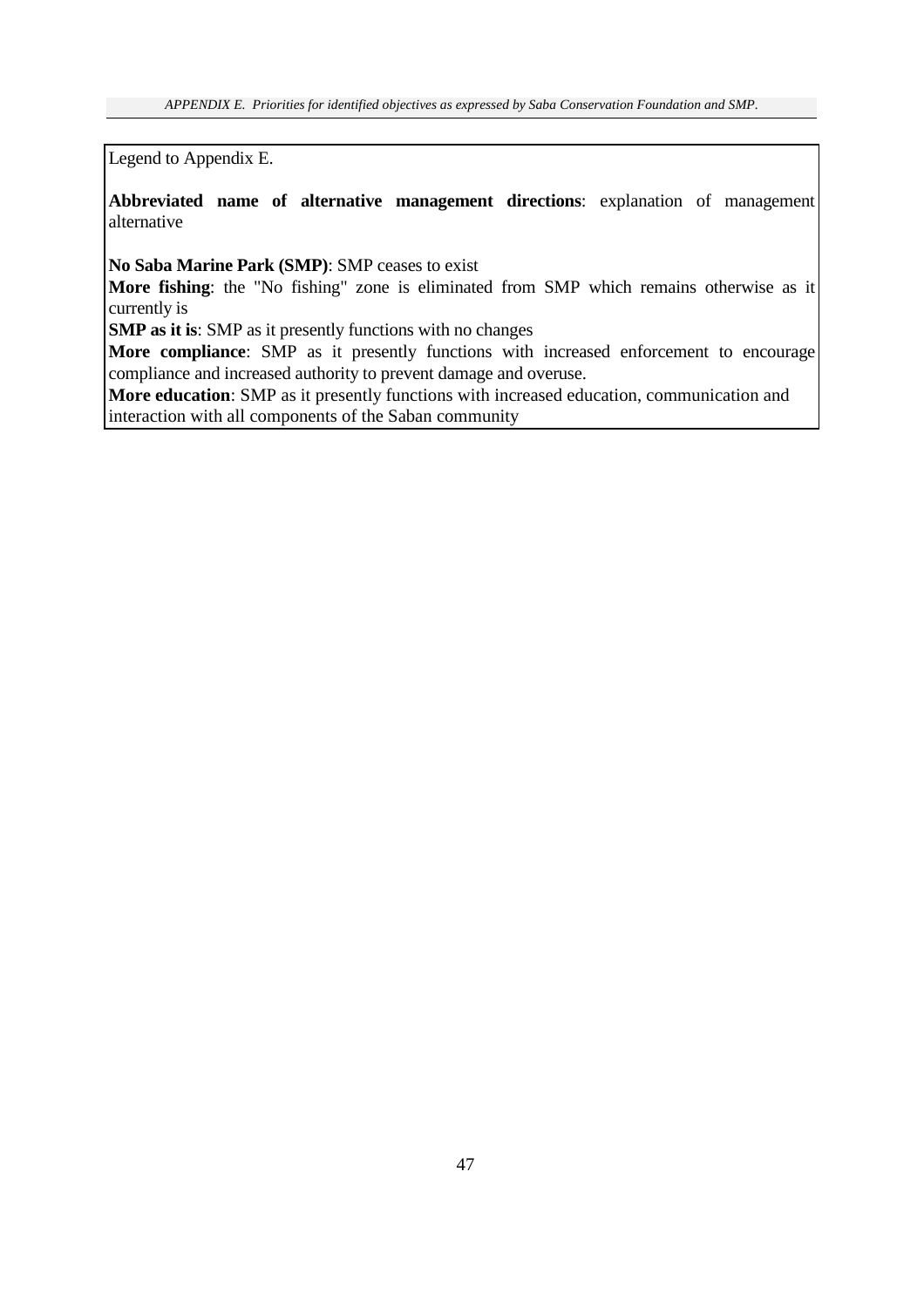Legend to Appendix E.

**Abbreviated name of alternative management directions**: explanation of management alternative

**No Saba Marine Park (SMP)**: SMP ceases to exist
**More fishing**: the "No fishing" zone is eliminated from SMP which remains otherwise as it currently is
**SMP as it is**: SMP as it presently functions with no changes
**More compliance**: SMP as it presently functions with increased enforcement to encourage compliance and increased authority to prevent damage and overuse.
**More education**: SMP as it presently functions with increased education, communication and interaction with all components of the Saban community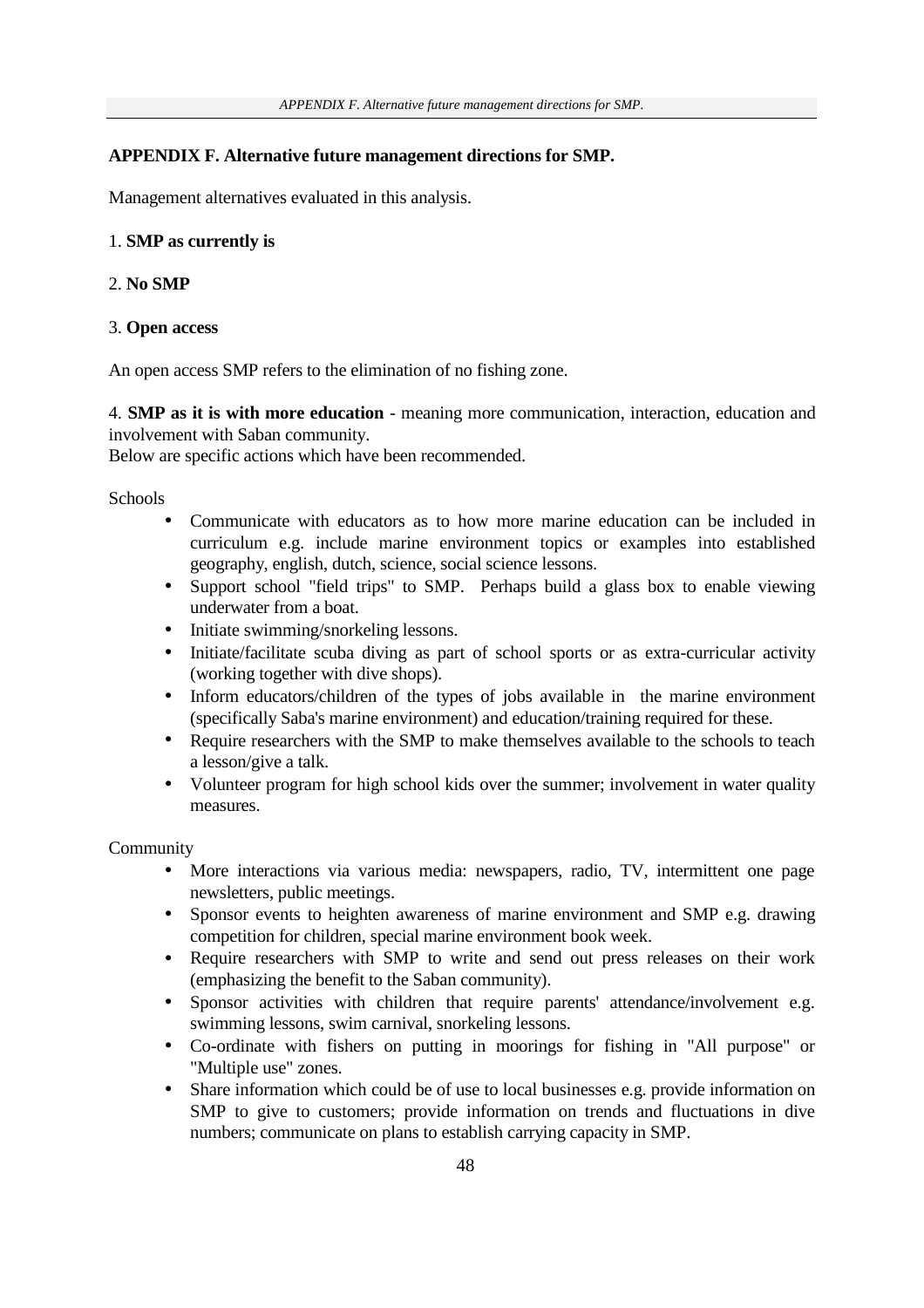## APPENDIX F. Alternative future management directions for SMP.

Management alternatives evaluated in this analysis.

1. **SMP as currently is**

2. **No SMP**

3. **Open access**

An open access SMP refers to the elimination of no fishing zone.

4. **SMP as it is with more education** - meaning more communication, interaction, education and involvement with Saban community.
Below are specific actions which have been recommended.

Schools

- Communicate with educators as to how more marine education can be included in curriculum e.g. include marine environment topics or examples into established geography, english, dutch, science, social science lessons.
- Support school "field trips" to SMP. Perhaps build a glass box to enable viewing underwater from a boat.
- Initiate swimming/snorkeling lessons.
- Initiate/facilitate scuba diving as part of school sports or as extra-curricular activity (working together with dive shops).
- Inform educators/children of the types of jobs available in the marine environment (specifically Saba's marine environment) and education/training required for these.
- Require researchers with the SMP to make themselves available to the schools to teach a lesson/give a talk.
- Volunteer program for high school kids over the summer; involvement in water quality measures.

Community

- More interactions via various media: newspapers, radio, TV, intermittent one page newsletters, public meetings.
- Sponsor events to heighten awareness of marine environment and SMP e.g. drawing competition for children, special marine environment book week.
- Require researchers with SMP to write and send out press releases on their work (emphasizing the benefit to the Saban community).
- Sponsor activities with children that require parents' attendance/involvement e.g. swimming lessons, swim carnival, snorkeling lessons.
- Co-ordinate with fishers on putting in moorings for fishing in "All purpose" or "Multiple use" zones.
- Share information which could be of use to local businesses e.g. provide information on SMP to give to customers; provide information on trends and fluctuations in dive numbers; communicate on plans to establish carrying capacity in SMP.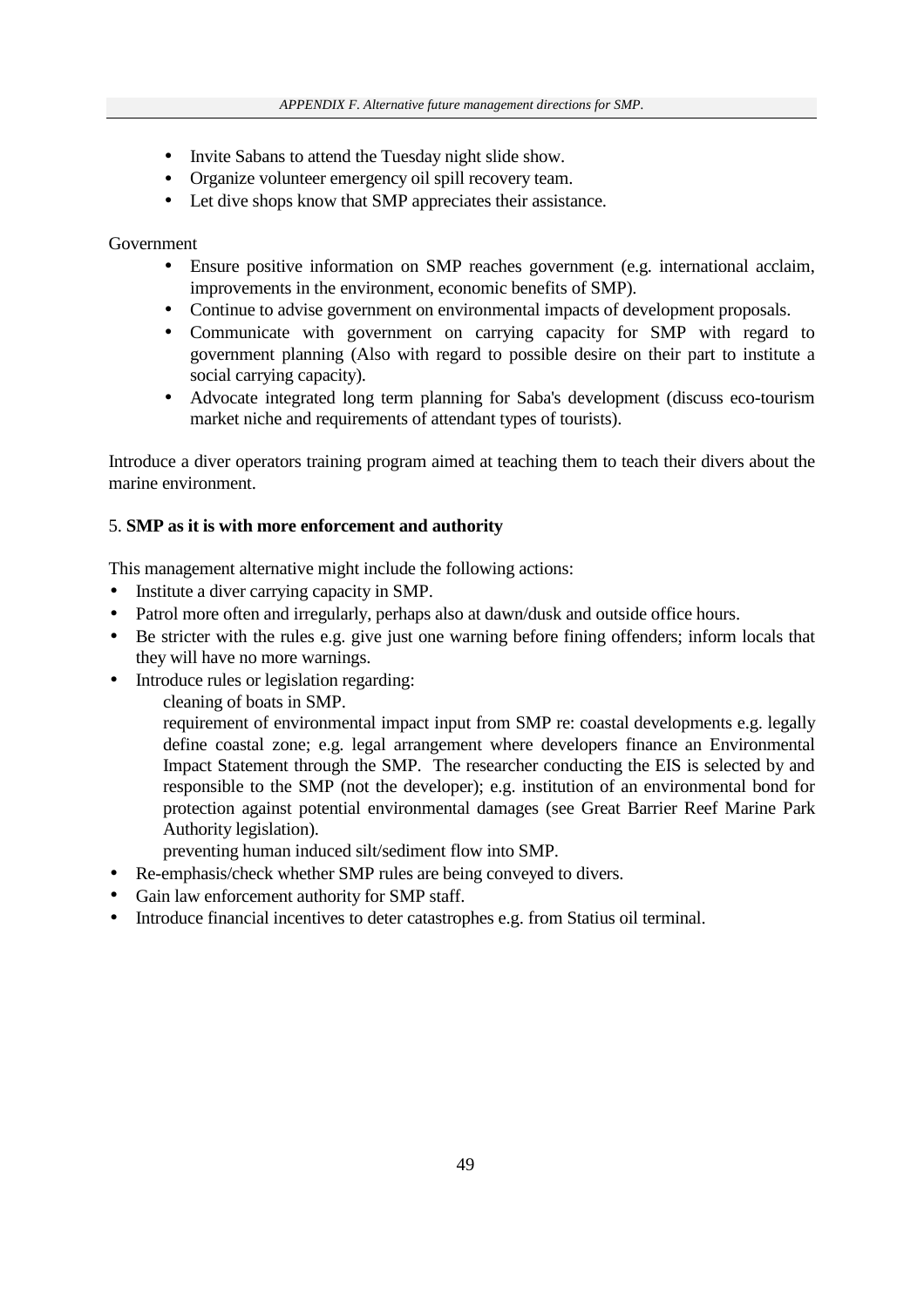- Invite Sabans to attend the Tuesday night slide show.
- Organize volunteer emergency oil spill recovery team.
- Let dive shops know that SMP appreciates their assistance.

Government

- Ensure positive information on SMP reaches government (e.g. international acclaim, improvements in the environment, economic benefits of SMP).
- Continue to advise government on environmental impacts of development proposals.
- Communicate with government on carrying capacity for SMP with regard to government planning (Also with regard to possible desire on their part to institute a social carrying capacity).
- Advocate integrated long term planning for Saba's development (discuss eco-tourism market niche and requirements of attendant types of tourists).

Introduce a diver operators training program aimed at teaching them to teach their divers about the marine environment.

5. **SMP as it is with more enforcement and authority**

This management alternative might include the following actions:

- Institute a diver carrying capacity in SMP.
- Patrol more often and irregularly, perhaps also at dawn/dusk and outside office hours.
- Be stricter with the rules e.g. give just one warning before fining offenders; inform locals that they will have no more warnings.
- Introduce rules or legislation regarding:
  - cleaning of boats in SMP.
  - requirement of environmental impact input from SMP re: coastal developments e.g. legally define coastal zone; e.g. legal arrangement where developers finance an Environmental Impact Statement through the SMP. The researcher conducting the EIS is selected by and responsible to the SMP (not the developer); e.g. institution of an environmental bond for protection against potential environmental damages (see Great Barrier Reef Marine Park Authority legislation).
  - preventing human induced silt/sediment flow into SMP.
- Re-emphasis/check whether SMP rules are being conveyed to divers.
- Gain law enforcement authority for SMP staff.
- Introduce financial incentives to deter catastrophes e.g. from Statius oil terminal.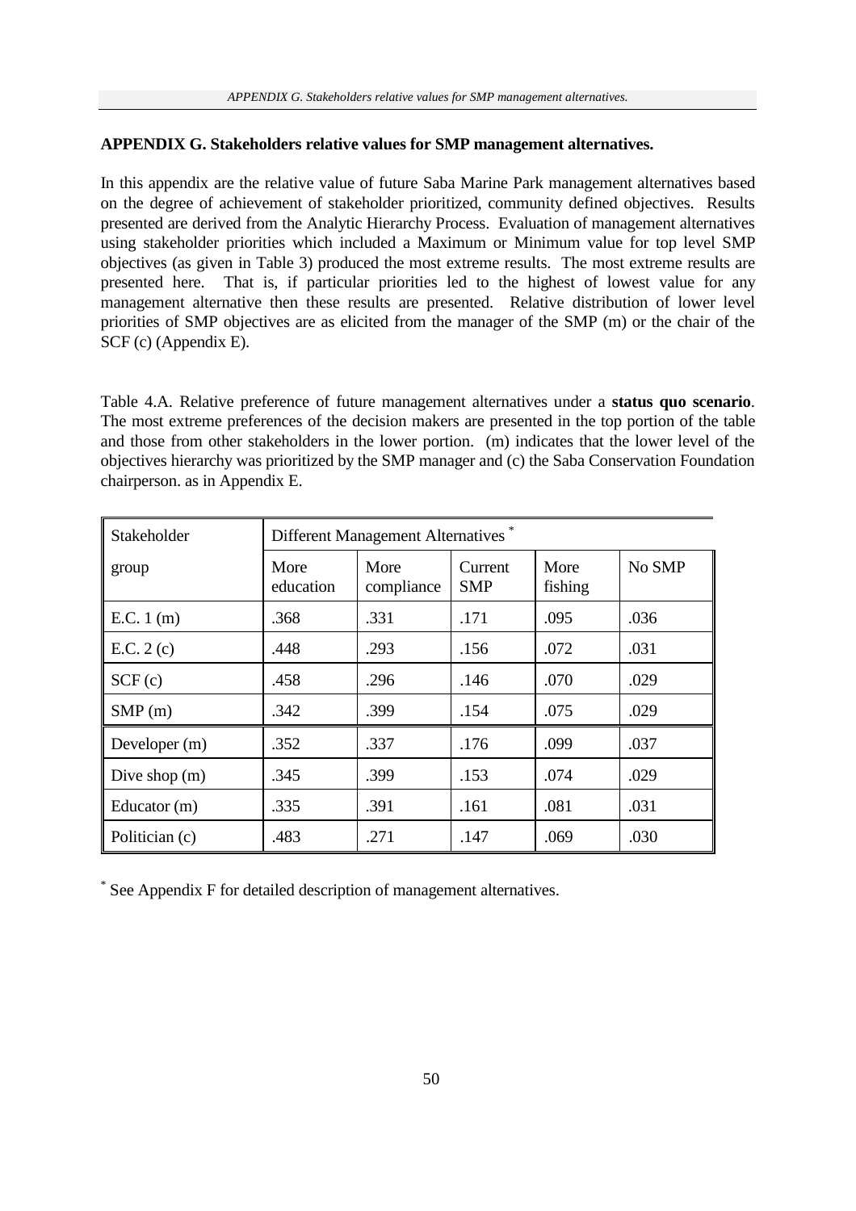## APPENDIX G. Stakeholders relative values for SMP management alternatives.

In this appendix are the relative value of future Saba Marine Park management alternatives based on the degree of achievement of stakeholder prioritized, community defined objectives. Results presented are derived from the Analytic Hierarchy Process. Evaluation of management alternatives using stakeholder priorities which included a Maximum or Minimum value for top level SMP objectives (as given in Table 3) produced the most extreme results. The most extreme results are presented here. That is, if particular priorities led to the highest of lowest value for any management alternative then these results are presented. Relative distribution of lower level priorities of SMP objectives are as elicited from the manager of the SMP (m) or the chair of the SCF (c) (Appendix E).

Table 4.A. Relative preference of future management alternatives under a **status quo scenario**. The most extreme preferences of the decision makers are presented in the top portion of the table and those from other stakeholders in the lower portion. (m) indicates that the lower level of the objectives hierarchy was prioritized by the SMP manager and (c) the Saba Conservation Foundation chairperson. as in Appendix E.

| Stakeholder group | Different Management Alternatives * | | | | |
|---|---|---|---|---|---|
| | More education | More compliance | Current SMP | More fishing | No SMP |
| E.C. 1 (m) | .368 | .331 | .171 | .095 | .036 |
| E.C. 2 (c) | .448 | .293 | .156 | .072 | .031 |
| SCF (c) | .458 | .296 | .146 | .070 | .029 |
| SMP (m) | .342 | .399 | .154 | .075 | .029 |
| Developer (m) | .352 | .337 | .176 | .099 | .037 |
| Dive shop (m) | .345 | .399 | .153 | .074 | .029 |
| Educator (m) | .335 | .391 | .161 | .081 | .031 |
| Politician (c) | .483 | .271 | .147 | .069 | .030 |

* See Appendix F for detailed description of management alternatives.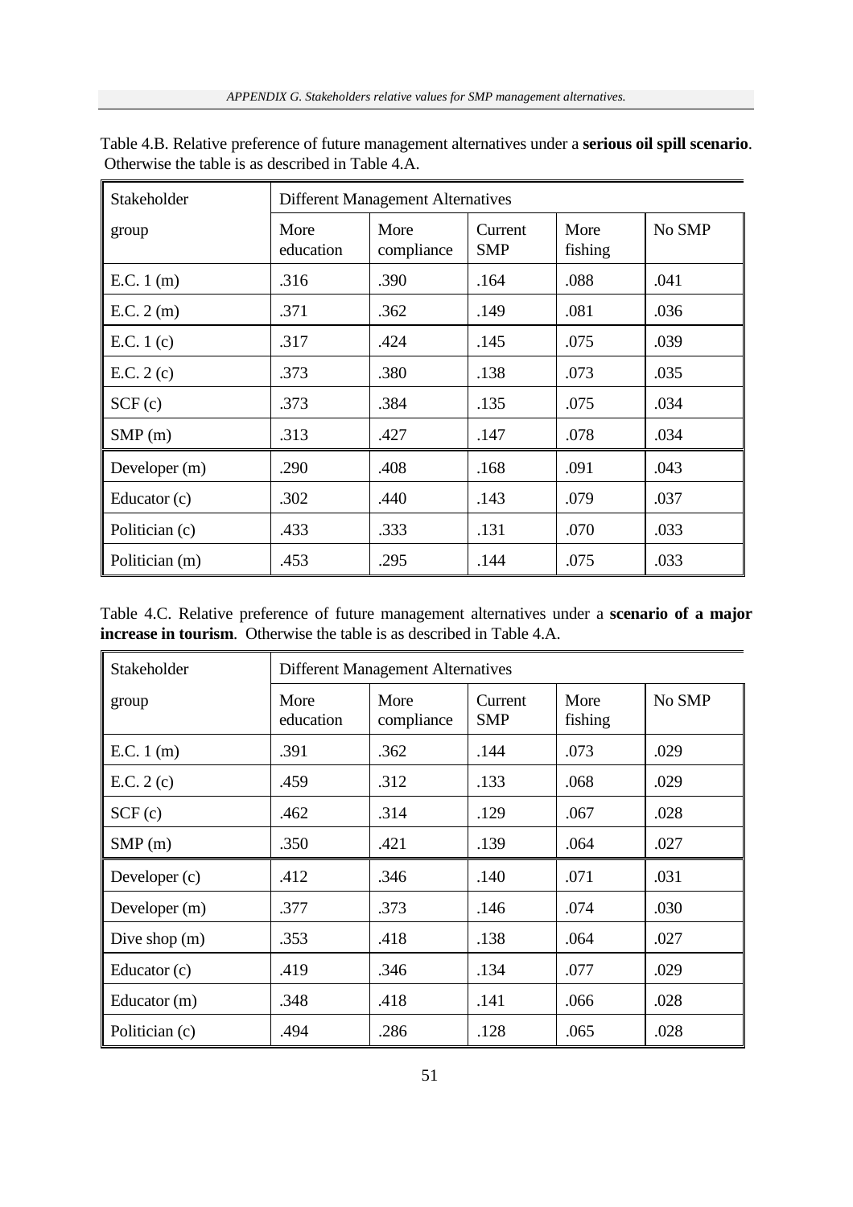Table 4.B. Relative preference of future management alternatives under a **serious oil spill scenario**. Otherwise the table is as described in Table 4.A.

| Stakeholder group | Different Management Alternatives | | | | |
|---|---|---|---|---|---|
| | More education | More compliance | Current SMP | More fishing | No SMP |
| E.C. 1 (m) | .316 | .390 | .164 | .088 | .041 |
| E.C. 2 (m) | .371 | .362 | .149 | .081 | .036 |
| E.C. 1 (c) | .317 | .424 | .145 | .075 | .039 |
| E.C. 2 (c) | .373 | .380 | .138 | .073 | .035 |
| SCF (c) | .373 | .384 | .135 | .075 | .034 |
| SMP (m) | .313 | .427 | .147 | .078 | .034 |
| Developer (m) | .290 | .408 | .168 | .091 | .043 |
| Educator (c) | .302 | .440 | .143 | .079 | .037 |
| Politician (c) | .433 | .333 | .131 | .070 | .033 |
| Politician (m) | .453 | .295 | .144 | .075 | .033 |

Table 4.C. Relative preference of future management alternatives under a **scenario of a major increase in tourism**. Otherwise the table is as described in Table 4.A.

| Stakeholder group | Different Management Alternatives | | | | |
|---|---|---|---|---|---|
| | More education | More compliance | Current SMP | More fishing | No SMP |
| E.C. 1 (m) | .391 | .362 | .144 | .073 | .029 |
| E.C. 2 (c) | .459 | .312 | .133 | .068 | .029 |
| SCF (c) | .462 | .314 | .129 | .067 | .028 |
| SMP (m) | .350 | .421 | .139 | .064 | .027 |
| Developer (c) | .412 | .346 | .140 | .071 | .031 |
| Developer (m) | .377 | .373 | .146 | .074 | .030 |
| Dive shop (m) | .353 | .418 | .138 | .064 | .027 |
| Educator (c) | .419 | .346 | .134 | .077 | .029 |
| Educator (m) | .348 | .418 | .141 | .066 | .028 |
| Politician (c) | .494 | .286 | .128 | .065 | .028 |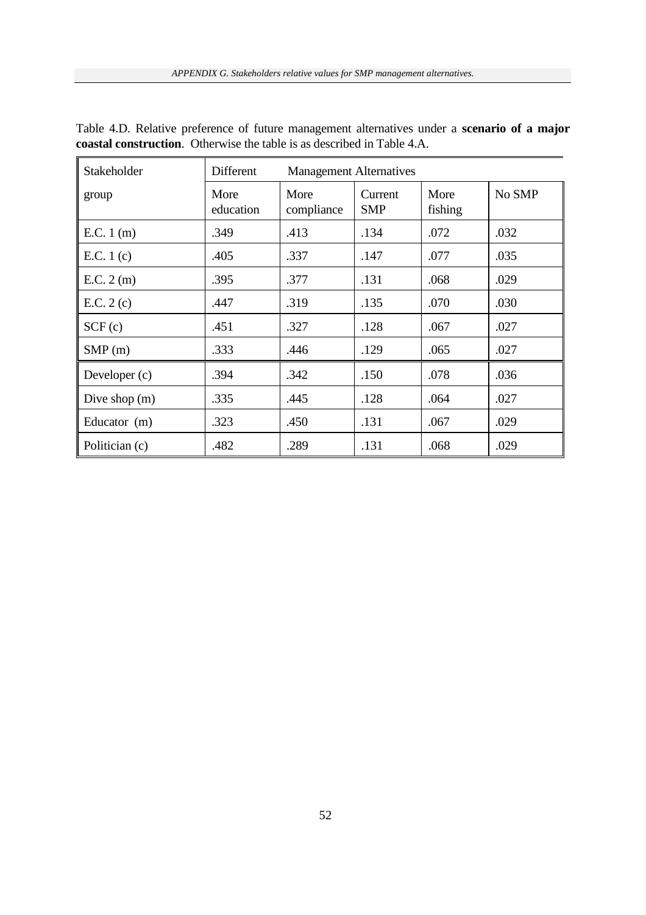Table 4.D. Relative preference of future management alternatives under a **scenario of a major coastal construction**. Otherwise the table is as described in Table 4.A.

| Stakeholder | Different | Management Alternatives | | | |
|---|---|---|---|---|---|
| group | More education | More compliance | Current SMP | More fishing | No SMP |
| E.C. 1 (m) | .349 | .413 | .134 | .072 | .032 |
| E.C. 1 (c) | .405 | .337 | .147 | .077 | .035 |
| E.C. 2 (m) | .395 | .377 | .131 | .068 | .029 |
| E.C. 2 (c) | .447 | .319 | .135 | .070 | .030 |
| SCF (c) | .451 | .327 | .128 | .067 | .027 |
| SMP (m) | .333 | .446 | .129 | .065 | .027 |
| Developer (c) | .394 | .342 | .150 | .078 | .036 |
| Dive shop (m) | .335 | .445 | .128 | .064 | .027 |
| Educator (m) | .323 | .450 | .131 | .067 | .029 |
| Politician (c) | .482 | .289 | .131 | .068 | .029 |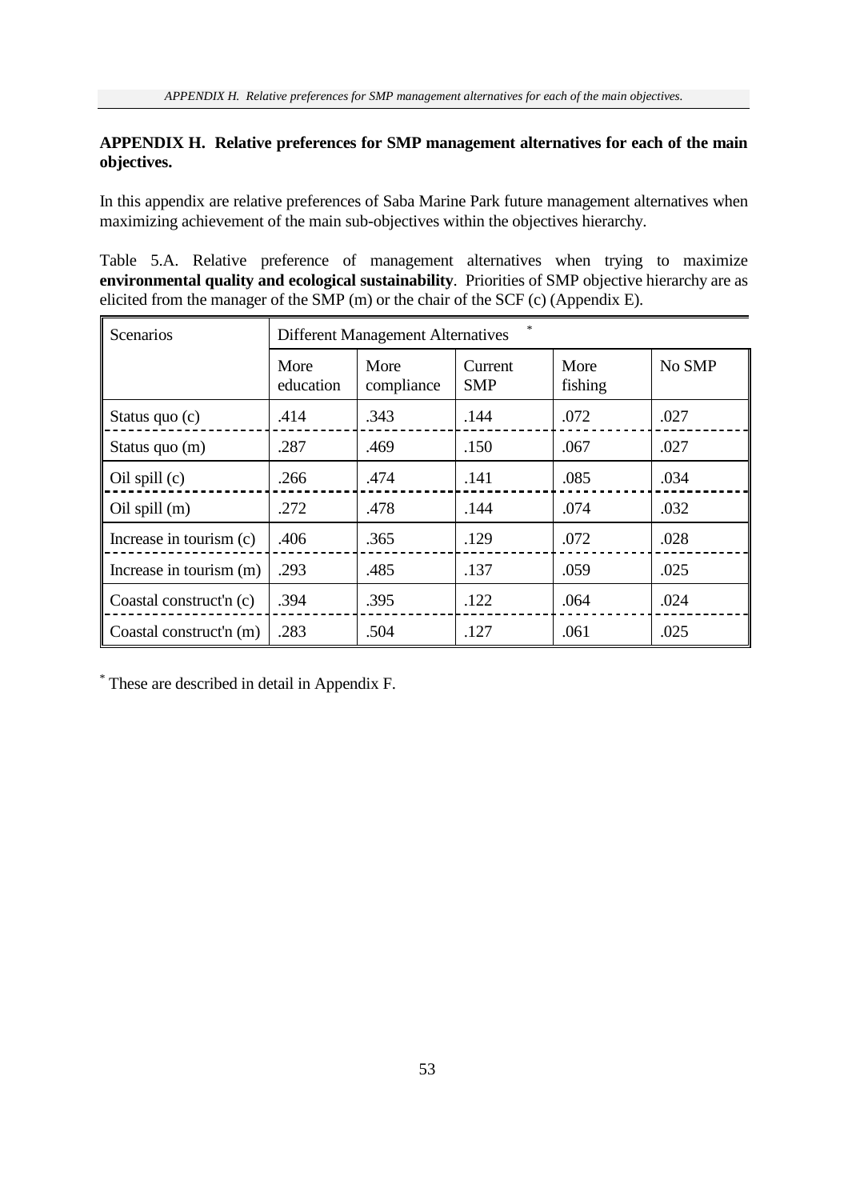## APPENDIX H. Relative preferences for SMP management alternatives for each of the main objectives.

In this appendix are relative preferences of Saba Marine Park future management alternatives when maximizing achievement of the main sub-objectives within the objectives hierarchy.

Table 5.A. Relative preference of management alternatives when trying to maximize **environmental quality and ecological sustainability**. Priorities of SMP objective hierarchy are as elicited from the manager of the SMP (m) or the chair of the SCF (c) (Appendix E).

| Scenarios | Different Management Alternatives * | | | | |
|---|---|---|---|---|---|
| | More education | More compliance | Current SMP | More fishing | No SMP |
| Status quo (c) | .414 | .343 | .144 | .072 | .027 |
| Status quo (m) | .287 | .469 | .150 | .067 | .027 |
| Oil spill (c) | .266 | .474 | .141 | .085 | .034 |
| Oil spill (m) | .272 | .478 | .144 | .074 | .032 |
| Increase in tourism (c) | .406 | .365 | .129 | .072 | .028 |
| Increase in tourism (m) | .293 | .485 | .137 | .059 | .025 |
| Coastal construct'n (c) | .394 | .395 | .122 | .064 | .024 |
| Coastal construct'n (m) | .283 | .504 | .127 | .061 | .025 |

* These are described in detail in Appendix F.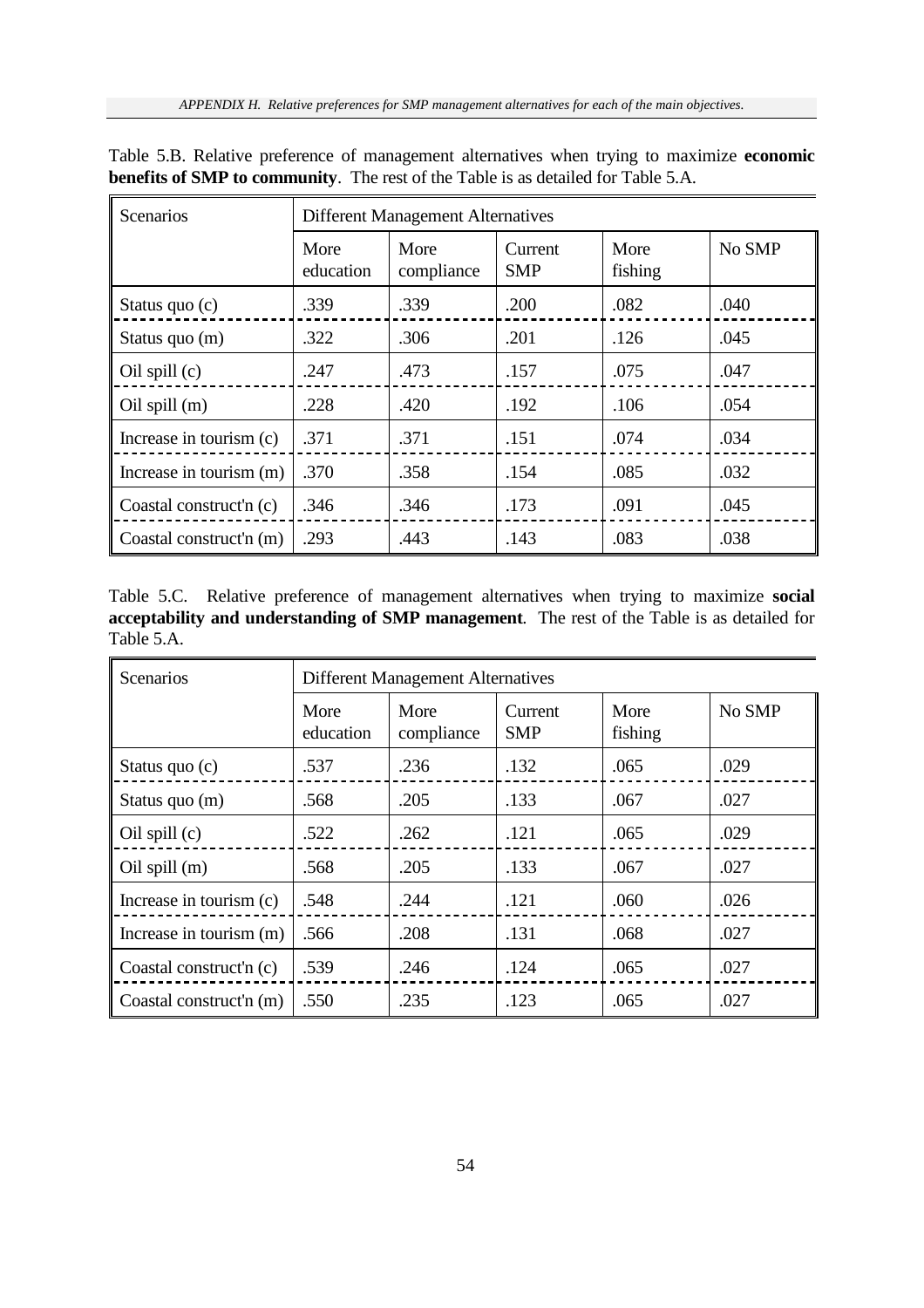Table 5.B. Relative preference of management alternatives when trying to maximize **economic benefits of SMP to community**. The rest of the Table is as detailed for Table 5.A.

| Scenarios | Different Management Alternatives | | | | |
|---|---|---|---|---|---|
| | More education | More compliance | Current SMP | More fishing | No SMP |
| Status quo (c) | .339 | .339 | .200 | .082 | .040 |
| Status quo (m) | .322 | .306 | .201 | .126 | .045 |
| Oil spill (c) | .247 | .473 | .157 | .075 | .047 |
| Oil spill (m) | .228 | .420 | .192 | .106 | .054 |
| Increase in tourism (c) | .371 | .371 | .151 | .074 | .034 |
| Increase in tourism (m) | .370 | .358 | .154 | .085 | .032 |
| Coastal construct'n (c) | .346 | .346 | .173 | .091 | .045 |
| Coastal construct'n (m) | .293 | .443 | .143 | .083 | .038 |

Table 5.C. Relative preference of management alternatives when trying to maximize **social acceptability and understanding of SMP management**. The rest of the Table is as detailed for Table 5.A.

| Scenarios | Different Management Alternatives | | | | |
|---|---|---|---|---|---|
| | More education | More compliance | Current SMP | More fishing | No SMP |
| Status quo (c) | .537 | .236 | .132 | .065 | .029 |
| Status quo (m) | .568 | .205 | .133 | .067 | .027 |
| Oil spill (c) | .522 | .262 | .121 | .065 | .029 |
| Oil spill (m) | .568 | .205 | .133 | .067 | .027 |
| Increase in tourism (c) | .548 | .244 | .121 | .060 | .026 |
| Increase in tourism (m) | .566 | .208 | .131 | .068 | .027 |
| Coastal construct'n (c) | .539 | .246 | .124 | .065 | .027 |
| Coastal construct'n (m) | .550 | .235 | .123 | .065 | .027 |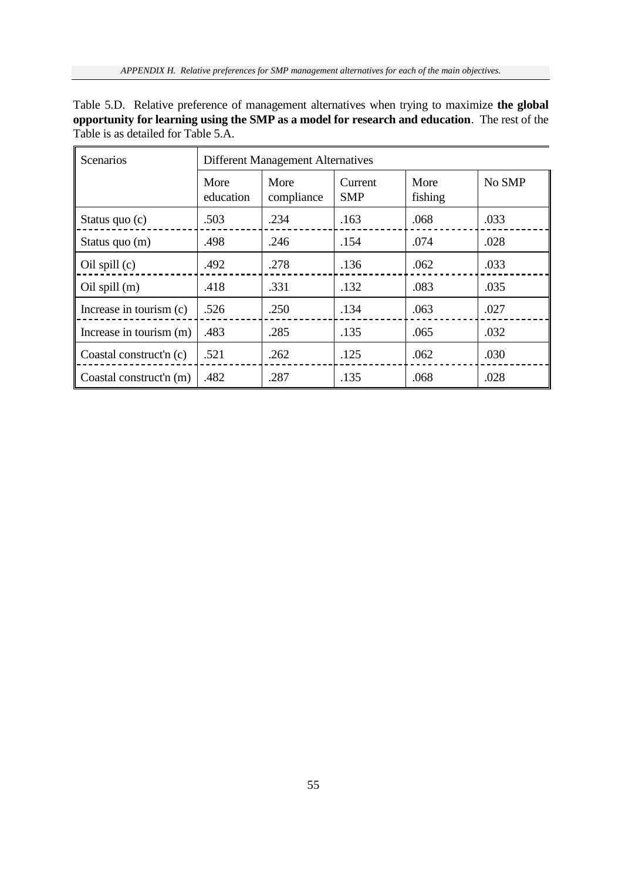Table 5.D. Relative preference of management alternatives when trying to maximize **the global opportunity for learning using the SMP as a model for research and education**. The rest of the Table is as detailed for Table 5.A.

| Scenarios | Different Management Alternatives | | | | |
|---|---|---|---|---|---|
| | More education | More compliance | Current SMP | More fishing | No SMP |
| Status quo (c) | .503 | .234 | .163 | .068 | .033 |
| Status quo (m) | .498 | .246 | .154 | .074 | .028 |
| Oil spill (c) | .492 | .278 | .136 | .062 | .033 |
| Oil spill (m) | .418 | .331 | .132 | .083 | .035 |
| Increase in tourism (c) | .526 | .250 | .134 | .063 | .027 |
| Increase in tourism (m) | .483 | .285 | .135 | .065 | .032 |
| Coastal construct'n (c) | .521 | .262 | .125 | .062 | .030 |
| Coastal construct'n (m) | .482 | .287 | .135 | .068 | .028 |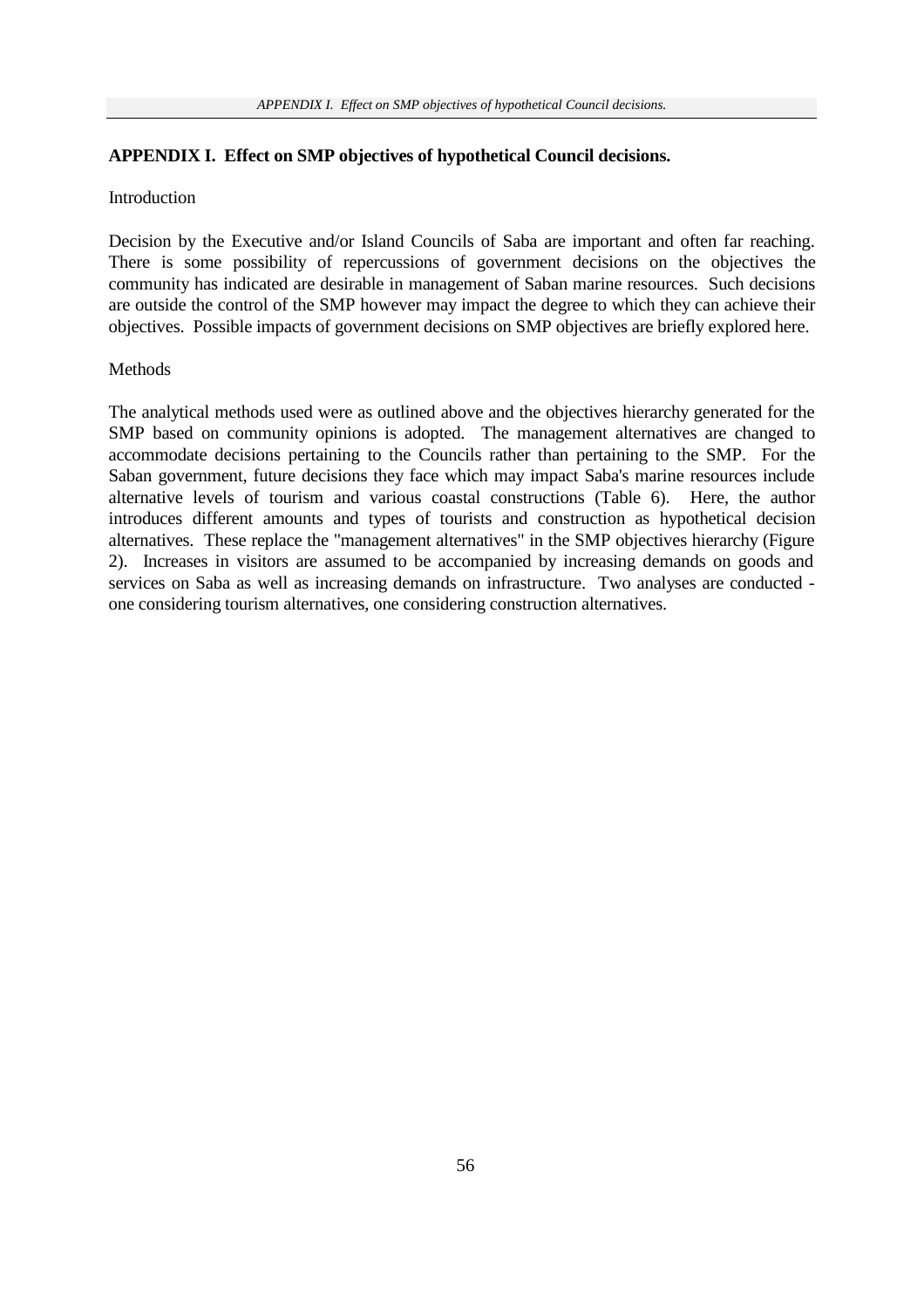## APPENDIX I. Effect on SMP objectives of hypothetical Council decisions.

Introduction

Decision by the Executive and/or Island Councils of Saba are important and often far reaching. There is some possibility of repercussions of government decisions on the objectives the community has indicated are desirable in management of Saban marine resources. Such decisions are outside the control of the SMP however may impact the degree to which they can achieve their objectives. Possible impacts of government decisions on SMP objectives are briefly explored here.

Methods

The analytical methods used were as outlined above and the objectives hierarchy generated for the SMP based on community opinions is adopted. The management alternatives are changed to accommodate decisions pertaining to the Councils rather than pertaining to the SMP. For the Saban government, future decisions they face which may impact Saba's marine resources include alternative levels of tourism and various coastal constructions (Table 6). Here, the author introduces different amounts and types of tourists and construction as hypothetical decision alternatives. These replace the "management alternatives" in the SMP objectives hierarchy (Figure 2). Increases in visitors are assumed to be accompanied by increasing demands on goods and services on Saba as well as increasing demands on infrastructure. Two analyses are conducted - one considering tourism alternatives, one considering construction alternatives.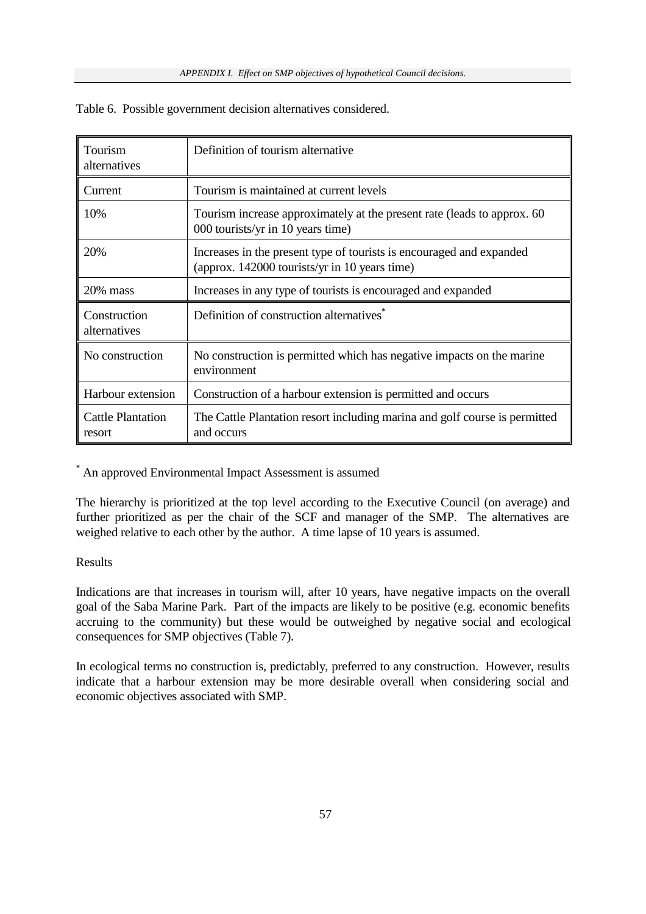Table 6. Possible government decision alternatives considered.

| Tourism alternatives | Definition of tourism alternative |
|---|---|
| Current | Tourism is maintained at current levels |
| 10% | Tourism increase approximately at the present rate (leads to approx. 60 000 tourists/yr in 10 years time) |
| 20% | Increases in the present type of tourists is encouraged and expanded (approx. 142000 tourists/yr in 10 years time) |
| 20% mass | Increases in any type of tourists is encouraged and expanded |
| **Construction alternatives** | **Definition of construction alternatives*** |
| No construction | No construction is permitted which has negative impacts on the marine environment |
| Harbour extension | Construction of a harbour extension is permitted and occurs |
| Cattle Plantation resort | The Cattle Plantation resort including marina and golf course is permitted and occurs |

\* An approved Environmental Impact Assessment is assumed

The hierarchy is prioritized at the top level according to the Executive Council (on average) and further prioritized as per the chair of the SCF and manager of the SMP. The alternatives are weighed relative to each other by the author. A time lapse of 10 years is assumed.

Results

Indications are that increases in tourism will, after 10 years, have negative impacts on the overall goal of the Saba Marine Park. Part of the impacts are likely to be positive (e.g. economic benefits accruing to the community) but these would be outweighed by negative social and ecological consequences for SMP objectives (Table 7).

In ecological terms no construction is, predictably, preferred to any construction. However, results indicate that a harbour extension may be more desirable overall when considering social and economic objectives associated with SMP.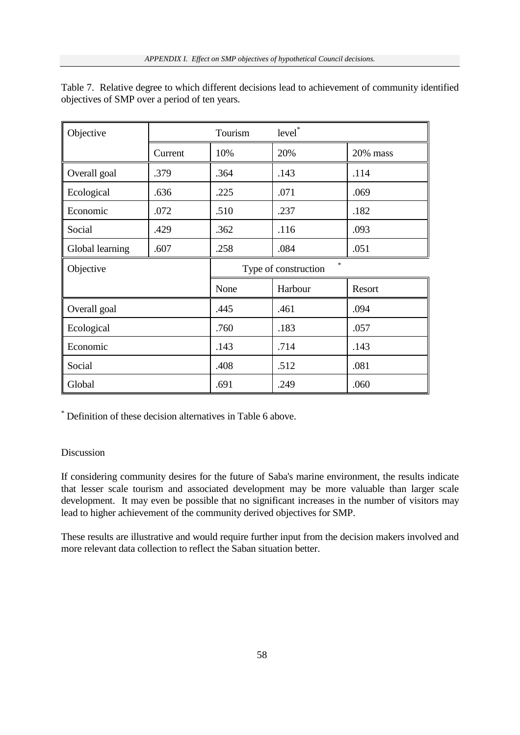Table 7. Relative degree to which different decisions lead to achievement of community identified objectives of SMP over a period of ten years.

| Objective | Tourism level* | | | |
|---|---|---|---|---|
| | Current | 10% | 20% | 20% mass |
| Overall goal | .379 | .364 | .143 | .114 |
| Ecological | .636 | .225 | .071 | .069 |
| Economic | .072 | .510 | .237 | .182 |
| Social | .429 | .362 | .116 | .093 |
| Global learning | .607 | .258 | .084 | .051 |
| **Objective** | | **Type of construction*** | | |
| | | None | Harbour | Resort |
| Overall goal | | .445 | .461 | .094 |
| Ecological | | .760 | .183 | .057 |
| Economic | | .143 | .714 | .143 |
| Social | | .408 | .512 | .081 |
| Global | | .691 | .249 | .060 |

* Definition of these decision alternatives in Table 6 above.

Discussion

If considering community desires for the future of Saba's marine environment, the results indicate that lesser scale tourism and associated development may be more valuable than larger scale development. It may even be possible that no significant increases in the number of visitors may lead to higher achievement of the community derived objectives for SMP.

These results are illustrative and would require further input from the decision makers involved and more relevant data collection to reflect the Saban situation better.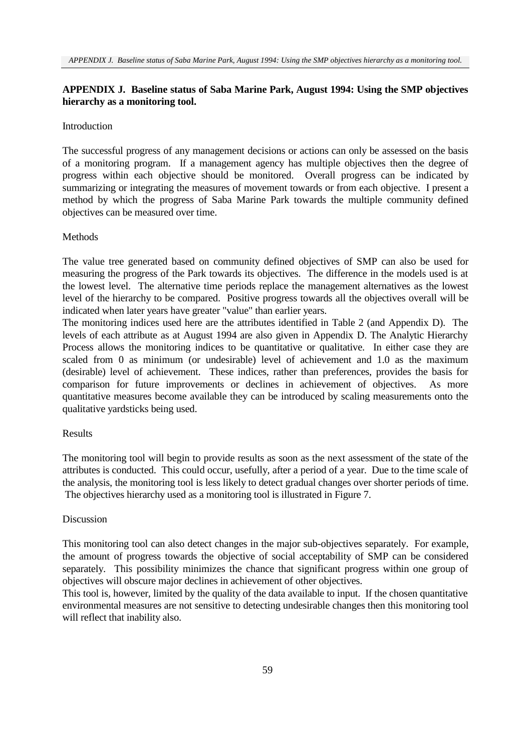## APPENDIX J. Baseline status of Saba Marine Park, August 1994: Using the SMP objectives hierarchy as a monitoring tool.

### Introduction

The successful progress of any management decisions or actions can only be assessed on the basis of a monitoring program. If a management agency has multiple objectives then the degree of progress within each objective should be monitored. Overall progress can be indicated by summarizing or integrating the measures of movement towards or from each objective. I present a method by which the progress of Saba Marine Park towards the multiple community defined objectives can be measured over time.

### Methods

The value tree generated based on community defined objectives of SMP can also be used for measuring the progress of the Park towards its objectives. The difference in the models used is at the lowest level. The alternative time periods replace the management alternatives as the lowest level of the hierarchy to be compared. Positive progress towards all the objectives overall will be indicated when later years have greater "value" than earlier years.

The monitoring indices used here are the attributes identified in Table 2 (and Appendix D). The levels of each attribute as at August 1994 are also given in Appendix D. The Analytic Hierarchy Process allows the monitoring indices to be quantitative or qualitative. In either case they are scaled from 0 as minimum (or undesirable) level of achievement and 1.0 as the maximum (desirable) level of achievement. These indices, rather than preferences, provides the basis for comparison for future improvements or declines in achievement of objectives. As more quantitative measures become available they can be introduced by scaling measurements onto the qualitative yardsticks being used.

### Results

The monitoring tool will begin to provide results as soon as the next assessment of the state of the attributes is conducted. This could occur, usefully, after a period of a year. Due to the time scale of the analysis, the monitoring tool is less likely to detect gradual changes over shorter periods of time. The objectives hierarchy used as a monitoring tool is illustrated in Figure 7.

### Discussion

This monitoring tool can also detect changes in the major sub-objectives separately. For example, the amount of progress towards the objective of social acceptability of SMP can be considered separately. This possibility minimizes the chance that significant progress within one group of objectives will obscure major declines in achievement of other objectives.

This tool is, however, limited by the quality of the data available to input. If the chosen quantitative environmental measures are not sensitive to detecting undesirable changes then this monitoring tool will reflect that inability also.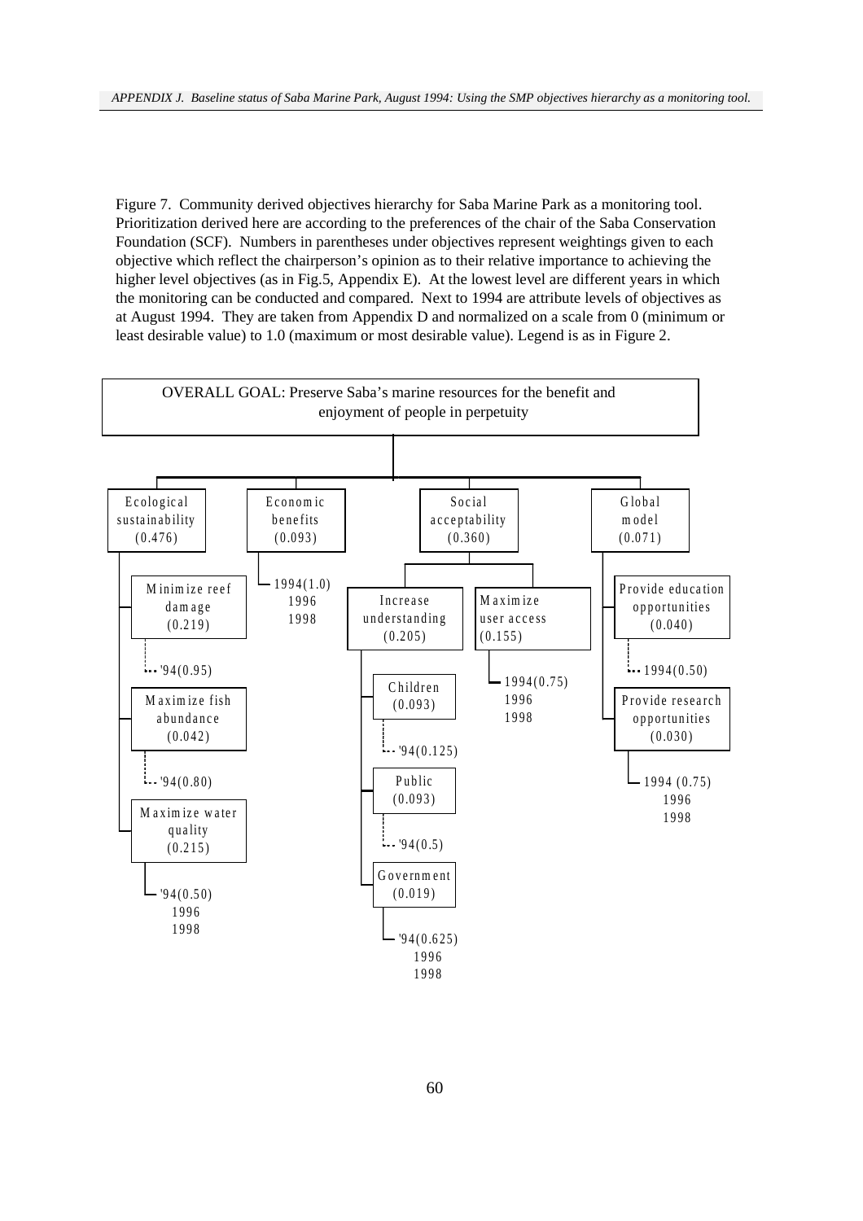Figure 7. Community derived objectives hierarchy for Saba Marine Park as a monitoring tool. Prioritization derived here are according to the preferences of the chair of the Saba Conservation Foundation (SCF). Numbers in parentheses under objectives represent weightings given to each objective which reflect the chairperson's opinion as to their relative importance to achieving the higher level objectives (as in Fig.5, Appendix E). At the lowest level are different years in which the monitoring can be conducted and compared. Next to 1994 are attribute levels of objectives as at August 1994. They are taken from Appendix D and normalized on a scale from 0 (minimum or least desirable value) to 1.0 (maximum or most desirable value). Legend is as in Figure 2.

OVERALL GOAL: Preserve Saba's marine resources for the benefit and enjoyment of people in perpetuity

Ecological sustainability (0.476)

Minimize reef damage (0.219)

'94(0.95)

Maximize fish abundance (0.042)

'94(0.80)

Maximize water quality (0.215)

'94(0.50)
1996
1998

Economic benefits (0.093)

1994(1.0)
1996
1998

Social acceptability (0.360)

Increase understanding (0.205)

Children (0.093)

'94(0.125)

Public (0.093)

'94(0.5)

Government (0.019)

'94(0.625)
1996
1998

Maximize user access (0.155)

1994(0.75)
1996
1998

Global model (0.071)

Provide education opportunities (0.040)

1994(0.50)

Provide research opportunities (0.030)

1994 (0.75)
1996
1998